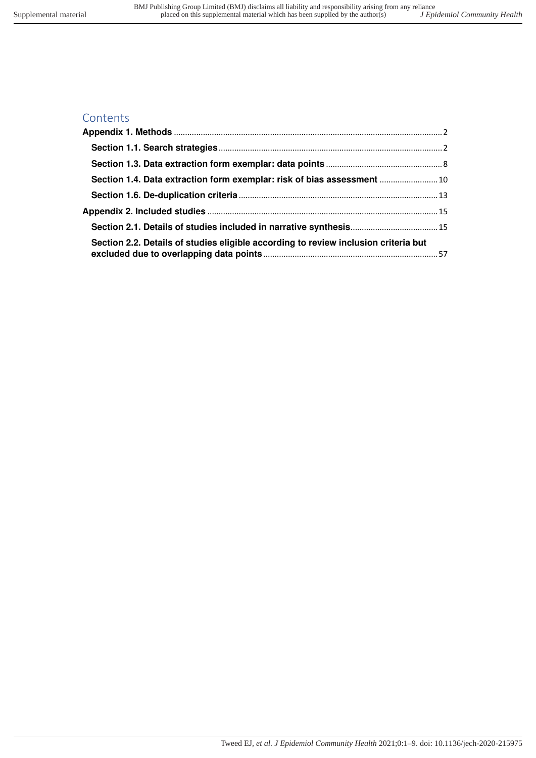# Contents

**Appendix 1. Methods** .......... 2

- **Section 1.1. Search strategies** .......... 2
- **Section 1.3. Data extraction form exemplar: data points** .......... 8
- **Section 1.4. Data extraction form exemplar: risk of bias assessment** .......... 10
- **Section 1.6. De-duplication criteria** .......... 13

**Appendix 2. Included studies** .......... 15

- **Section 2.1. Details of studies included in narrative synthesis** .......... 15
- **Section 2.2. Details of studies eligible according to review inclusion criteria but excluded due to overlapping data points** .......... 57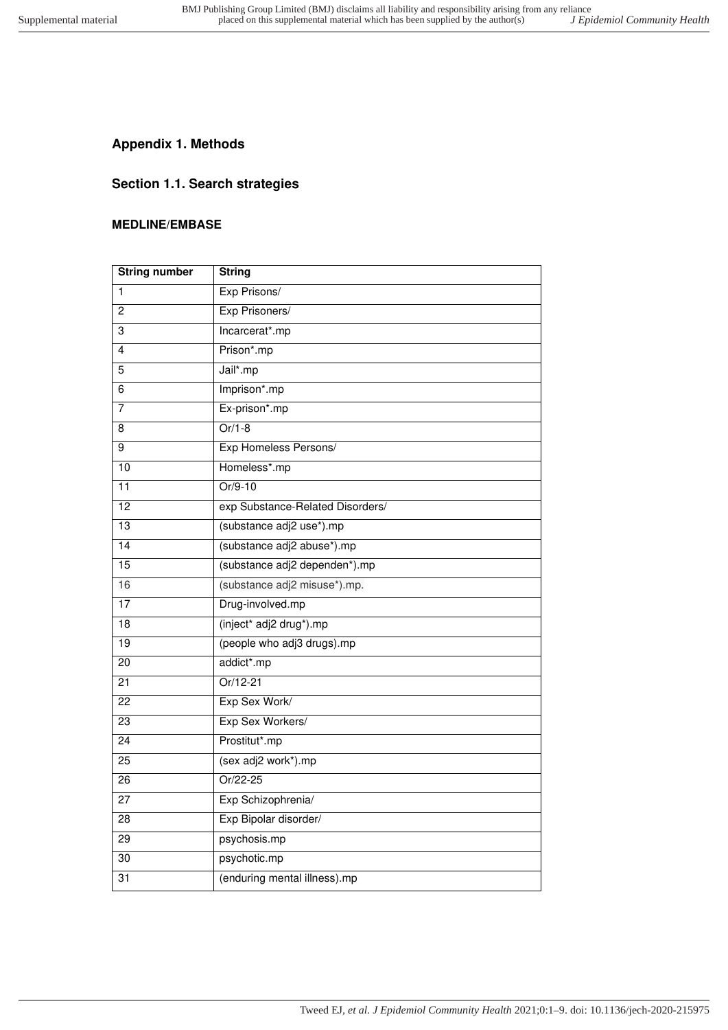## Appendix 1. Methods

### Section 1.1. Search strategies

#### MEDLINE/EMBASE

| String number | String |
|---|---|
| 1 | Exp Prisons/ |
| 2 | Exp Prisoners/ |
| 3 | Incarcerat*.mp |
| 4 | Prison*.mp |
| 5 | Jail*.mp |
| 6 | Imprison*.mp |
| 7 | Ex-prison*.mp |
| 8 | Or/1-8 |
| 9 | Exp Homeless Persons/ |
| 10 | Homeless*.mp |
| 11 | Or/9-10 |
| 12 | exp Substance-Related Disorders/ |
| 13 | (substance adj2 use*).mp |
| 14 | (substance adj2 abuse*).mp |
| 15 | (substance adj2 dependen*).mp |
| 16 | (substance adj2 misuse*).mp. |
| 17 | Drug-involved.mp |
| 18 | (inject* adj2 drug*).mp |
| 19 | (people who adj3 drugs).mp |
| 20 | addict*.mp |
| 21 | Or/12-21 |
| 22 | Exp Sex Work/ |
| 23 | Exp Sex Workers/ |
| 24 | Prostitut*.mp |
| 25 | (sex adj2 work*).mp |
| 26 | Or/22-25 |
| 27 | Exp Schizophrenia/ |
| 28 | Exp Bipolar disorder/ |
| 29 | psychosis.mp |
| 30 | psychotic.mp |
| 31 | (enduring mental illness).mp |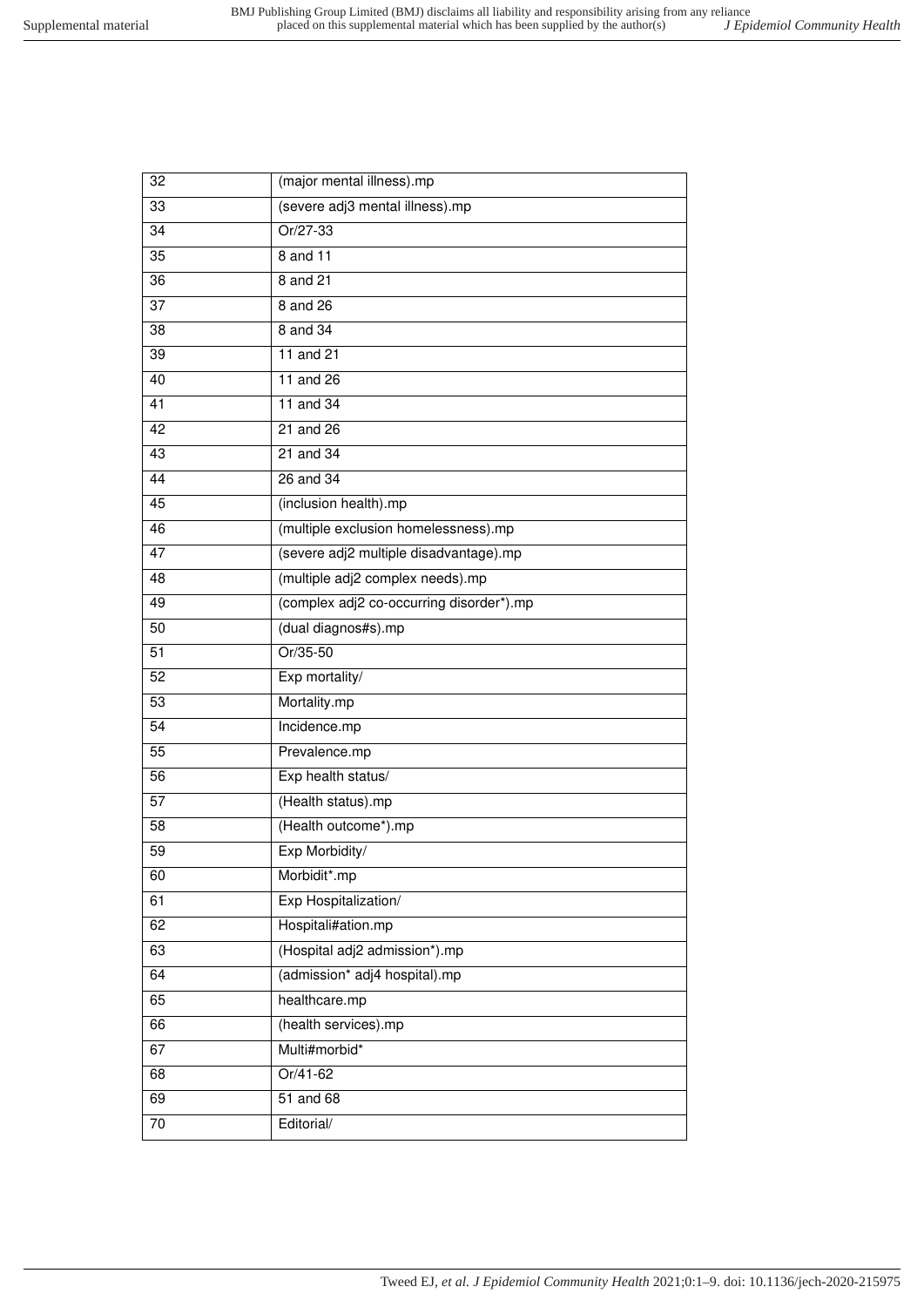| | |
|---|---|
| 32 | (major mental illness).mp |
| 33 | (severe adj3 mental illness).mp |
| 34 | Or/27-33 |
| 35 | 8 and 11 |
| 36 | 8 and 21 |
| 37 | 8 and 26 |
| 38 | 8 and 34 |
| 39 | 11 and 21 |
| 40 | 11 and 26 |
| 41 | 11 and 34 |
| 42 | 21 and 26 |
| 43 | 21 and 34 |
| 44 | 26 and 34 |
| 45 | (inclusion health).mp |
| 46 | (multiple exclusion homelessness).mp |
| 47 | (severe adj2 multiple disadvantage).mp |
| 48 | (multiple adj2 complex needs).mp |
| 49 | (complex adj2 co-occurring disorder*).mp |
| 50 | (dual diagnos#s).mp |
| 51 | Or/35-50 |
| 52 | Exp mortality/ |
| 53 | Mortality.mp |
| 54 | Incidence.mp |
| 55 | Prevalence.mp |
| 56 | Exp health status/ |
| 57 | (Health status).mp |
| 58 | (Health outcome*).mp |
| 59 | Exp Morbidity/ |
| 60 | Morbidit*.mp |
| 61 | Exp Hospitalization/ |
| 62 | Hospitali#ation.mp |
| 63 | (Hospital adj2 admission*).mp |
| 64 | (admission* adj4 hospital).mp |
| 65 | healthcare.mp |
| 66 | (health services).mp |
| 67 | Multi#morbid* |
| 68 | Or/41-62 |
| 69 | 51 and 68 |
| 70 | Editorial/ |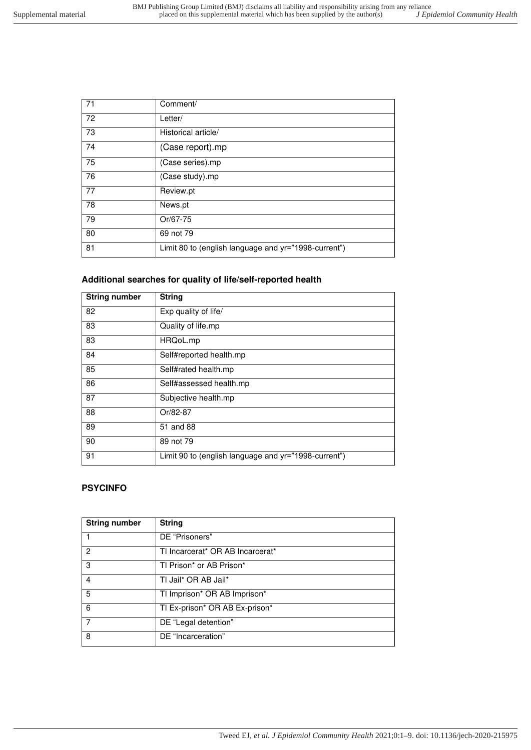| | |
|---|---|
| 71 | Comment/ |
| 72 | Letter/ |
| 73 | Historical article/ |
| 74 | (Case report).mp |
| 75 | (Case series).mp |
| 76 | (Case study).mp |
| 77 | Review.pt |
| 78 | News.pt |
| 79 | Or/67-75 |
| 80 | 69 not 79 |
| 81 | Limit 80 to (english language and yr="1998-current") |

### Additional searches for quality of life/self-reported health

| String number | String |
|---|---|
| 82 | Exp quality of life/ |
| 83 | Quality of life.mp |
| 83 | HRQoL.mp |
| 84 | Self#reported health.mp |
| 85 | Self#rated health.mp |
| 86 | Self#assessed health.mp |
| 87 | Subjective health.mp |
| 88 | Or/82-87 |
| 89 | 51 and 88 |
| 90 | 89 not 79 |
| 91 | Limit 90 to (english language and yr="1998-current") |

## PSYCINFO

| String number | String |
|---|---|
| 1 | DE "Prisoners" |
| 2 | TI Incarcerat* OR AB Incarcerat* |
| 3 | TI Prison* or AB Prison* |
| 4 | TI Jail* OR AB Jail* |
| 5 | TI Imprison* OR AB Imprison* |
| 6 | TI Ex-prison* OR AB Ex-prison* |
| 7 | DE "Legal detention" |
| 8 | DE "Incarceration" |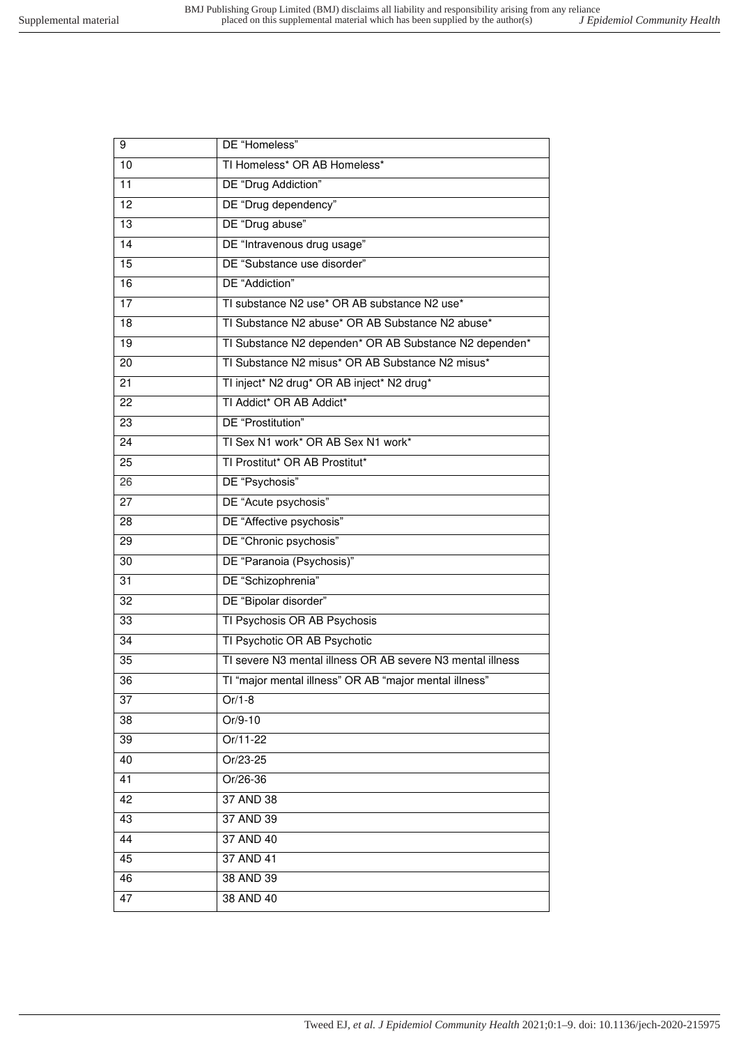| 9 | DE "Homeless" |
|---|---|
| 10 | TI Homeless* OR AB Homeless* |
| 11 | DE "Drug Addiction" |
| 12 | DE "Drug dependency" |
| 13 | DE "Drug abuse" |
| 14 | DE "Intravenous drug usage" |
| 15 | DE "Substance use disorder" |
| 16 | DE "Addiction" |
| 17 | TI substance N2 use* OR AB substance N2 use* |
| 18 | TI Substance N2 abuse* OR AB Substance N2 abuse* |
| 19 | TI Substance N2 dependen* OR AB Substance N2 dependen* |
| 20 | TI Substance N2 misus* OR AB Substance N2 misus* |
| 21 | TI inject* N2 drug* OR AB inject* N2 drug* |
| 22 | TI Addict* OR AB Addict* |
| 23 | DE "Prostitution" |
| 24 | TI Sex N1 work* OR AB Sex N1 work* |
| 25 | TI Prostitut* OR AB Prostitut* |
| 26 | DE "Psychosis" |
| 27 | DE "Acute psychosis" |
| 28 | DE "Affective psychosis" |
| 29 | DE "Chronic psychosis" |
| 30 | DE "Paranoia (Psychosis)" |
| 31 | DE "Schizophrenia" |
| 32 | DE "Bipolar disorder" |
| 33 | TI Psychosis OR AB Psychosis |
| 34 | TI Psychotic OR AB Psychotic |
| 35 | TI severe N3 mental illness OR AB severe N3 mental illness |
| 36 | TI "major mental illness" OR AB "major mental illness" |
| 37 | Or/1-8 |
| 38 | Or/9-10 |
| 39 | Or/11-22 |
| 40 | Or/23-25 |
| 41 | Or/26-36 |
| 42 | 37 AND 38 |
| 43 | 37 AND 39 |
| 44 | 37 AND 40 |
| 45 | 37 AND 41 |
| 46 | 38 AND 39 |
| 47 | 38 AND 40 |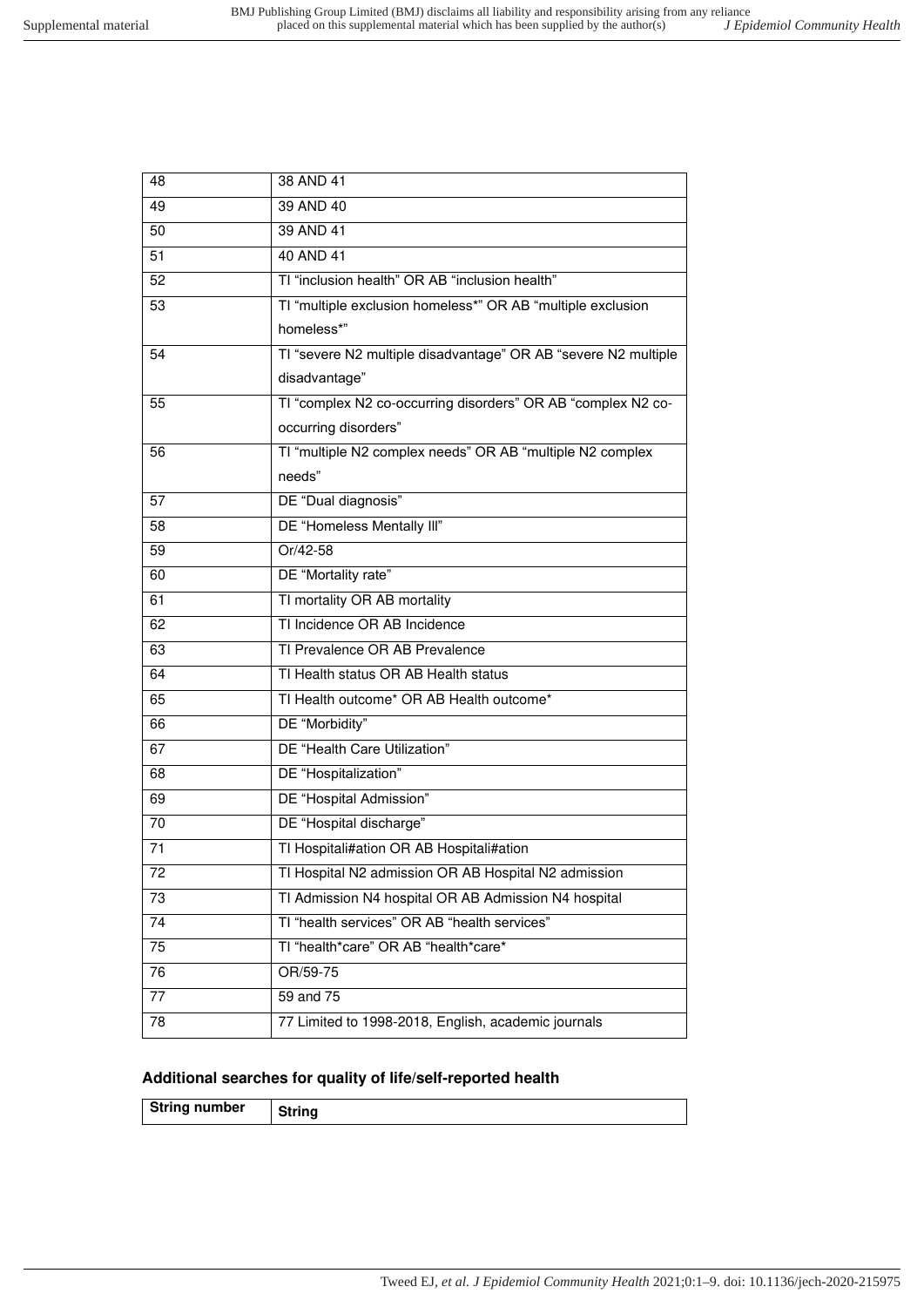| | |
|---|---|
| 48 | 38 AND 41 |
| 49 | 39 AND 40 |
| 50 | 39 AND 41 |
| 51 | 40 AND 41 |
| 52 | TI “inclusion health” OR AB “inclusion health” |
| 53 | TI “multiple exclusion homeless*” OR AB “multiple exclusion homeless*” |
| 54 | TI “severe N2 multiple disadvantage” OR AB “severe N2 multiple disadvantage” |
| 55 | TI “complex N2 co-occurring disorders” OR AB “complex N2 co-occurring disorders” |
| 56 | TI “multiple N2 complex needs” OR AB “multiple N2 complex needs” |
| 57 | DE “Dual diagnosis” |
| 58 | DE “Homeless Mentally Ill” |
| 59 | Or/42-58 |
| 60 | DE “Mortality rate” |
| 61 | TI mortality OR AB mortality |
| 62 | TI Incidence OR AB Incidence |
| 63 | TI Prevalence OR AB Prevalence |
| 64 | TI Health status OR AB Health status |
| 65 | TI Health outcome* OR AB Health outcome* |
| 66 | DE “Morbidity” |
| 67 | DE “Health Care Utilization” |
| 68 | DE “Hospitalization” |
| 69 | DE “Hospital Admission” |
| 70 | DE “Hospital discharge” |
| 71 | TI Hospitali#ation OR AB Hospitali#ation |
| 72 | TI Hospital N2 admission OR AB Hospital N2 admission |
| 73 | TI Admission N4 hospital OR AB Admission N4 hospital |
| 74 | TI “health services” OR AB “health services” |
| 75 | TI “health*care” OR AB “health*care* |
| 76 | OR/59-75 |
| 77 | 59 and 75 |
| 78 | 77 Limited to 1998-2018, English, academic journals |

### Additional searches for quality of life/self-reported health

| String number | String |
|---|---|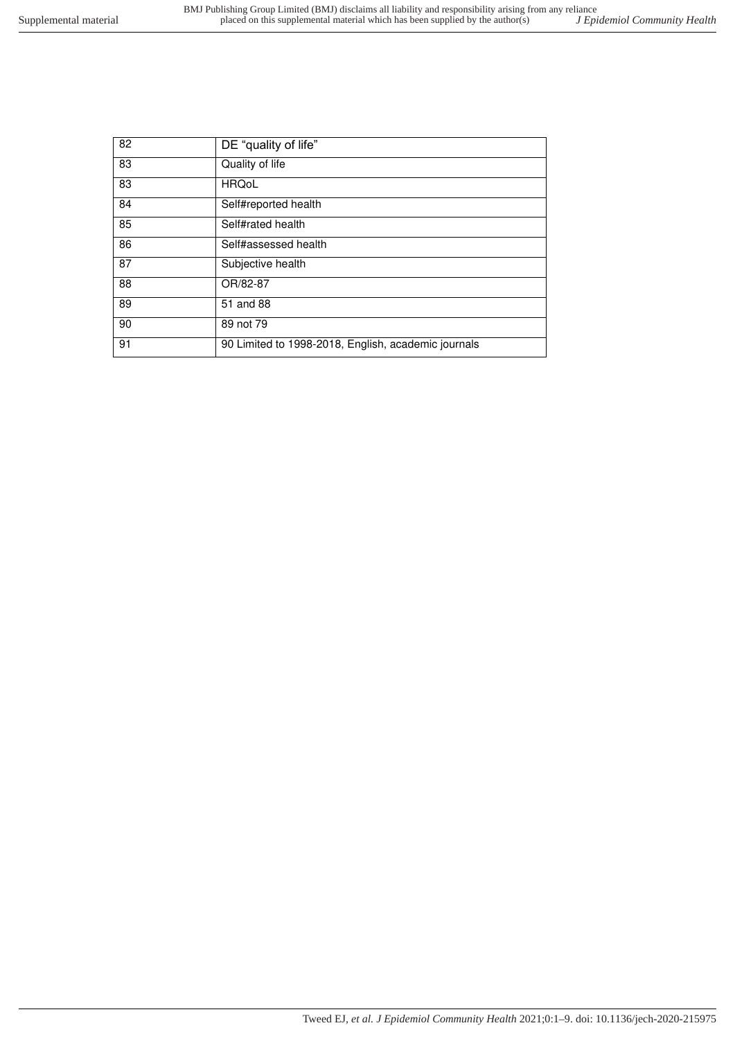| 82 | DE "quality of life" |
|---|---|
| 83 | Quality of life |
| 83 | HRQoL |
| 84 | Self#reported health |
| 85 | Self#rated health |
| 86 | Self#assessed health |
| 87 | Subjective health |
| 88 | OR/82-87 |
| 89 | 51 and 88 |
| 90 | 89 not 79 |
| 91 | 90 Limited to 1998-2018, English, academic journals |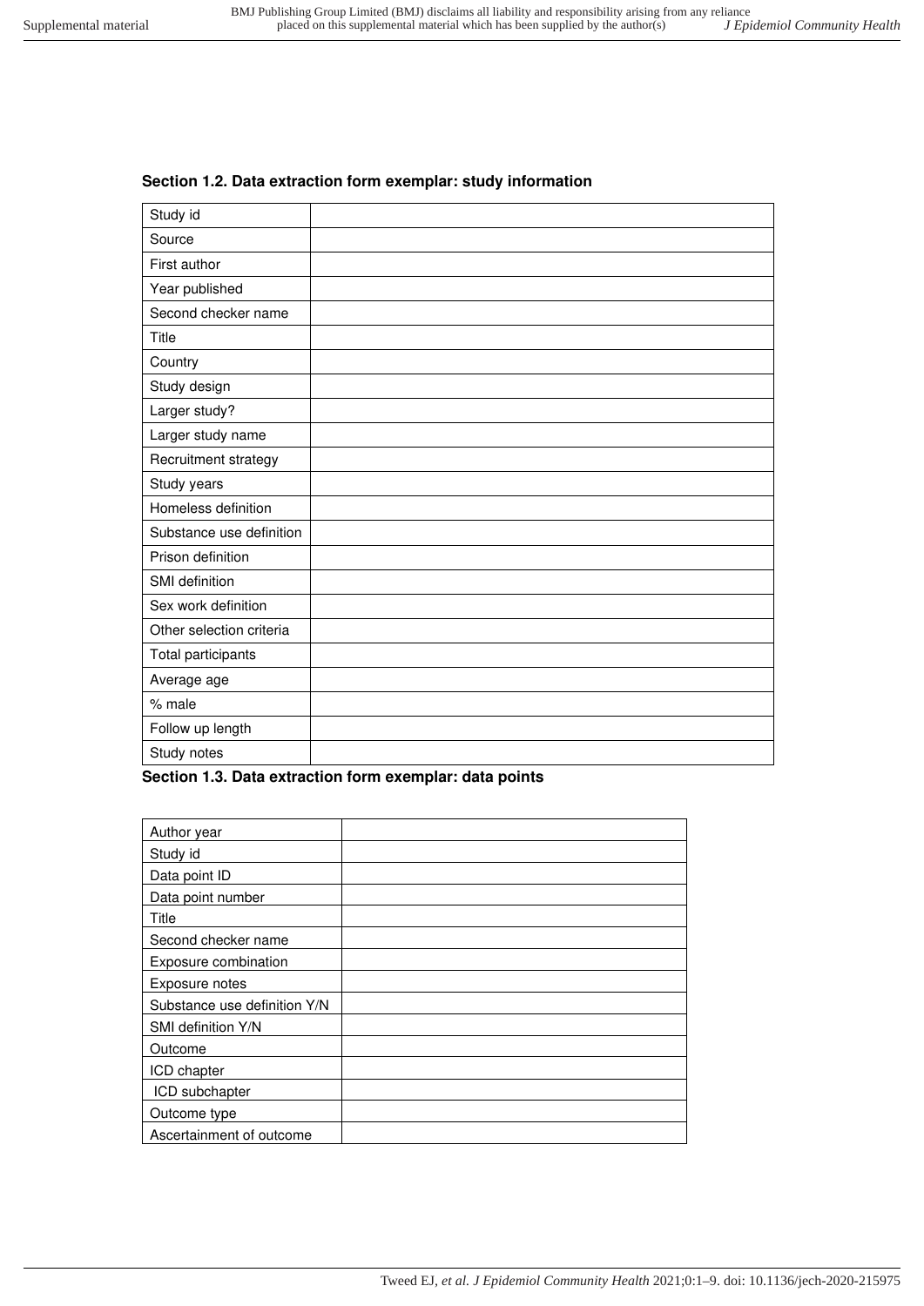### Section 1.2. Data extraction form exemplar: study information

| | |
|---|---|
| Study id | |
| Source | |
| First author | |
| Year published | |
| Second checker name | |
| Title | |
| Country | |
| Study design | |
| Larger study? | |
| Larger study name | |
| Recruitment strategy | |
| Study years | |
| Homeless definition | |
| Substance use definition | |
| Prison definition | |
| SMI definition | |
| Sex work definition | |
| Other selection criteria | |
| Total participants | |
| Average age | |
| % male | |
| Follow up length | |
| Study notes | |

### Section 1.3. Data extraction form exemplar: data points

| | |
|---|---|
| Author year | |
| Study id | |
| Data point ID | |
| Data point number | |
| Title | |
| Second checker name | |
| Exposure combination | |
| Exposure notes | |
| Substance use definition Y/N | |
| SMI definition Y/N | |
| Outcome | |
| ICD chapter | |
| ICD subchapter | |
| Outcome type | |
| Ascertainment of outcome | |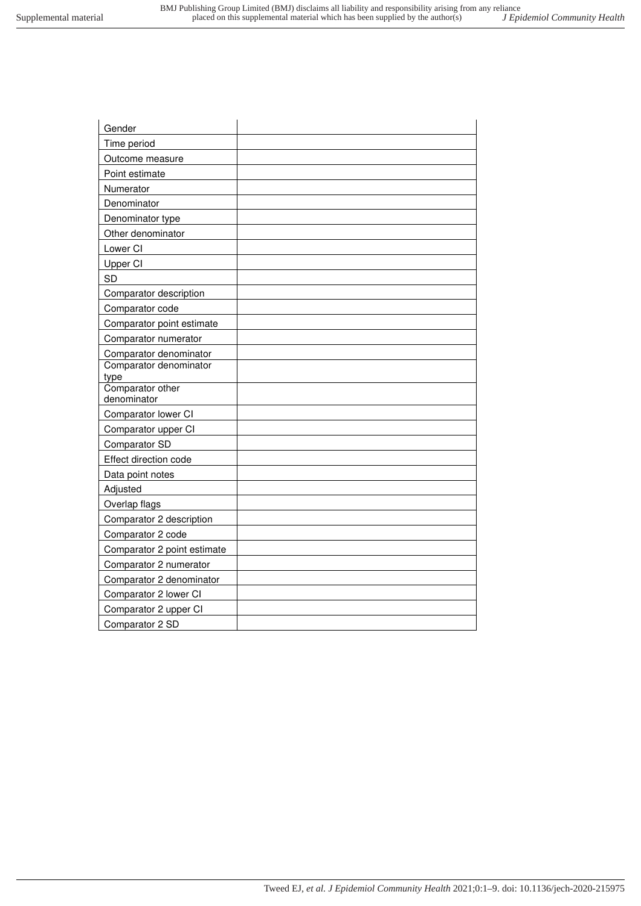| | |
|---|---|
| Gender | |
| Time period | |
| Outcome measure | |
| Point estimate | |
| Numerator | |
| Denominator | |
| Denominator type | |
| Other denominator | |
| Lower CI | |
| Upper CI | |
| SD | |
| Comparator description | |
| Comparator code | |
| Comparator point estimate | |
| Comparator numerator | |
| Comparator denominator | |
| Comparator denominator type | |
| Comparator other denominator | |
| Comparator lower CI | |
| Comparator upper CI | |
| Comparator SD | |
| Effect direction code | |
| Data point notes | |
| Adjusted | |
| Overlap flags | |
| Comparator 2 description | |
| Comparator 2 code | |
| Comparator 2 point estimate | |
| Comparator 2 numerator | |
| Comparator 2 denominator | |
| Comparator 2 lower CI | |
| Comparator 2 upper CI | |
| Comparator 2 SD | |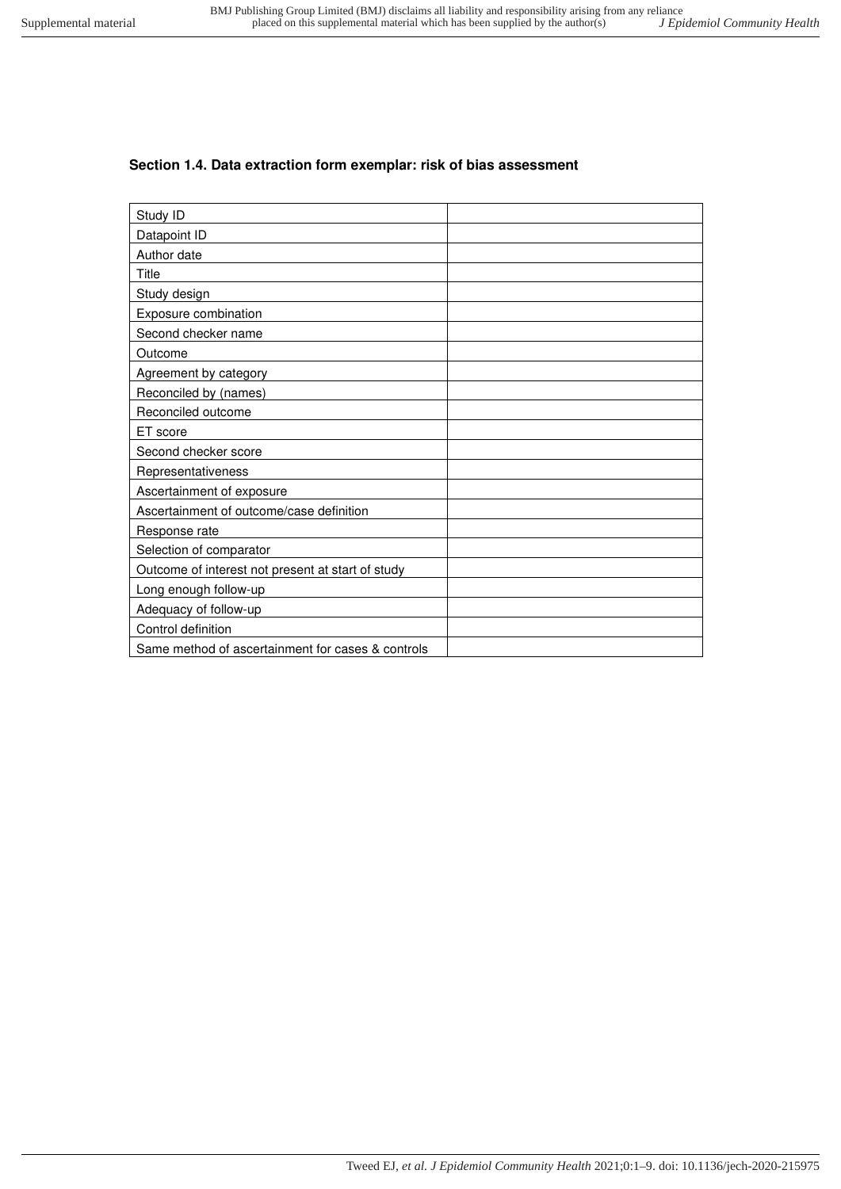### Section 1.4. Data extraction form exemplar: risk of bias assessment

| | |
|---|---|
| Study ID | |
| Datapoint ID | |
| Author date | |
| Title | |
| Study design | |
| Exposure combination | |
| Second checker name | |
| Outcome | |
| Agreement by category | |
| Reconciled by (names) | |
| Reconciled outcome | |
| ET score | |
| Second checker score | |
| Representativeness | |
| Ascertainment of exposure | |
| Ascertainment of outcome/case definition | |
| Response rate | |
| Selection of comparator | |
| Outcome of interest not present at start of study | |
| Long enough follow-up | |
| Adequacy of follow-up | |
| Control definition | |
| Same method of ascertainment for cases & controls | |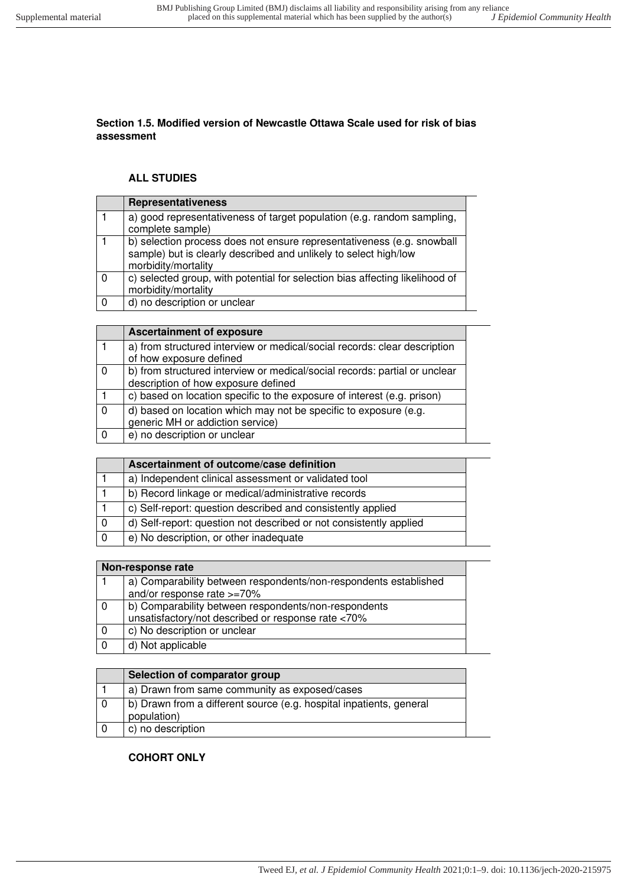**Section 1.5. Modified version of Newcastle Ottawa Scale used for risk of bias assessment**

**ALL STUDIES**

| | **Representativeness** | |
|---|---|---|
| 1 | a) good representativeness of target population (e.g. random sampling, complete sample) | |
| 1 | b) selection process does not ensure representativeness (e.g. snowball sample) but is clearly described and unlikely to select high/low morbidity/mortality | |
| 0 | c) selected group, with potential for selection bias affecting likelihood of morbidity/mortality | |
| 0 | d) no description or unclear | |

| | **Ascertainment of exposure** | |
|---|---|---|
| 1 | a) from structured interview or medical/social records: clear description of how exposure defined | |
| 0 | b) from structured interview or medical/social records: partial or unclear description of how exposure defined | |
| 1 | c) based on location specific to the exposure of interest (e.g. prison) | |
| 0 | d) based on location which may not be specific to exposure (e.g. generic MH or addiction service) | |
| 0 | e) no description or unclear | |

| | **Ascertainment of outcome/case definition** | |
|---|---|---|
| 1 | a) Independent clinical assessment or validated tool | |
| 1 | b) Record linkage or medical/administrative records | |
| 1 | c) Self-report: question described and consistently applied | |
| 0 | d) Self-report: question not described or not consistently applied | |
| 0 | e) No description, or other inadequate | |

| **Non-response rate** | | |
|---|---|---|
| 1 | a) Comparability between respondents/non-respondents established and/or response rate >=70% | |
| 0 | b) Comparability between respondents/non-respondents unsatisfactory/not described or response rate <70% | |
| 0 | c) No description or unclear | |
| 0 | d) Not applicable | |

| | **Selection of comparator group** | |
|---|---|---|
| 1 | a) Drawn from same community as exposed/cases | |
| 0 | b) Drawn from a different source (e.g. hospital inpatients, general population) | |
| 0 | c) no description | |

**COHORT ONLY**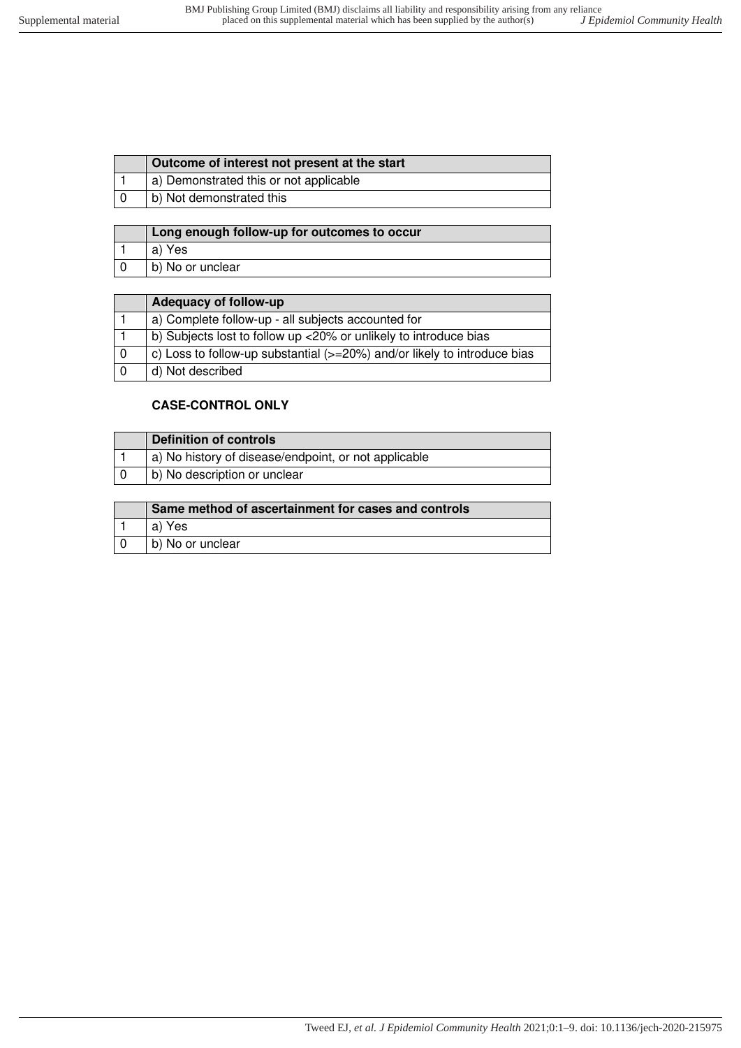| | Outcome of interest not present at the start |
|---|---|
| 1 | a) Demonstrated this or not applicable |
| 0 | b) Not demonstrated this |

| | Long enough follow-up for outcomes to occur |
|---|---|
| 1 | a) Yes |
| 0 | b) No or unclear |

| | Adequacy of follow-up |
|---|---|
| 1 | a) Complete follow-up - all subjects accounted for |
| 1 | b) Subjects lost to follow up <20% or unlikely to introduce bias |
| 0 | c) Loss to follow-up substantial (>=20%) and/or likely to introduce bias |
| 0 | d) Not described |

**CASE-CONTROL ONLY**

| | Definition of controls |
|---|---|
| 1 | a) No history of disease/endpoint, or not applicable |
| 0 | b) No description or unclear |

| | Same method of ascertainment for cases and controls |
|---|---|
| 1 | a) Yes |
| 0 | b) No or unclear |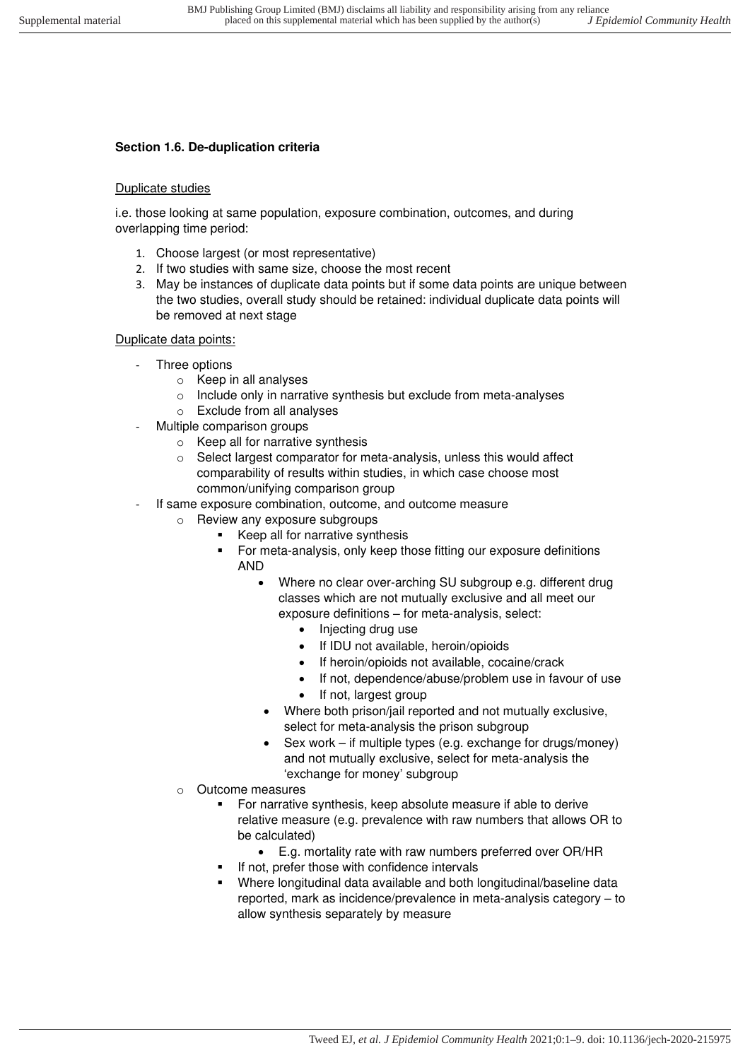**Section 1.6. De-duplication criteria**

Duplicate studies

i.e. those looking at same population, exposure combination, outcomes, and during overlapping time period:

1. Choose largest (or most representative)
2. If two studies with same size, choose the most recent
3. May be instances of duplicate data points but if some data points are unique between the two studies, overall study should be retained: individual duplicate data points will be removed at next stage

Duplicate data points:

- Three options
  - Keep in all analyses
  - Include only in narrative synthesis but exclude from meta-analyses
  - Exclude from all analyses
- Multiple comparison groups
  - Keep all for narrative synthesis
  - Select largest comparator for meta-analysis, unless this would affect comparability of results within studies, in which case choose most common/unifying comparison group
- If same exposure combination, outcome, and outcome measure
  - Review any exposure subgroups
    - Keep all for narrative synthesis
    - For meta-analysis, only keep those fitting our exposure definitions AND
      - Where no clear over-arching SU subgroup e.g. different drug classes which are not mutually exclusive and all meet our exposure definitions – for meta-analysis, select:
        - Injecting drug use
        - If IDU not available, heroin/opioids
        - If heroin/opioids not available, cocaine/crack
        - If not, dependence/abuse/problem use in favour of use
        - If not, largest group
      - Where both prison/jail reported and not mutually exclusive, select for meta-analysis the prison subgroup
      - Sex work – if multiple types (e.g. exchange for drugs/money) and not mutually exclusive, select for meta-analysis the 'exchange for money' subgroup
  - Outcome measures
    - For narrative synthesis, keep absolute measure if able to derive relative measure (e.g. prevalence with raw numbers that allows OR to be calculated)
      - E.g. mortality rate with raw numbers preferred over OR/HR
    - If not, prefer those with confidence intervals
    - Where longitudinal data available and both longitudinal/baseline data reported, mark as incidence/prevalence in meta-analysis category – to allow synthesis separately by measure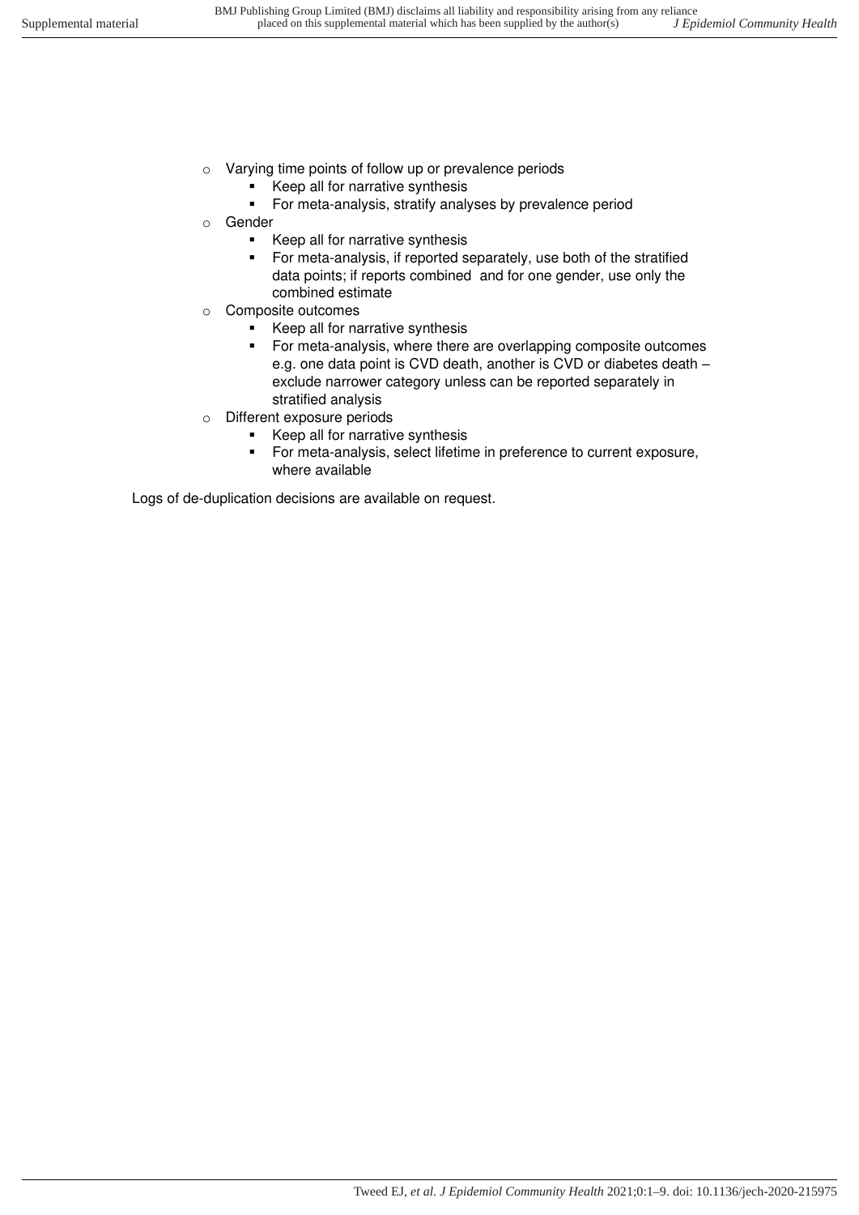- Varying time points of follow up or prevalence periods
    - Keep all for narrative synthesis
    - For meta-analysis, stratify analyses by prevalence period
- Gender
    - Keep all for narrative synthesis
    - For meta-analysis, if reported separately, use both of the stratified data points; if reports combined and for one gender, use only the combined estimate
- Composite outcomes
    - Keep all for narrative synthesis
    - For meta-analysis, where there are overlapping composite outcomes e.g. one data point is CVD death, another is CVD or diabetes death – exclude narrower category unless can be reported separately in stratified analysis
- Different exposure periods
    - Keep all for narrative synthesis
    - For meta-analysis, select lifetime in preference to current exposure, where available

Logs of de-duplication decisions are available on request.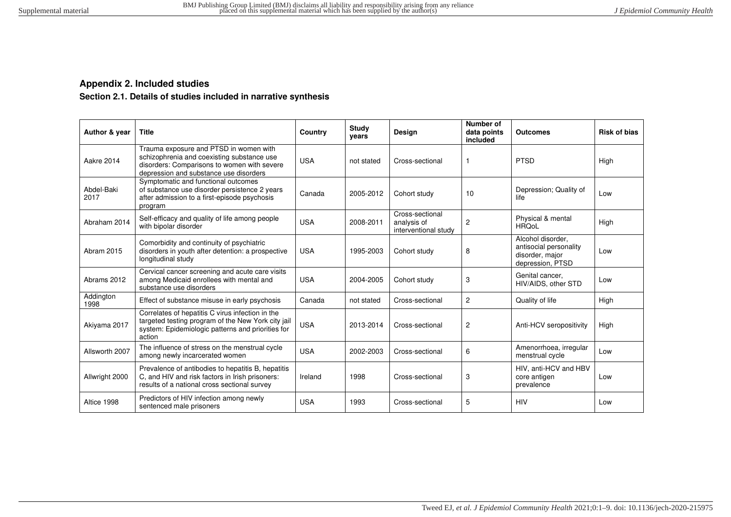## Appendix 2. Included studies

### Section 2.1. Details of studies included in narrative synthesis

| Author & year | Title | Country | Study years | Design | Number of data points included | Outcomes | Risk of bias |
|---|---|---|---|---|---|---|---|
| Aakre 2014 | Trauma exposure and PTSD in women with schizophrenia and coexisting substance use disorders: Comparisons to women with severe depression and substance use disorders | USA | not stated | Cross-sectional | 1 | PTSD | High |
| Abdel-Baki 2017 | Symptomatic and functional outcomes of substance use disorder persistence 2 years after admission to a first-episode psychosis program | Canada | 2005-2012 | Cohort study | 10 | Depression; Quality of life | Low |
| Abraham 2014 | Self-efficacy and quality of life among people with bipolar disorder | USA | 2008-2011 | Cross-sectional analysis of interventional study | 2 | Physical & mental HRQoL | High |
| Abram 2015 | Comorbidity and continuity of psychiatric disorders in youth after detention: a prospective longitudinal study | USA | 1995-2003 | Cohort study | 8 | Alcohol disorder, antisocial personality disorder, major depression, PTSD | Low |
| Abrams 2012 | Cervical cancer screening and acute care visits among Medicaid enrollees with mental and substance use disorders | USA | 2004-2005 | Cohort study | 3 | Genital cancer, HIV/AIDS, other STD | Low |
| Addington 1998 | Effect of substance misuse in early psychosis | Canada | not stated | Cross-sectional | 2 | Quality of life | High |
| Akiyama 2017 | Correlates of hepatitis C virus infection in the targeted testing program of the New York city jail system: Epidemiologic patterns and priorities for action | USA | 2013-2014 | Cross-sectional | 2 | Anti-HCV seropositivity | High |
| Allsworth 2007 | The influence of stress on the menstrual cycle among newly incarcerated women | USA | 2002-2003 | Cross-sectional | 6 | Amenorrhoea, irregular menstrual cycle | Low |
| Allwright 2000 | Prevalence of antibodies to hepatitis B, hepatitis C, and HIV and risk factors in Irish prisoners: results of a national cross sectional survey | Ireland | 1998 | Cross-sectional | 3 | HIV, anti-HCV and HBV core antigen prevalence | Low |
| Altice 1998 | Predictors of HIV infection among newly sentenced male prisoners | USA | 1993 | Cross-sectional | 5 | HIV | Low |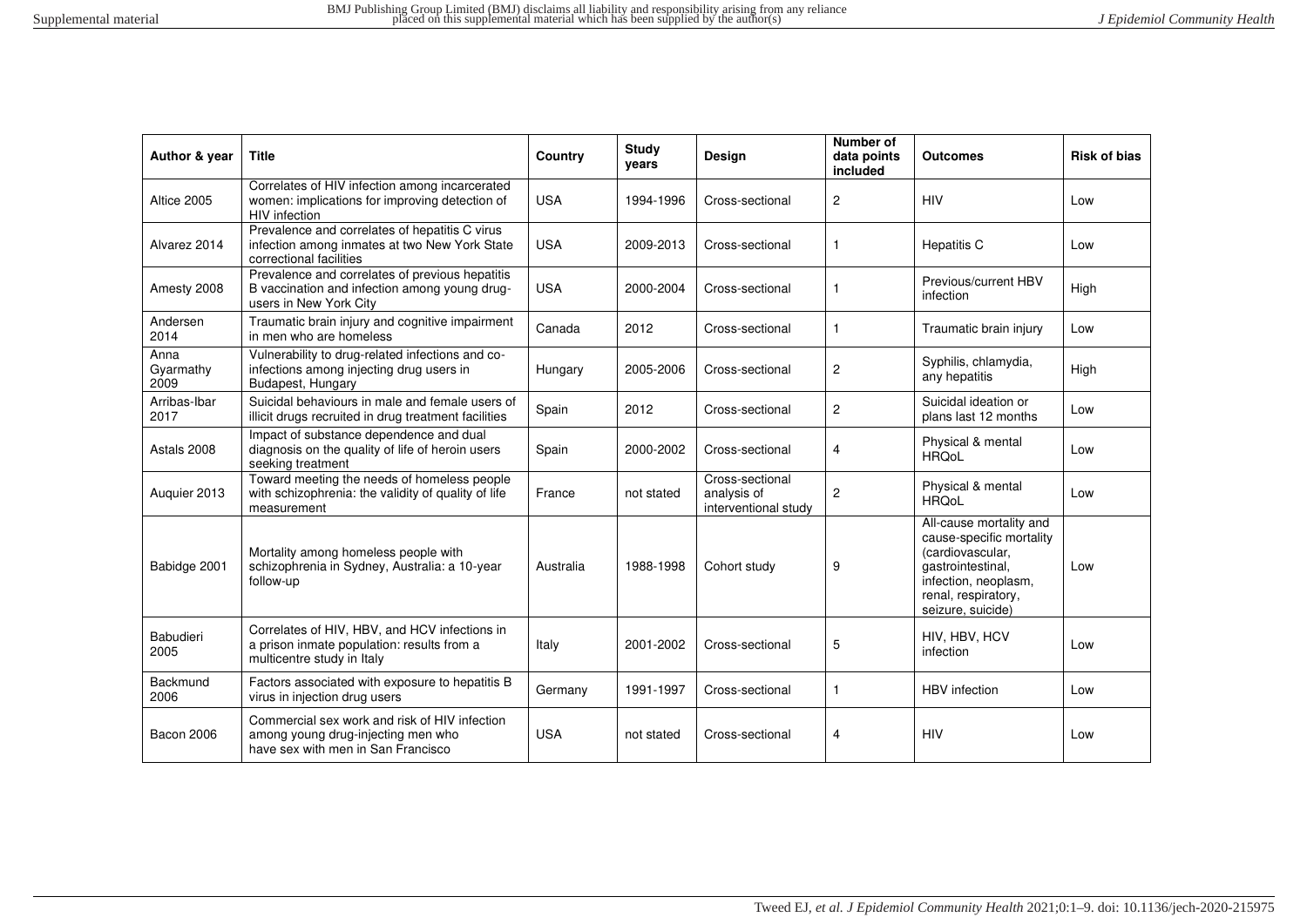| Author & year | Title | Country | Study years | Design | Number of data points included | Outcomes | Risk of bias |
|---|---|---|---|---|---|---|---|
| Altice 2005 | Correlates of HIV infection among incarcerated women: implications for improving detection of HIV infection | USA | 1994-1996 | Cross-sectional | 2 | HIV | Low |
| Alvarez 2014 | Prevalence and correlates of hepatitis C virus infection among inmates at two New York State correctional facilities | USA | 2009-2013 | Cross-sectional | 1 | Hepatitis C | Low |
| Amesty 2008 | Prevalence and correlates of previous hepatitis B vaccination and infection among young drug-users in New York City | USA | 2000-2004 | Cross-sectional | 1 | Previous/current HBV infection | High |
| Andersen 2014 | Traumatic brain injury and cognitive impairment in men who are homeless | Canada | 2012 | Cross-sectional | 1 | Traumatic brain injury | Low |
| Anna Gyarmathy 2009 | Vulnerability to drug-related infections and co-infections among injecting drug users in Budapest, Hungary | Hungary | 2005-2006 | Cross-sectional | 2 | Syphilis, chlamydia, any hepatitis | High |
| Arribas-Ibar 2017 | Suicidal behaviours in male and female users of illicit drugs recruited in drug treatment facilities | Spain | 2012 | Cross-sectional | 2 | Suicidal ideation or plans last 12 months | Low |
| Astals 2008 | Impact of substance dependence and dual diagnosis on the quality of life of heroin users seeking treatment | Spain | 2000-2002 | Cross-sectional | 4 | Physical & mental HRQoL | Low |
| Auquier 2013 | Toward meeting the needs of homeless people with schizophrenia: the validity of quality of life measurement | France | not stated | Cross-sectional analysis of interventional study | 2 | Physical & mental HRQoL | Low |
| Babidge 2001 | Mortality among homeless people with schizophrenia in Sydney, Australia: a 10-year follow-up | Australia | 1988-1998 | Cohort study | 9 | All-cause mortality and cause-specific mortality (cardiovascular, gastrointestinal, infection, neoplasm, renal, respiratory, seizure, suicide) | Low |
| Babudieri 2005 | Correlates of HIV, HBV, and HCV infections in a prison inmate population: results from a multicentre study in Italy | Italy | 2001-2002 | Cross-sectional | 5 | HIV, HBV, HCV infection | Low |
| Backmund 2006 | Factors associated with exposure to hepatitis B virus in injection drug users | Germany | 1991-1997 | Cross-sectional | 1 | HBV infection | Low |
| Bacon 2006 | Commercial sex work and risk of HIV infection among young drug-injecting men who have sex with men in San Francisco | USA | not stated | Cross-sectional | 4 | HIV | Low |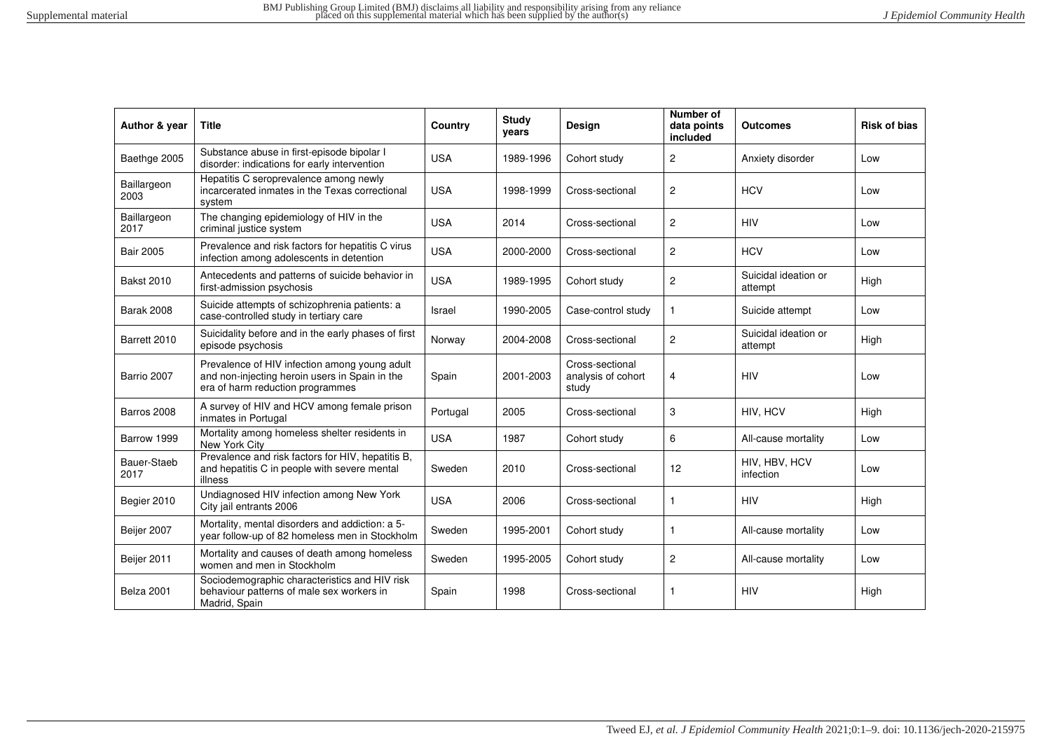| Author & year | Title | Country | Study years | Design | Number of data points included | Outcomes | Risk of bias |
|---|---|---|---|---|---|---|---|
| Baethge 2005 | Substance abuse in first-episode bipolar I disorder: indications for early intervention | USA | 1989-1996 | Cohort study | 2 | Anxiety disorder | Low |
| Baillargeon 2003 | Hepatitis C seroprevalence among newly incarcerated inmates in the Texas correctional system | USA | 1998-1999 | Cross-sectional | 2 | HCV | Low |
| Baillargeon 2017 | The changing epidemiology of HIV in the criminal justice system | USA | 2014 | Cross-sectional | 2 | HIV | Low |
| Bair 2005 | Prevalence and risk factors for hepatitis C virus infection among adolescents in detention | USA | 2000-2000 | Cross-sectional | 2 | HCV | Low |
| Bakst 2010 | Antecedents and patterns of suicide behavior in first-admission psychosis | USA | 1989-1995 | Cohort study | 2 | Suicidal ideation or attempt | High |
| Barak 2008 | Suicide attempts of schizophrenia patients: a case-controlled study in tertiary care | Israel | 1990-2005 | Case-control study | 1 | Suicide attempt | Low |
| Barrett 2010 | Suicidality before and in the early phases of first episode psychosis | Norway | 2004-2008 | Cross-sectional | 2 | Suicidal ideation or attempt | High |
| Barrio 2007 | Prevalence of HIV infection among young adult and non-injecting heroin users in Spain in the era of harm reduction programmes | Spain | 2001-2003 | Cross-sectional analysis of cohort study | 4 | HIV | Low |
| Barros 2008 | A survey of HIV and HCV among female prison inmates in Portugal | Portugal | 2005 | Cross-sectional | 3 | HIV, HCV | High |
| Barrow 1999 | Mortality among homeless shelter residents in New York City | USA | 1987 | Cohort study | 6 | All-cause mortality | Low |
| Bauer-Staeb 2017 | Prevalence and risk factors for HIV, hepatitis B, and hepatitis C in people with severe mental illness | Sweden | 2010 | Cross-sectional | 12 | HIV, HBV, HCV infection | Low |
| Begier 2010 | Undiagnosed HIV infection among New York City jail entrants 2006 | USA | 2006 | Cross-sectional | 1 | HIV | High |
| Beijer 2007 | Mortality, mental disorders and addiction: a 5-year follow-up of 82 homeless men in Stockholm | Sweden | 1995-2001 | Cohort study | 1 | All-cause mortality | Low |
| Beijer 2011 | Mortality and causes of death among homeless women and men in Stockholm | Sweden | 1995-2005 | Cohort study | 2 | All-cause mortality | Low |
| Belza 2001 | Sociodemographic characteristics and HIV risk behaviour patterns of male sex workers in Madrid, Spain | Spain | 1998 | Cross-sectional | 1 | HIV | High |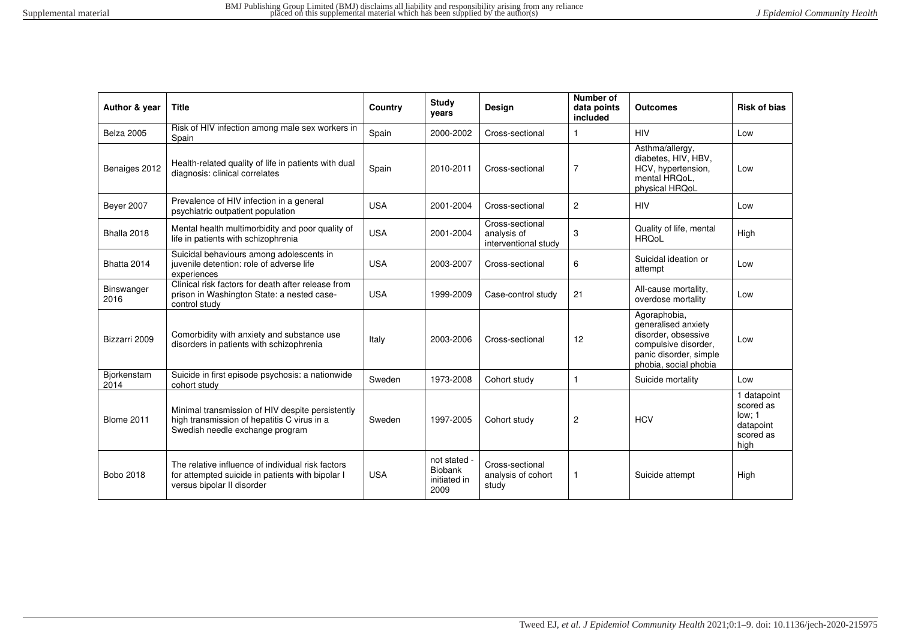| Author & year | Title | Country | Study years | Design | Number of data points included | Outcomes | Risk of bias |
|---|---|---|---|---|---|---|---|
| Belza 2005 | Risk of HIV infection among male sex workers in Spain | Spain | 2000-2002 | Cross-sectional | 1 | HIV | Low |
| Benaiges 2012 | Health-related quality of life in patients with dual diagnosis: clinical correlates | Spain | 2010-2011 | Cross-sectional | 7 | Asthma/allergy, diabetes, HIV, HBV, HCV, hypertension, mental HRQoL, physical HRQoL | Low |
| Beyer 2007 | Prevalence of HIV infection in a general psychiatric outpatient population | USA | 2001-2004 | Cross-sectional | 2 | HIV | Low |
| Bhalla 2018 | Mental health multimorbidity and poor quality of life in patients with schizophrenia | USA | 2001-2004 | Cross-sectional analysis of interventional study | 3 | Quality of life, mental HRQoL | High |
| Bhatta 2014 | Suicidal behaviours among adolescents in juvenile detention: role of adverse life experiences | USA | 2003-2007 | Cross-sectional | 6 | Suicidal ideation or attempt | Low |
| Binswanger 2016 | Clinical risk factors for death after release from prison in Washington State: a nested case-control study | USA | 1999-2009 | Case-control study | 21 | All-cause mortality, overdose mortality | Low |
| Bizzarri 2009 | Comorbidity with anxiety and substance use disorders in patients with schizophrenia | Italy | 2003-2006 | Cross-sectional | 12 | Agoraphobia, generalised anxiety disorder, obsessive compulsive disorder, panic disorder, simple phobia, social phobia | Low |
| Bjorkenstam 2014 | Suicide in first episode psychosis: a nationwide cohort study | Sweden | 1973-2008 | Cohort study | 1 | Suicide mortality | Low |
| Blome 2011 | Minimal transmission of HIV despite persistently high transmission of hepatitis C virus in a Swedish needle exchange program | Sweden | 1997-2005 | Cohort study | 2 | HCV | 1 datapoint scored as low; 1 datapoint scored as high |
| Bobo 2018 | The relative influence of individual risk factors for attempted suicide in patients with bipolar I versus bipolar II disorder | USA | not stated - Biobank initiated in 2009 | Cross-sectional analysis of cohort study | 1 | Suicide attempt | High |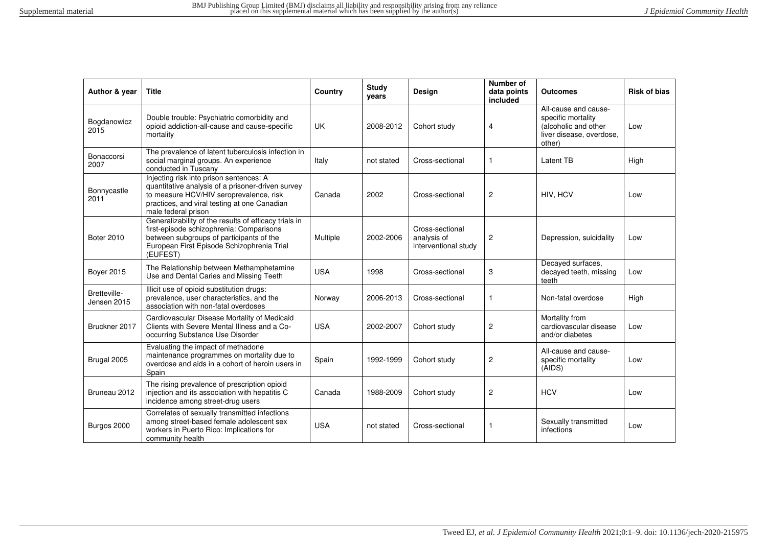| Author & year | Title | Country | Study years | Design | Number of data points included | Outcomes | Risk of bias |
|---|---|---|---|---|---|---|---|
| Bogdanowicz 2015 | Double trouble: Psychiatric comorbidity and opioid addiction-all-cause and cause-specific mortality | UK | 2008-2012 | Cohort study | 4 | All-cause and cause-specific mortality (alcoholic and other liver disease, overdose, other) | Low |
| Bonaccorsi 2007 | The prevalence of latent tuberculosis infection in social marginal groups. An experience conducted in Tuscany | Italy | not stated | Cross-sectional | 1 | Latent TB | High |
| Bonnycastle 2011 | Injecting risk into prison sentences: A quantitative analysis of a prisoner-driven survey to measure HCV/HIV seroprevalence, risk practices, and viral testing at one Canadian male federal prison | Canada | 2002 | Cross-sectional | 2 | HIV, HCV | Low |
| Boter 2010 | Generalizability of the results of efficacy trials in first-episode schizophrenia: Comparisons between subgroups of participants of the European First Episode Schizophrenia Trial (EUFEST) | Multiple | 2002-2006 | Cross-sectional analysis of interventional study | 2 | Depression, suicidality | Low |
| Boyer 2015 | The Relationship between Methamphetamine Use and Dental Caries and Missing Teeth | USA | 1998 | Cross-sectional | 3 | Decayed surfaces, decayed teeth, missing teeth | Low |
| Bretteville-Jensen 2015 | Illicit use of opioid substitution drugs: prevalence, user characteristics, and the association with non-fatal overdoses | Norway | 2006-2013 | Cross-sectional | 1 | Non-fatal overdose | High |
| Bruckner 2017 | Cardiovascular Disease Mortality of Medicaid Clients with Severe Mental Illness and a Co-occurring Substance Use Disorder | USA | 2002-2007 | Cohort study | 2 | Mortality from cardiovascular disease and/or diabetes | Low |
| Brugal 2005 | Evaluating the impact of methadone maintenance programmes on mortality due to overdose and aids in a cohort of heroin users in Spain | Spain | 1992-1999 | Cohort study | 2 | All-cause and cause-specific mortality (AIDS) | Low |
| Bruneau 2012 | The rising prevalence of prescription opioid injection and its association with hepatitis C incidence among street-drug users | Canada | 1988-2009 | Cohort study | 2 | HCV | Low |
| Burgos 2000 | Correlates of sexually transmitted infections among street-based female adolescent sex workers in Puerto Rico: Implications for community health | USA | not stated | Cross-sectional | 1 | Sexually transmitted infections | Low |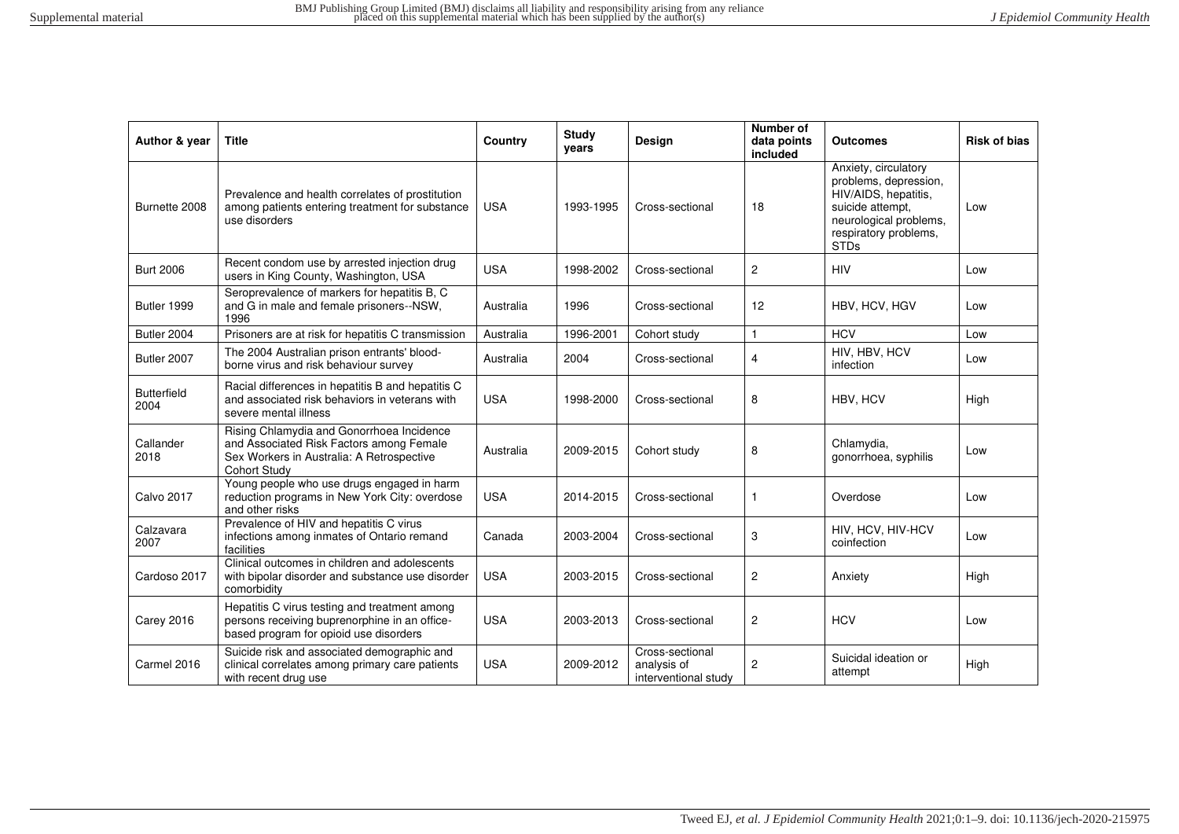| Author & year | Title | Country | Study years | Design | Number of data points included | Outcomes | Risk of bias |
|---|---|---|---|---|---|---|---|
| Burnette 2008 | Prevalence and health correlates of prostitution among patients entering treatment for substance use disorders | USA | 1993-1995 | Cross-sectional | 18 | Anxiety, circulatory problems, depression, HIV/AIDS, hepatitis, suicide attempt, neurological problems, respiratory problems, STDs | Low |
| Burt 2006 | Recent condom use by arrested injection drug users in King County, Washington, USA | USA | 1998-2002 | Cross-sectional | 2 | HIV | Low |
| Butler 1999 | Seroprevalence of markers for hepatitis B, C and G in male and female prisoners--NSW, 1996 | Australia | 1996 | Cross-sectional | 12 | HBV, HCV, HGV | Low |
| Butler 2004 | Prisoners are at risk for hepatitis C transmission | Australia | 1996-2001 | Cohort study | 1 | HCV | Low |
| Butler 2007 | The 2004 Australian prison entrants' blood-borne virus and risk behaviour survey | Australia | 2004 | Cross-sectional | 4 | HIV, HBV, HCV infection | Low |
| Butterfield 2004 | Racial differences in hepatitis B and hepatitis C and associated risk behaviors in veterans with severe mental illness | USA | 1998-2000 | Cross-sectional | 8 | HBV, HCV | High |
| Callander 2018 | Rising Chlamydia and Gonorrhoea Incidence and Associated Risk Factors among Female Sex Workers in Australia: A Retrospective Cohort Study | Australia | 2009-2015 | Cohort study | 8 | Chlamydia, gonorrhoea, syphilis | Low |
| Calvo 2017 | Young people who use drugs engaged in harm reduction programs in New York City: overdose and other risks | USA | 2014-2015 | Cross-sectional | 1 | Overdose | Low |
| Calzavara 2007 | Prevalence of HIV and hepatitis C virus infections among inmates of Ontario remand facilities | Canada | 2003-2004 | Cross-sectional | 3 | HIV, HCV, HIV-HCV coinfection | Low |
| Cardoso 2017 | Clinical outcomes in children and adolescents with bipolar disorder and substance use disorder comorbidity | USA | 2003-2015 | Cross-sectional | 2 | Anxiety | High |
| Carey 2016 | Hepatitis C virus testing and treatment among persons receiving buprenorphine in an office-based program for opioid use disorders | USA | 2003-2013 | Cross-sectional | 2 | HCV | Low |
| Carmel 2016 | Suicide risk and associated demographic and clinical correlates among primary care patients with recent drug use | USA | 2009-2012 | Cross-sectional analysis of interventional study | 2 | Suicidal ideation or attempt | High |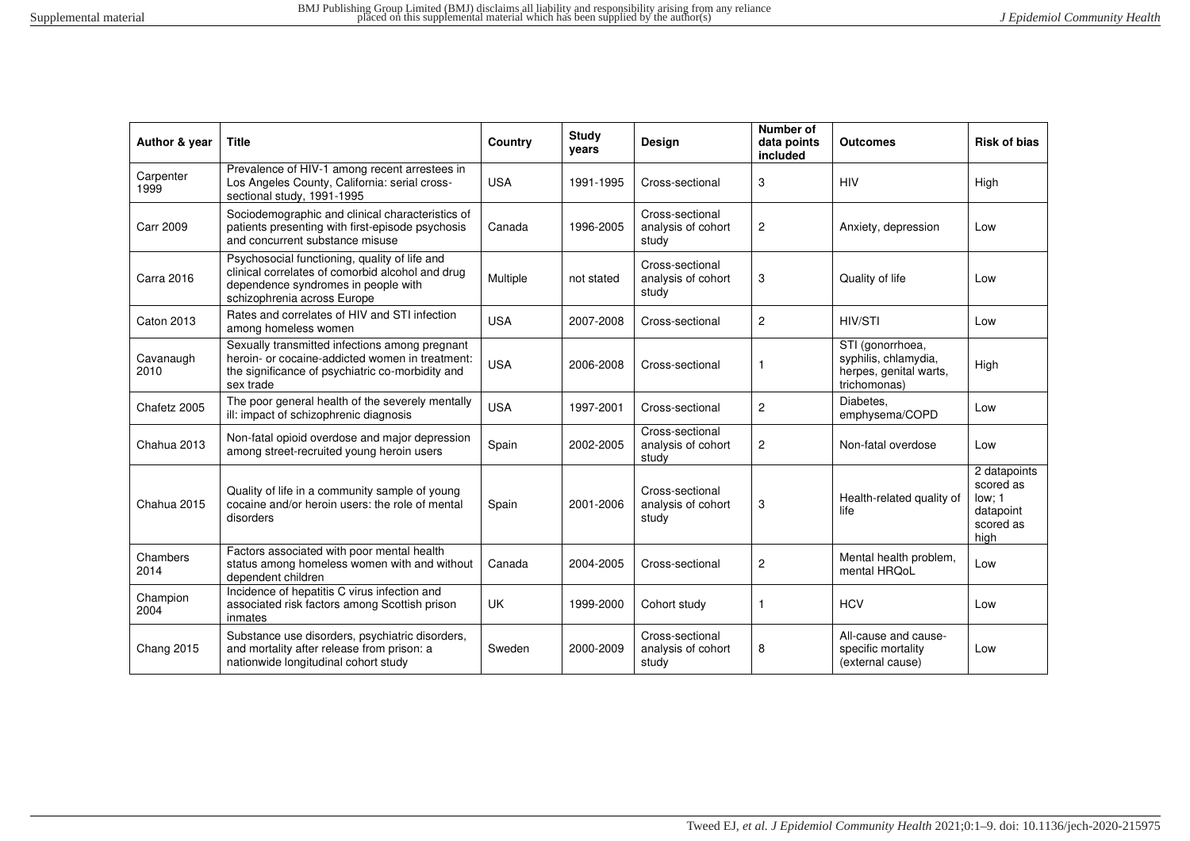| Author & year | Title | Country | Study years | Design | Number of data points included | Outcomes | Risk of bias |
|---|---|---|---|---|---|---|---|
| Carpenter 1999 | Prevalence of HIV-1 among recent arrestees in Los Angeles County, California: serial cross-sectional study, 1991-1995 | USA | 1991-1995 | Cross-sectional | 3 | HIV | High |
| Carr 2009 | Sociodemographic and clinical characteristics of patients presenting with first-episode psychosis and concurrent substance misuse | Canada | 1996-2005 | Cross-sectional analysis of cohort study | 2 | Anxiety, depression | Low |
| Carra 2016 | Psychosocial functioning, quality of life and clinical correlates of comorbid alcohol and drug dependence syndromes in people with schizophrenia across Europe | Multiple | not stated | Cross-sectional analysis of cohort study | 3 | Quality of life | Low |
| Caton 2013 | Rates and correlates of HIV and STI infection among homeless women | USA | 2007-2008 | Cross-sectional | 2 | HIV/STI | Low |
| Cavanaugh 2010 | Sexually transmitted infections among pregnant heroin- or cocaine-addicted women in treatment: the significance of psychiatric co-morbidity and sex trade | USA | 2006-2008 | Cross-sectional | 1 | STI (gonorrhoea, syphilis, chlamydia, herpes, genital warts, trichomonas) | High |
| Chafetz 2005 | The poor general health of the severely mentally ill: impact of schizophrenic diagnosis | USA | 1997-2001 | Cross-sectional | 2 | Diabetes, emphysema/COPD | Low |
| Chahua 2013 | Non-fatal opioid overdose and major depression among street-recruited young heroin users | Spain | 2002-2005 | Cross-sectional analysis of cohort study | 2 | Non-fatal overdose | Low |
| Chahua 2015 | Quality of life in a community sample of young cocaine and/or heroin users: the role of mental disorders | Spain | 2001-2006 | Cross-sectional analysis of cohort study | 3 | Health-related quality of life | 2 datapoints scored as low; 1 datapoint scored as high |
| Chambers 2014 | Factors associated with poor mental health status among homeless women with and without dependent children | Canada | 2004-2005 | Cross-sectional | 2 | Mental health problem, mental HRQoL | Low |
| Champion 2004 | Incidence of hepatitis C virus infection and associated risk factors among Scottish prison inmates | UK | 1999-2000 | Cohort study | 1 | HCV | Low |
| Chang 2015 | Substance use disorders, psychiatric disorders, and mortality after release from prison: a nationwide longitudinal cohort study | Sweden | 2000-2009 | Cross-sectional analysis of cohort study | 8 | All-cause and cause-specific mortality (external cause) | Low |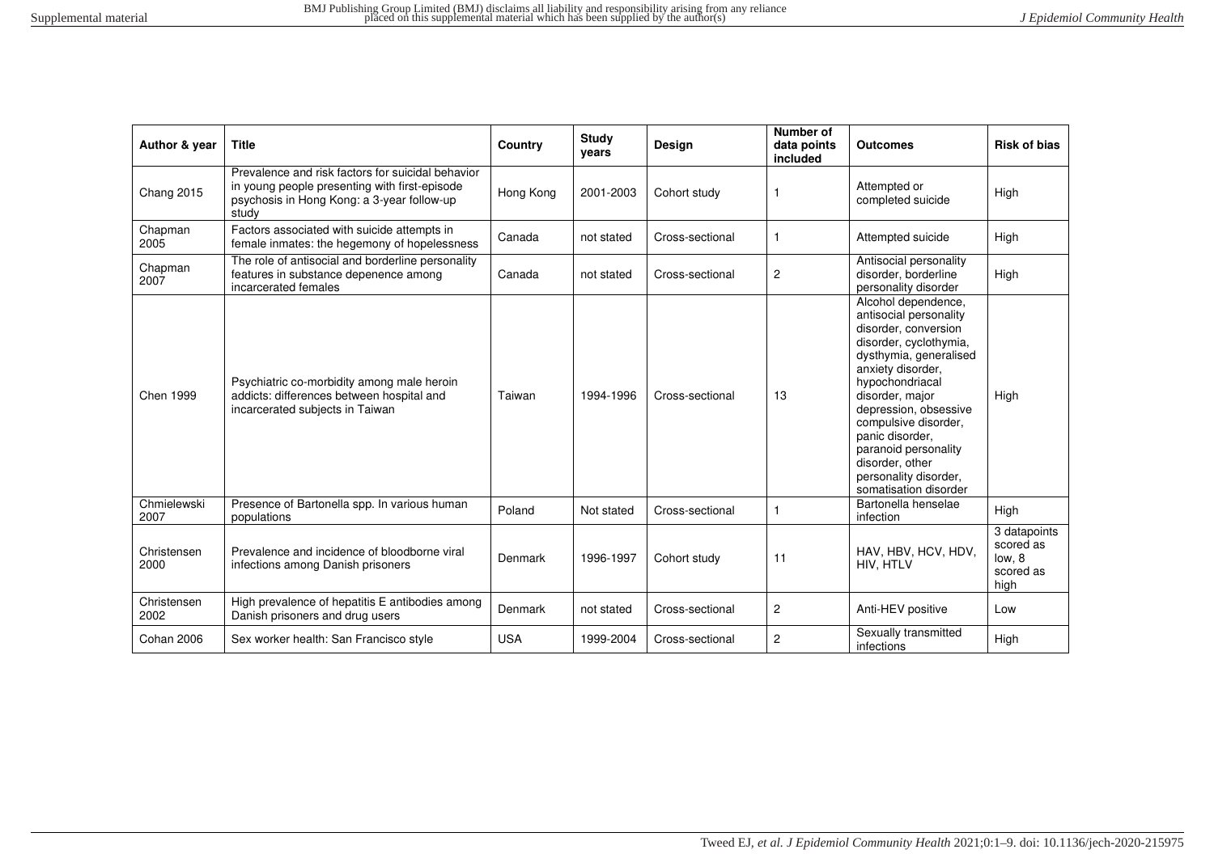| Author & year | Title | Country | Study years | Design | Number of data points included | Outcomes | Risk of bias |
|---|---|---|---|---|---|---|---|
| Chang 2015 | Prevalence and risk factors for suicidal behavior in young people presenting with first-episode psychosis in Hong Kong: a 3-year follow-up study | Hong Kong | 2001-2003 | Cohort study | 1 | Attempted or completed suicide | High |
| Chapman 2005 | Factors associated with suicide attempts in female inmates: the hegemony of hopelessness | Canada | not stated | Cross-sectional | 1 | Attempted suicide | High |
| Chapman 2007 | The role of antisocial and borderline personality features in substance depenence among incarcerated females | Canada | not stated | Cross-sectional | 2 | Antisocial personality disorder, borderline personality disorder | High |
| Chen 1999 | Psychiatric co-morbidity among male heroin addicts: differences between hospital and incarcerated subjects in Taiwan | Taiwan | 1994-1996 | Cross-sectional | 13 | Alcohol dependence, antisocial personality disorder, conversion disorder, cyclothymia, dysthymia, generalised anxiety disorder, hypochondriacal disorder, major depression, obsessive compulsive disorder, panic disorder, paranoid personality disorder, other personality disorder, somatisation disorder | High |
| Chmielewski 2007 | Presence of Bartonella spp. In various human populations | Poland | Not stated | Cross-sectional | 1 | Bartonella henselae infection | High |
| Christensen 2000 | Prevalence and incidence of bloodborne viral infections among Danish prisoners | Denmark | 1996-1997 | Cohort study | 11 | HAV, HBV, HCV, HDV, HIV, HTLV | 3 datapoints scored as low, 8 scored as high |
| Christensen 2002 | High prevalence of hepatitis E antibodies among Danish prisoners and drug users | Denmark | not stated | Cross-sectional | 2 | Anti-HEV positive | Low |
| Cohan 2006 | Sex worker health: San Francisco style | USA | 1999-2004 | Cross-sectional | 2 | Sexually transmitted infections | High |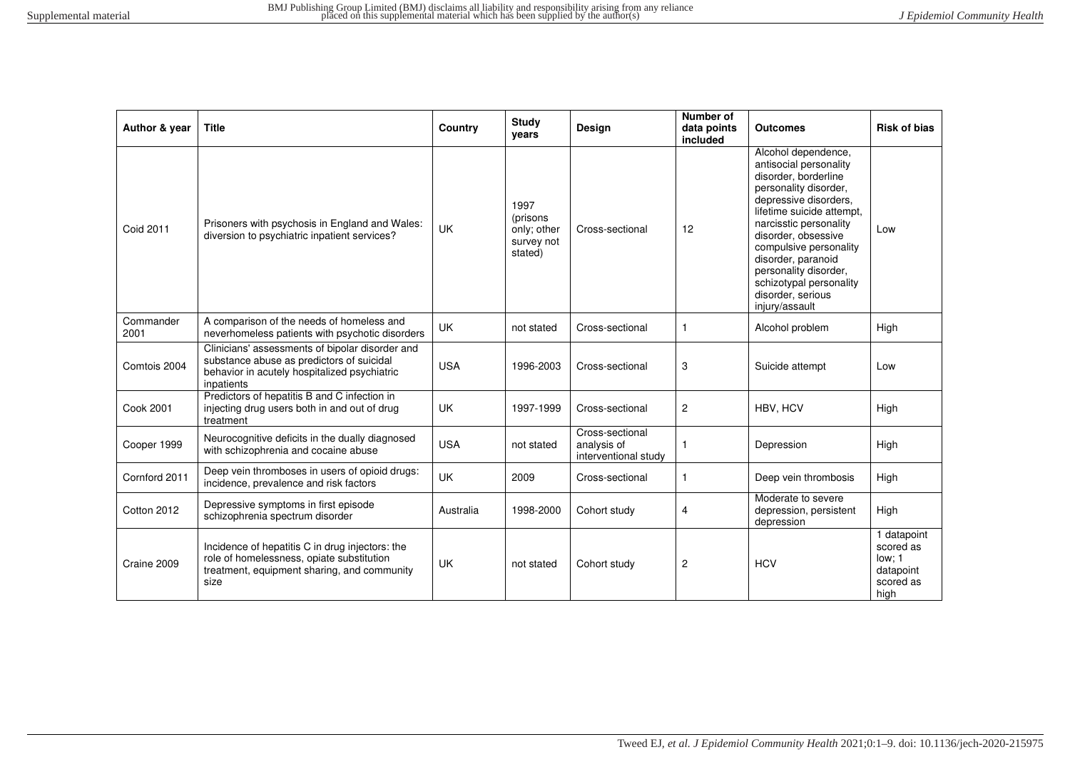| Author & year | Title | Country | Study years | Design | Number of data points included | Outcomes | Risk of bias |
|---|---|---|---|---|---|---|---|
| Coid 2011 | Prisoners with psychosis in England and Wales: diversion to psychiatric inpatient services? | UK | 1997 (prisons only; other survey not stated) | Cross-sectional | 12 | Alcohol dependence, antisocial personality disorder, borderline personality disorder, depressive disorders, lifetime suicide attempt, narcisstic personality disorder, obsessive compulsive personality disorder, paranoid personality disorder, schizotypal personality disorder, serious injury/assault | Low |
| Commander 2001 | A comparison of the needs of homeless and neverhomeless patients with psychotic disorders | UK | not stated | Cross-sectional | 1 | Alcohol problem | High |
| Comtois 2004 | Clinicians' assessments of bipolar disorder and substance abuse as predictors of suicidal behavior in acutely hospitalized psychiatric inpatients | USA | 1996-2003 | Cross-sectional | 3 | Suicide attempt | Low |
| Cook 2001 | Predictors of hepatitis B and C infection in injecting drug users both in and out of drug treatment | UK | 1997-1999 | Cross-sectional | 2 | HBV, HCV | High |
| Cooper 1999 | Neurocognitive deficits in the dually diagnosed with schizophrenia and cocaine abuse | USA | not stated | Cross-sectional analysis of interventional study | 1 | Depression | High |
| Cornford 2011 | Deep vein thromboses in users of opioid drugs: incidence, prevalence and risk factors | UK | 2009 | Cross-sectional | 1 | Deep vein thrombosis | High |
| Cotton 2012 | Depressive symptoms in first episode schizophrenia spectrum disorder | Australia | 1998-2000 | Cohort study | 4 | Moderate to severe depression, persistent depression | High |
| Craine 2009 | Incidence of hepatitis C in drug injectors: the role of homelessness, opiate substitution treatment, equipment sharing, and community size | UK | not stated | Cohort study | 2 | HCV | 1 datapoint scored as low; 1 datapoint scored as high |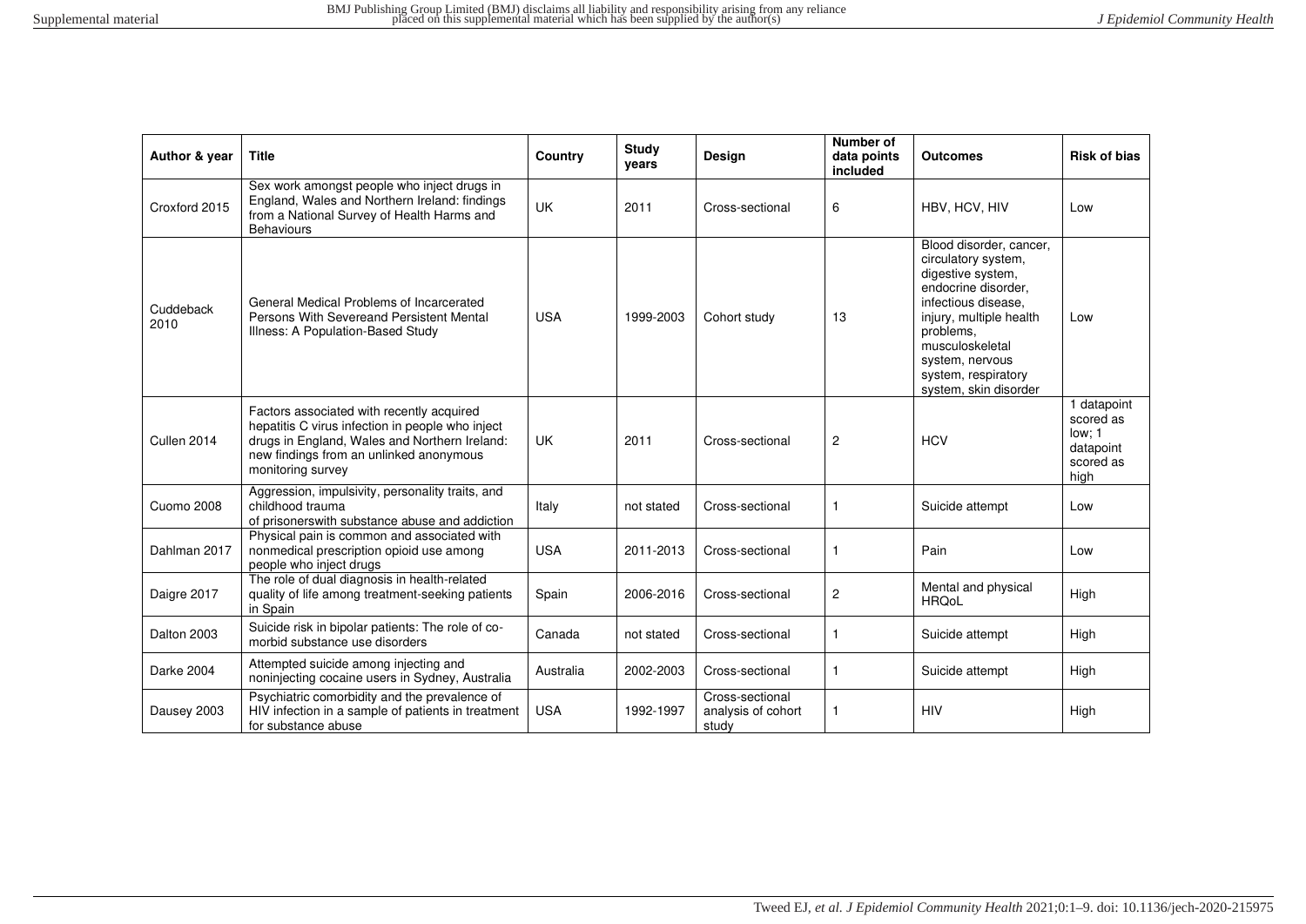| Author & year | Title | Country | Study years | Design | Number of data points included | Outcomes | Risk of bias |
|---|---|---|---|---|---|---|---|
| Croxford 2015 | Sex work amongst people who inject drugs in England, Wales and Northern Ireland: findings from a National Survey of Health Harms and Behaviours | UK | 2011 | Cross-sectional | 6 | HBV, HCV, HIV | Low |
| Cuddeback 2010 | General Medical Problems of Incarcerated Persons With Severeand Persistent Mental Illness: A Population-Based Study | USA | 1999-2003 | Cohort study | 13 | Blood disorder, cancer, circulatory system, digestive system, endocrine disorder, infectious disease, injury, multiple health problems, musculoskeletal system, nervous system, respiratory system, skin disorder | Low |
| Cullen 2014 | Factors associated with recently acquired hepatitis C virus infection in people who inject drugs in England, Wales and Northern Ireland: new findings from an unlinked anonymous monitoring survey | UK | 2011 | Cross-sectional | 2 | HCV | 1 datapoint scored as low; 1 datapoint scored as high |
| Cuomo 2008 | Aggression, impulsivity, personality traits, and childhood trauma of prisonerswith substance abuse and addiction | Italy | not stated | Cross-sectional | 1 | Suicide attempt | Low |
| Dahlman 2017 | Physical pain is common and associated with nonmedical prescription opioid use among people who inject drugs | USA | 2011-2013 | Cross-sectional | 1 | Pain | Low |
| Daigre 2017 | The role of dual diagnosis in health-related quality of life among treatment-seeking patients in Spain | Spain | 2006-2016 | Cross-sectional | 2 | Mental and physical HRQoL | High |
| Dalton 2003 | Suicide risk in bipolar patients: The role of co-morbid substance use disorders | Canada | not stated | Cross-sectional | 1 | Suicide attempt | High |
| Darke 2004 | Attempted suicide among injecting and noninjecting cocaine users in Sydney, Australia | Australia | 2002-2003 | Cross-sectional | 1 | Suicide attempt | High |
| Dausey 2003 | Psychiatric comorbidity and the prevalence of HIV infection in a sample of patients in treatment for substance abuse | USA | 1992-1997 | Cross-sectional analysis of cohort study | 1 | HIV | High |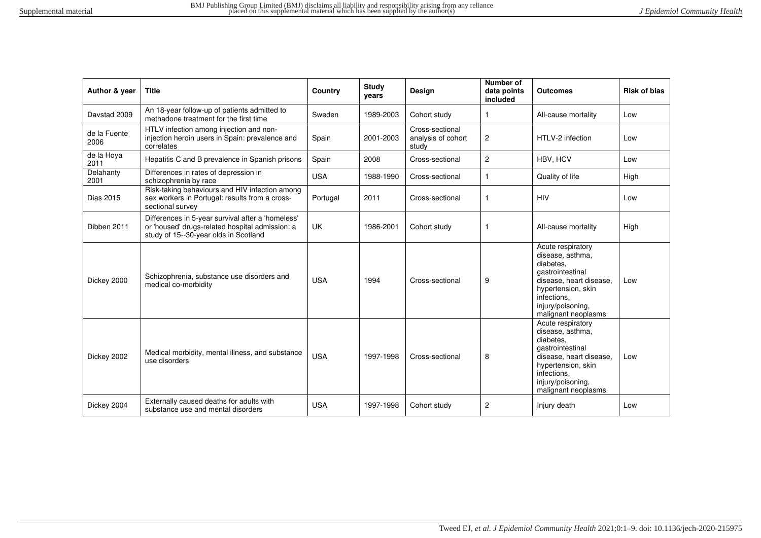| Author & year | Title | Country | Study years | Design | Number of data points included | Outcomes | Risk of bias |
|---|---|---|---|---|---|---|---|
| Davstad 2009 | An 18-year follow-up of patients admitted to methadone treatment for the first time | Sweden | 1989-2003 | Cohort study | 1 | All-cause mortality | Low |
| de la Fuente 2006 | HTLV infection among injection and non-injection heroin users in Spain: prevalence and correlates | Spain | 2001-2003 | Cross-sectional analysis of cohort study | 2 | HTLV-2 infection | Low |
| de la Hoya 2011 | Hepatitis C and B prevalence in Spanish prisons | Spain | 2008 | Cross-sectional | 2 | HBV, HCV | Low |
| Delahanty 2001 | Differences in rates of depression in schizophrenia by race | USA | 1988-1990 | Cross-sectional | 1 | Quality of life | High |
| Dias 2015 | Risk-taking behaviours and HIV infection among sex workers in Portugal: results from a cross-sectional survey | Portugal | 2011 | Cross-sectional | 1 | HIV | Low |
| Dibben 2011 | Differences in 5-year survival after a 'homeless' or 'housed' drugs-related hospital admission: a study of 15--30-year olds in Scotland | UK | 1986-2001 | Cohort study | 1 | All-cause mortality | High |
| Dickey 2000 | Schizophrenia, substance use disorders and medical co-morbidity | USA | 1994 | Cross-sectional | 9 | Acute respiratory disease, asthma, diabetes, gastrointestinal disease, heart disease, hypertension, skin infections, injury/poisoning, malignant neoplasms | Low |
| Dickey 2002 | Medical morbidity, mental illness, and substance use disorders | USA | 1997-1998 | Cross-sectional | 8 | Acute respiratory disease, asthma, diabetes, gastrointestinal disease, heart disease, hypertension, skin infections, injury/poisoning, malignant neoplasms | Low |
| Dickey 2004 | Externally caused deaths for adults with substance use and mental disorders | USA | 1997-1998 | Cohort study | 2 | Injury death | Low |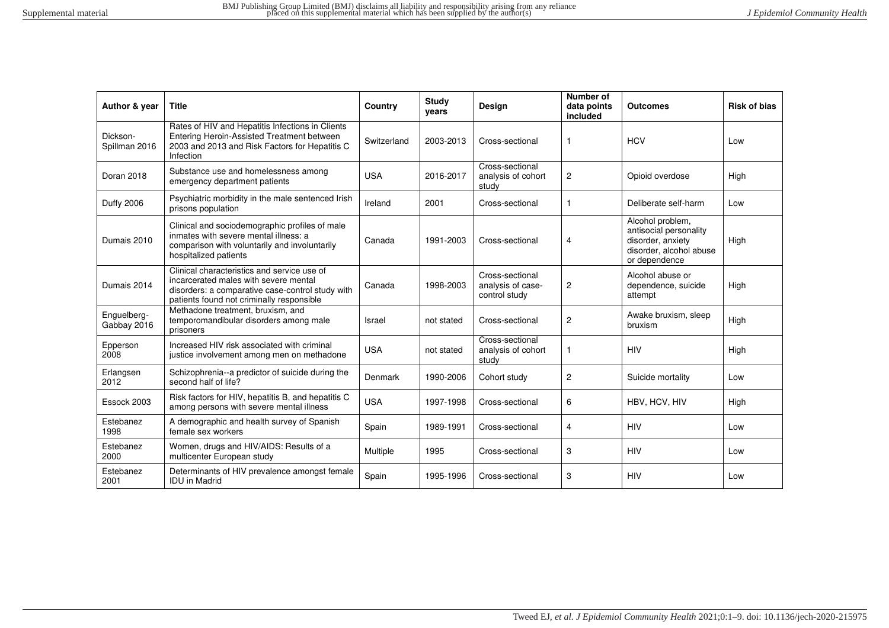| Author & year | Title | Country | Study years | Design | Number of data points included | Outcomes | Risk of bias |
|---|---|---|---|---|---|---|---|
| Dickson-Spillman 2016 | Rates of HIV and Hepatitis Infections in Clients Entering Heroin-Assisted Treatment between 2003 and 2013 and Risk Factors for Hepatitis C Infection | Switzerland | 2003-2013 | Cross-sectional | 1 | HCV | Low |
| Doran 2018 | Substance use and homelessness among emergency department patients | USA | 2016-2017 | Cross-sectional analysis of cohort study | 2 | Opioid overdose | High |
| Duffy 2006 | Psychiatric morbidity in the male sentenced Irish prisons population | Ireland | 2001 | Cross-sectional | 1 | Deliberate self-harm | Low |
| Dumais 2010 | Clinical and sociodemographic profiles of male inmates with severe mental illness: a comparison with voluntarily and involuntarily hospitalized patients | Canada | 1991-2003 | Cross-sectional | 4 | Alcohol problem, antisocial personality disorder, anxiety disorder, alcohol abuse or dependence | High |
| Dumais 2014 | Clinical characteristics and service use of incarcerated males with severe mental disorders: a comparative case-control study with patients found not criminally responsible | Canada | 1998-2003 | Cross-sectional analysis of case-control study | 2 | Alcohol abuse or dependence, suicide attempt | High |
| Enguelberg-Gabbay 2016 | Methadone treatment, bruxism, and temporomandibular disorders among male prisoners | Israel | not stated | Cross-sectional | 2 | Awake bruxism, sleep bruxism | High |
| Epperson 2008 | Increased HIV risk associated with criminal justice involvement among men on methadone | USA | not stated | Cross-sectional analysis of cohort study | 1 | HIV | High |
| Erlangsen 2012 | Schizophrenia--a predictor of suicide during the second half of life? | Denmark | 1990-2006 | Cohort study | 2 | Suicide mortality | Low |
| Essock 2003 | Risk factors for HIV, hepatitis B, and hepatitis C among persons with severe mental illness | USA | 1997-1998 | Cross-sectional | 6 | HBV, HCV, HIV | High |
| Estebanez 1998 | A demographic and health survey of Spanish female sex workers | Spain | 1989-1991 | Cross-sectional | 4 | HIV | Low |
| Estebanez 2000 | Women, drugs and HIV/AIDS: Results of a multicenter European study | Multiple | 1995 | Cross-sectional | 3 | HIV | Low |
| Estebanez 2001 | Determinants of HIV prevalence amongst female IDU in Madrid | Spain | 1995-1996 | Cross-sectional | 3 | HIV | Low |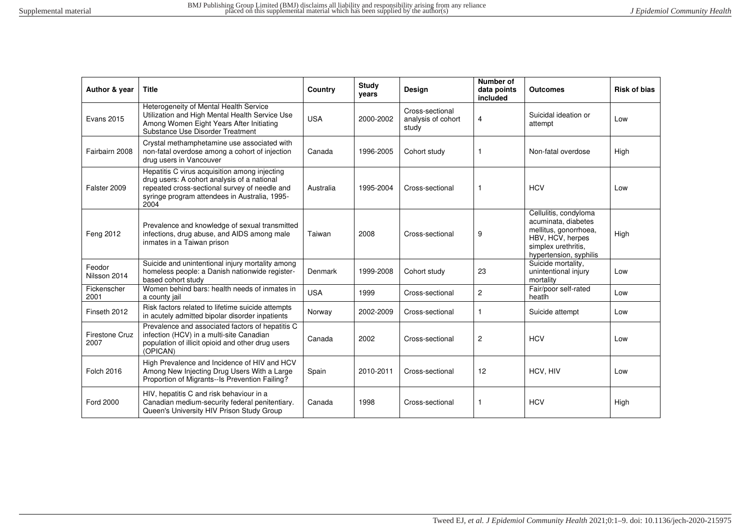| Author & year | Title | Country | Study years | Design | Number of data points included | Outcomes | Risk of bias |
|---|---|---|---|---|---|---|---|
| Evans 2015 | Heterogeneity of Mental Health Service Utilization and High Mental Health Service Use Among Women Eight Years After Initiating Substance Use Disorder Treatment | USA | 2000-2002 | Cross-sectional analysis of cohort study | 4 | Suicidal ideation or attempt | Low |
| Fairbairn 2008 | Crystal methamphetamine use associated with non-fatal overdose among a cohort of injection drug users in Vancouver | Canada | 1996-2005 | Cohort study | 1 | Non-fatal overdose | High |
| Falster 2009 | Hepatitis C virus acquisition among injecting drug users: A cohort analysis of a national repeated cross-sectional survey of needle and syringe program attendees in Australia, 1995-2004 | Australia | 1995-2004 | Cross-sectional | 1 | HCV | Low |
| Feng 2012 | Prevalence and knowledge of sexual transmitted infections, drug abuse, and AIDS among male inmates in a Taiwan prison | Taiwan | 2008 | Cross-sectional | 9 | Cellulitis, condyloma acuminata, diabetes mellitus, gonorrhoea, HBV, HCV, herpes simplex urethritis, hypertension, syphilis | High |
| Feodor Nilsson 2014 | Suicide and unintentional injury mortality among homeless people: a Danish nationwide register-based cohort study | Denmark | 1999-2008 | Cohort study | 23 | Suicide mortality, unintentional injury mortality | Low |
| Fickenscher 2001 | Women behind bars: health needs of inmates in a county jail | USA | 1999 | Cross-sectional | 2 | Fair/poor self-rated heatlh | Low |
| Finseth 2012 | Risk factors related to lifetime suicide attempts in acutely admitted bipolar disorder inpatients | Norway | 2002-2009 | Cross-sectional | 1 | Suicide attempt | Low |
| Firestone Cruz 2007 | Prevalence and associated factors of hepatitis C infection (HCV) in a multi-site Canadian population of illicit opioid and other drug users (OPICAN) | Canada | 2002 | Cross-sectional | 2 | HCV | Low |
| Folch 2016 | High Prevalence and Incidence of HIV and HCV Among New Injecting Drug Users With a Large Proportion of Migrants--Is Prevention Failing? | Spain | 2010-2011 | Cross-sectional | 12 | HCV, HIV | Low |
| Ford 2000 | HIV, hepatitis C and risk behaviour in a Canadian medium-security federal penitentiary. Queen's University HIV Prison Study Group | Canada | 1998 | Cross-sectional | 1 | HCV | High |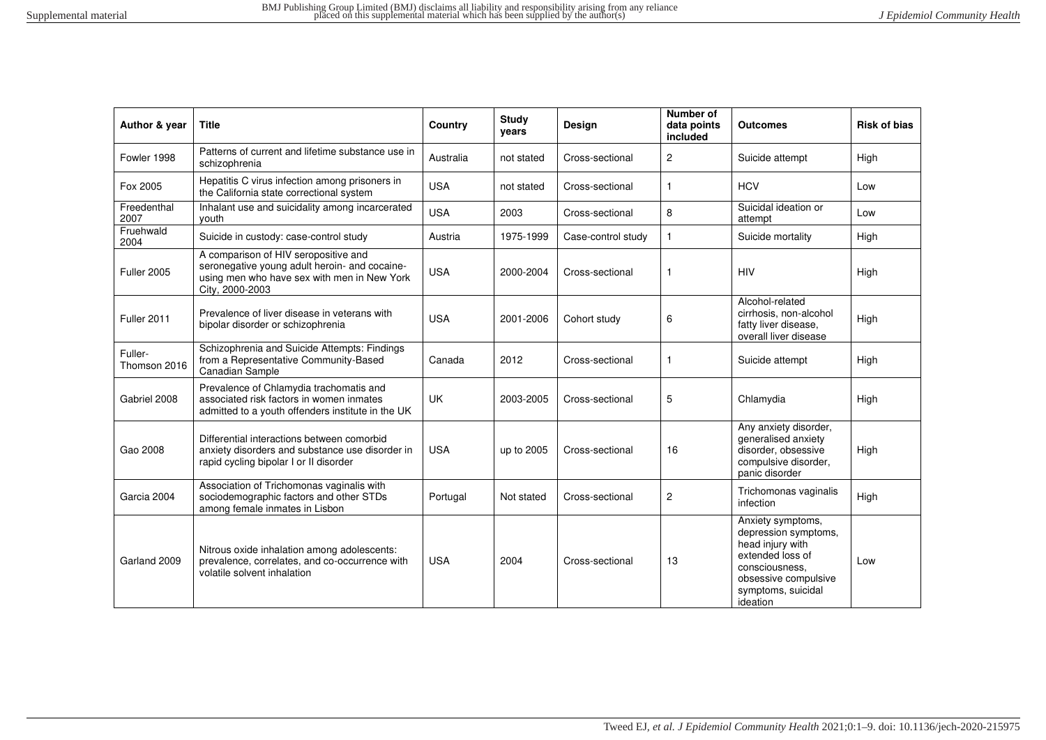| Author & year | Title | Country | Study years | Design | Number of data points included | Outcomes | Risk of bias |
|---|---|---|---|---|---|---|---|
| Fowler 1998 | Patterns of current and lifetime substance use in schizophrenia | Australia | not stated | Cross-sectional | 2 | Suicide attempt | High |
| Fox 2005 | Hepatitis C virus infection among prisoners in the California state correctional system | USA | not stated | Cross-sectional | 1 | HCV | Low |
| Freedenthal 2007 | Inhalant use and suicidality among incarcerated youth | USA | 2003 | Cross-sectional | 8 | Suicidal ideation or attempt | Low |
| Fruehwald 2004 | Suicide in custody: case-control study | Austria | 1975-1999 | Case-control study | 1 | Suicide mortality | High |
| Fuller 2005 | A comparison of HIV seropositive and seronegative young adult heroin- and cocaine-using men who have sex with men in New York City, 2000-2003 | USA | 2000-2004 | Cross-sectional | 1 | HIV | High |
| Fuller 2011 | Prevalence of liver disease in veterans with bipolar disorder or schizophrenia | USA | 2001-2006 | Cohort study | 6 | Alcohol-related cirrhosis, non-alcohol fatty liver disease, overall liver disease | High |
| Fuller-Thomson 2016 | Schizophrenia and Suicide Attempts: Findings from a Representative Community-Based Canadian Sample | Canada | 2012 | Cross-sectional | 1 | Suicide attempt | High |
| Gabriel 2008 | Prevalence of Chlamydia trachomatis and associated risk factors in women inmates admitted to a youth offenders institute in the UK | UK | 2003-2005 | Cross-sectional | 5 | Chlamydia | High |
| Gao 2008 | Differential interactions between comorbid anxiety disorders and substance use disorder in rapid cycling bipolar I or II disorder | USA | up to 2005 | Cross-sectional | 16 | Any anxiety disorder, generalised anxiety disorder, obsessive compulsive disorder, panic disorder | High |
| Garcia 2004 | Association of Trichomonas vaginalis with sociodemographic factors and other STDs among female inmates in Lisbon | Portugal | Not stated | Cross-sectional | 2 | Trichomonas vaginalis infection | High |
| Garland 2009 | Nitrous oxide inhalation among adolescents: prevalence, correlates, and co-occurrence with volatile solvent inhalation | USA | 2004 | Cross-sectional | 13 | Anxiety symptoms, depression symptoms, head injury with extended loss of consciousness, obsessive compulsive symptoms, suicidal ideation | Low |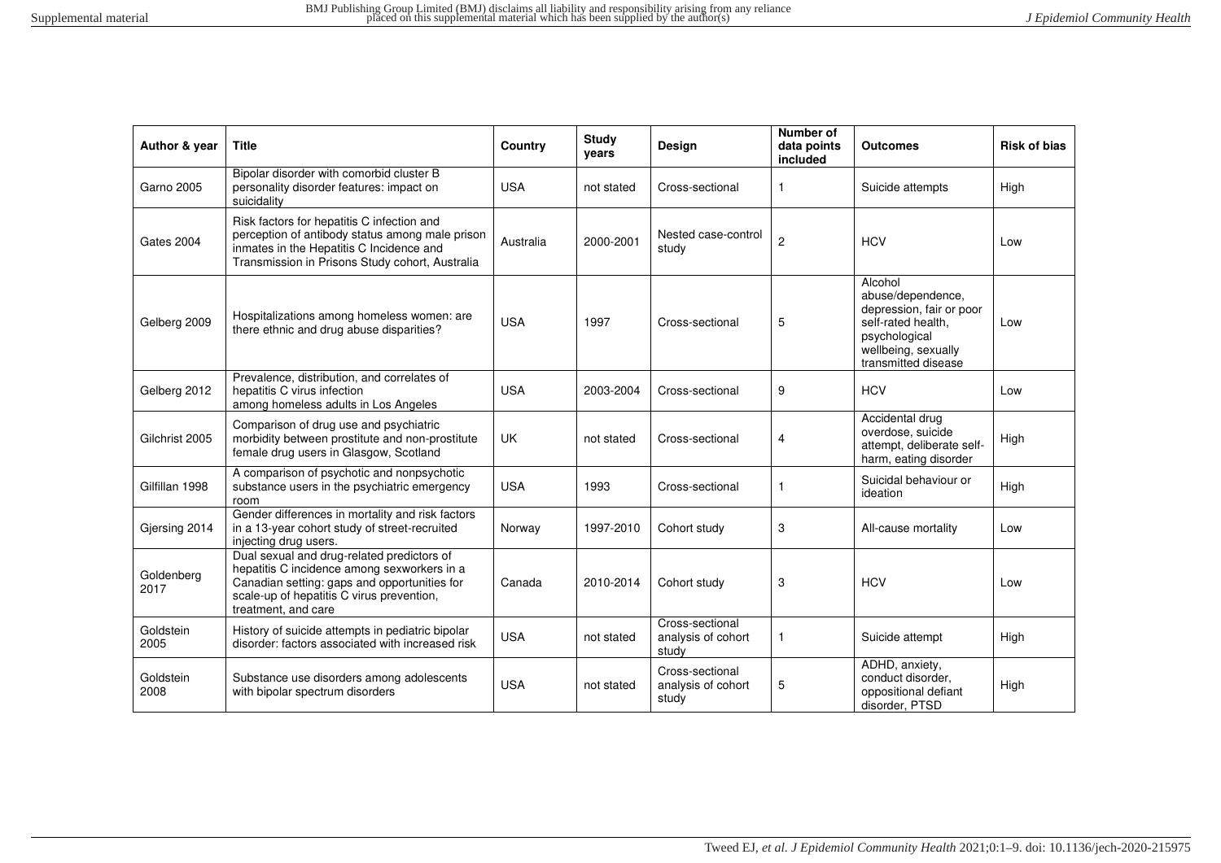| Author & year | Title | Country | Study years | Design | Number of data points included | Outcomes | Risk of bias |
|---|---|---|---|---|---|---|---|
| Garno 2005 | Bipolar disorder with comorbid cluster B personality disorder features: impact on suicidality | USA | not stated | Cross-sectional | 1 | Suicide attempts | High |
| Gates 2004 | Risk factors for hepatitis C infection and perception of antibody status among male prison inmates in the Hepatitis C Incidence and Transmission in Prisons Study cohort, Australia | Australia | 2000-2001 | Nested case-control study | 2 | HCV | Low |
| Gelberg 2009 | Hospitalizations among homeless women: are there ethnic and drug abuse disparities? | USA | 1997 | Cross-sectional | 5 | Alcohol abuse/dependence, depression, fair or poor self-rated health, psychological wellbeing, sexually transmitted disease | Low |
| Gelberg 2012 | Prevalence, distribution, and correlates of hepatitis C virus infection among homeless adults in Los Angeles | USA | 2003-2004 | Cross-sectional | 9 | HCV | Low |
| Gilchrist 2005 | Comparison of drug use and psychiatric morbidity between prostitute and non-prostitute female drug users in Glasgow, Scotland | UK | not stated | Cross-sectional | 4 | Accidental drug overdose, suicide attempt, deliberate self-harm, eating disorder | High |
| Gilfillan 1998 | A comparison of psychotic and nonpsychotic substance users in the psychiatric emergency room | USA | 1993 | Cross-sectional | 1 | Suicidal behaviour or ideation | High |
| Gjersing 2014 | Gender differences in mortality and risk factors in a 13-year cohort study of street-recruited injecting drug users. | Norway | 1997-2010 | Cohort study | 3 | All-cause mortality | Low |
| Goldenberg 2017 | Dual sexual and drug-related predictors of hepatitis C incidence among sexworkers in a Canadian setting: gaps and opportunities for scale-up of hepatitis C virus prevention, treatment, and care | Canada | 2010-2014 | Cohort study | 3 | HCV | Low |
| Goldstein 2005 | History of suicide attempts in pediatric bipolar disorder: factors associated with increased risk | USA | not stated | Cross-sectional analysis of cohort study | 1 | Suicide attempt | High |
| Goldstein 2008 | Substance use disorders among adolescents with bipolar spectrum disorders | USA | not stated | Cross-sectional analysis of cohort study | 5 | ADHD, anxiety, conduct disorder, oppositional defiant disorder, PTSD | High |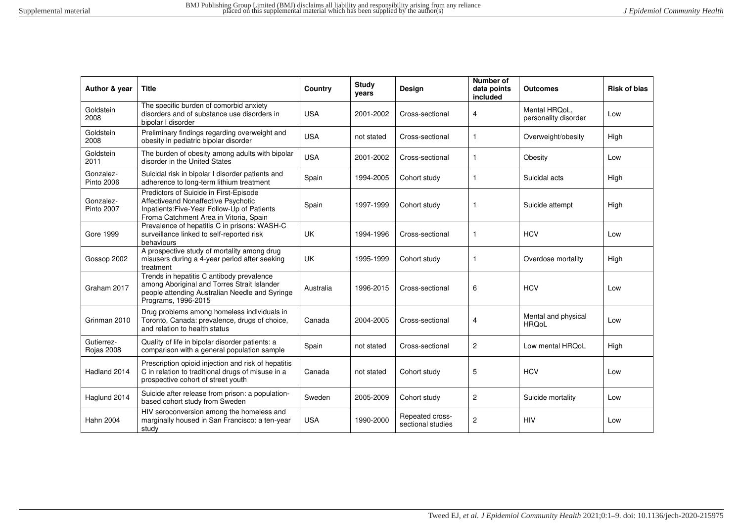| Author & year | Title | Country | Study years | Design | Number of data points included | Outcomes | Risk of bias |
|---|---|---|---|---|---|---|---|
| Goldstein 2008 | The specific burden of comorbid anxiety disorders and of substance use disorders in bipolar I disorder | USA | 2001-2002 | Cross-sectional | 4 | Mental HRQoL, personality disorder | Low |
| Goldstein 2008 | Preliminary findings regarding overweight and obesity in pediatric bipolar disorder | USA | not stated | Cross-sectional | 1 | Overweight/obesity | High |
| Goldstein 2011 | The burden of obesity among adults with bipolar disorder in the United States | USA | 2001-2002 | Cross-sectional | 1 | Obesity | Low |
| Gonzalez-Pinto 2006 | Suicidal risk in bipolar I disorder patients and adherence to long-term lithium treatment | Spain | 1994-2005 | Cohort study | 1 | Suicidal acts | High |
| Gonzalez-Pinto 2007 | Predictors of Suicide in First-Episode Affectiveand Nonaffective Psychotic Inpatients:Five-Year Follow-Up of Patients Froma Catchment Area in Vitoria, Spain | Spain | 1997-1999 | Cohort study | 1 | Suicide attempt | High |
| Gore 1999 | Prevalence of hepatitis C in prisons: WASH-C surveillance linked to self-reported risk behaviours | UK | 1994-1996 | Cross-sectional | 1 | HCV | Low |
| Gossop 2002 | A prospective study of mortality among drug misusers during a 4-year period after seeking treatment | UK | 1995-1999 | Cohort study | 1 | Overdose mortality | High |
| Graham 2017 | Trends in hepatitis C antibody prevalence among Aboriginal and Torres Strait Islander people attending Australian Needle and Syringe Programs, 1996-2015 | Australia | 1996-2015 | Cross-sectional | 6 | HCV | Low |
| Grinman 2010 | Drug problems among homeless individuals in Toronto, Canada: prevalence, drugs of choice, and relation to health status | Canada | 2004-2005 | Cross-sectional | 4 | Mental and physical HRQoL | Low |
| Gutierrez-Rojas 2008 | Quality of life in bipolar disorder patients: a comparison with a general population sample | Spain | not stated | Cross-sectional | 2 | Low mental HRQoL | High |
| Hadland 2014 | Prescription opioid injection and risk of hepatitis C in relation to traditional drugs of misuse in a prospective cohort of street youth | Canada | not stated | Cohort study | 5 | HCV | Low |
| Haglund 2014 | Suicide after release from prison: a population-based cohort study from Sweden | Sweden | 2005-2009 | Cohort study | 2 | Suicide mortality | Low |
| Hahn 2004 | HIV seroconversion among the homeless and marginally housed in San Francisco: a ten-year study | USA | 1990-2000 | Repeated cross-sectional studies | 2 | HIV | Low |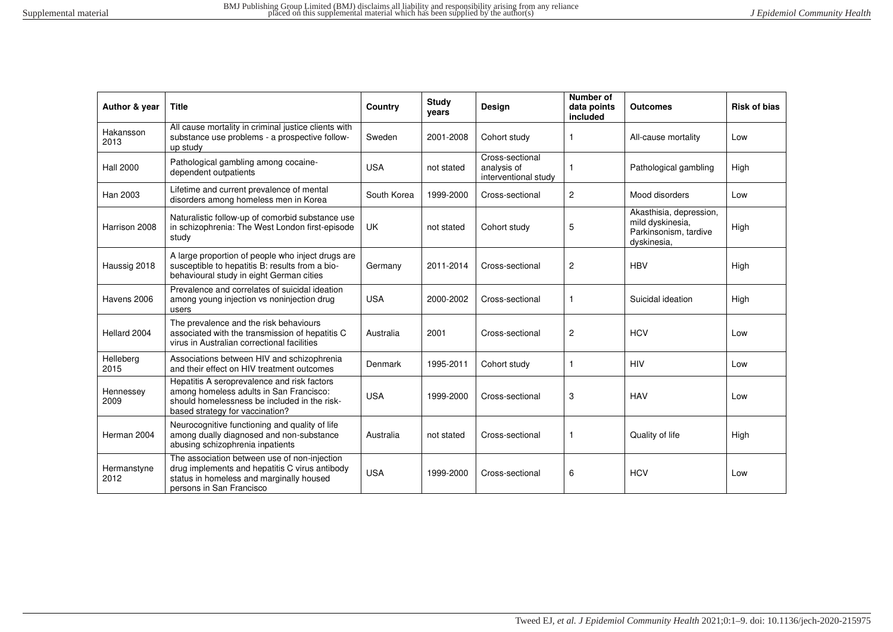| Author & year | Title | Country | Study years | Design | Number of data points included | Outcomes | Risk of bias |
|---|---|---|---|---|---|---|---|
| Hakansson 2013 | All cause mortality in criminal justice clients with substance use problems - a prospective follow-up study | Sweden | 2001-2008 | Cohort study | 1 | All-cause mortality | Low |
| Hall 2000 | Pathological gambling among cocaine-dependent outpatients | USA | not stated | Cross-sectional analysis of interventional study | 1 | Pathological gambling | High |
| Han 2003 | Lifetime and current prevalence of mental disorders among homeless men in Korea | South Korea | 1999-2000 | Cross-sectional | 2 | Mood disorders | Low |
| Harrison 2008 | Naturalistic follow-up of comorbid substance use in schizophrenia: The West London first-episode study | UK | not stated | Cohort study | 5 | Akasthisia, depression, mild dyskinesia, Parkinsonism, tardive dyskinesia, | High |
| Haussig 2018 | A large proportion of people who inject drugs are susceptible to hepatitis B: results from a bio-behavioural study in eight German cities | Germany | 2011-2014 | Cross-sectional | 2 | HBV | High |
| Havens 2006 | Prevalence and correlates of suicidal ideation among young injection vs noninjection drug users | USA | 2000-2002 | Cross-sectional | 1 | Suicidal ideation | High |
| Hellard 2004 | The prevalence and the risk behaviours associated with the transmission of hepatitis C virus in Australian correctional facilities | Australia | 2001 | Cross-sectional | 2 | HCV | Low |
| Helleberg 2015 | Associations between HIV and schizophrenia and their effect on HIV treatment outcomes | Denmark | 1995-2011 | Cohort study | 1 | HIV | Low |
| Hennessey 2009 | Hepatitis A seroprevalence and risk factors among homeless adults in San Francisco: should homelessness be included in the risk-based strategy for vaccination? | USA | 1999-2000 | Cross-sectional | 3 | HAV | Low |
| Herman 2004 | Neurocognitive functioning and quality of life among dually diagnosed and non-substance abusing schizophrenia inpatients | Australia | not stated | Cross-sectional | 1 | Quality of life | High |
| Hermanstyne 2012 | The association between use of non-injection drug implements and hepatitis C virus antibody status in homeless and marginally housed persons in San Francisco | USA | 1999-2000 | Cross-sectional | 6 | HCV | Low |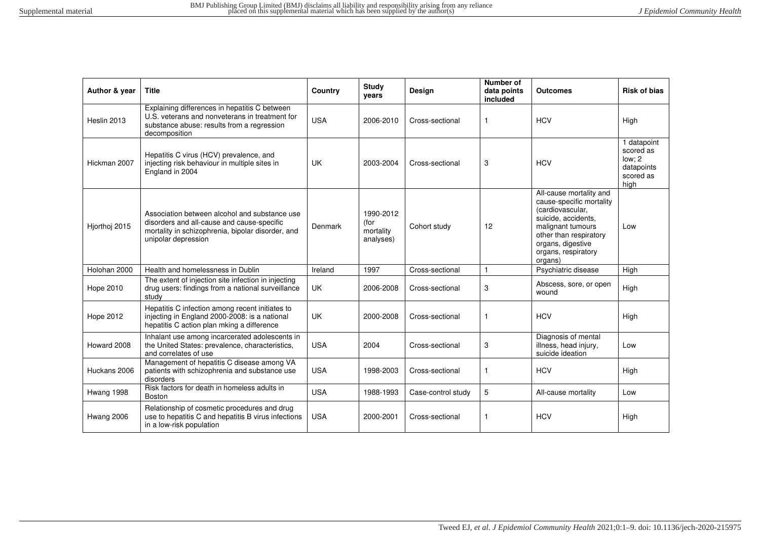| Author & year | Title | Country | Study years | Design | Number of data points included | Outcomes | Risk of bias |
|---|---|---|---|---|---|---|---|
| Heslin 2013 | Explaining differences in hepatitis C between U.S. veterans and nonveterans in treatment for substance abuse: results from a regression decomposition | USA | 2006-2010 | Cross-sectional | 1 | HCV | High |
| Hickman 2007 | Hepatitis C virus (HCV) prevalence, and injecting risk behaviour in multiple sites in England in 2004 | UK | 2003-2004 | Cross-sectional | 3 | HCV | 1 datapoint scored as low; 2 datapoints scored as high |
| Hjorthoj 2015 | Association between alcohol and substance use disorders and all-cause and cause-specific mortality in schizophrenia, bipolar disorder, and unipolar depression | Denmark | 1990-2012 (for mortality analyses) | Cohort study | 12 | All-cause mortality and cause-specific mortality (cardiovascular, suicide, accidents, malignant tumours other than respiratory organs, digestive organs, respiratory organs) | Low |
| Holohan 2000 | Health and homelessness in Dublin | Ireland | 1997 | Cross-sectional | 1 | Psychiatric disease | High |
| Hope 2010 | The extent of injection site infection in injecting drug users: findings from a national surveillance study | UK | 2006-2008 | Cross-sectional | 3 | Abscess, sore, or open wound | High |
| Hope 2012 | Hepatitis C infection among recent initiates to injecting in England 2000-2008: is a national hepatitis C action plan mking a difference | UK | 2000-2008 | Cross-sectional | 1 | HCV | High |
| Howard 2008 | Inhalant use among incarcerated adolescents in the United States: prevalence, characteristics, and correlates of use | USA | 2004 | Cross-sectional | 3 | Diagnosis of mental illness, head injury, suicide ideation | Low |
| Huckans 2006 | Management of hepatitis C disease among VA patients with schizophrenia and substance use disorders | USA | 1998-2003 | Cross-sectional | 1 | HCV | High |
| Hwang 1998 | Risk factors for death in homeless adults in Boston | USA | 1988-1993 | Case-control study | 5 | All-cause mortality | Low |
| Hwang 2006 | Relationship of cosmetic procedures and drug use to hepatitis C and hepatitis B virus infections in a low-risk population | USA | 2000-2001 | Cross-sectional | 1 | HCV | High |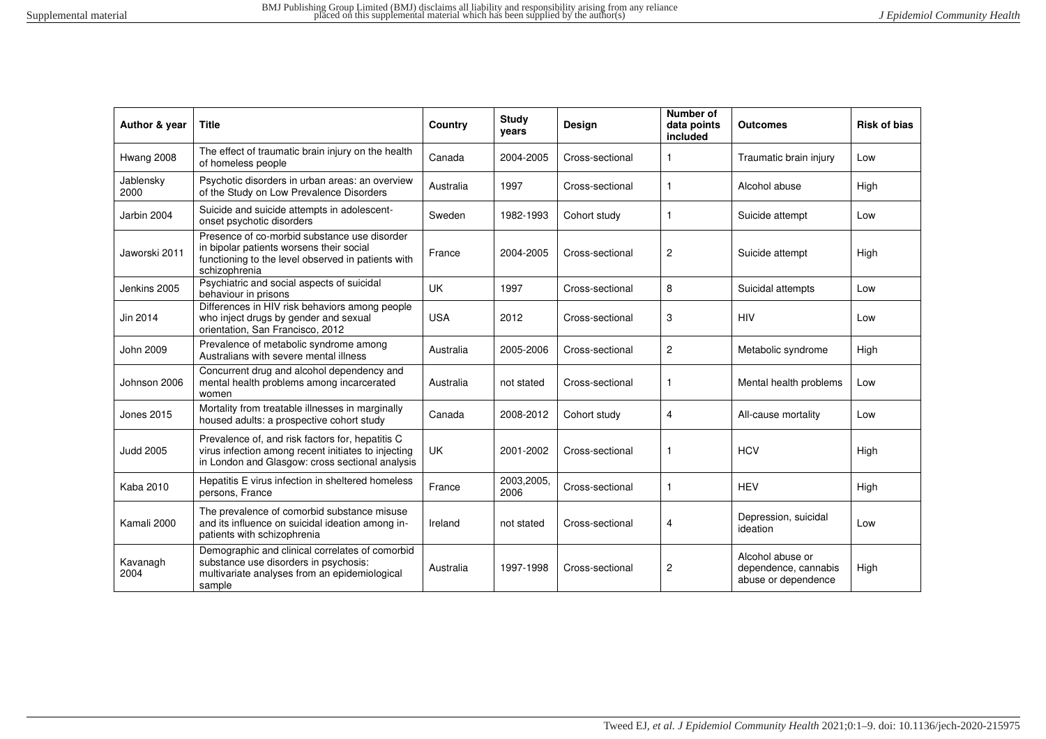| Author & year | Title | Country | Study years | Design | Number of data points included | Outcomes | Risk of bias |
|---|---|---|---|---|---|---|---|
| Hwang 2008 | The effect of traumatic brain injury on the health of homeless people | Canada | 2004-2005 | Cross-sectional | 1 | Traumatic brain injury | Low |
| Jablensky 2000 | Psychotic disorders in urban areas: an overview of the Study on Low Prevalence Disorders | Australia | 1997 | Cross-sectional | 1 | Alcohol abuse | High |
| Jarbin 2004 | Suicide and suicide attempts in adolescent-onset psychotic disorders | Sweden | 1982-1993 | Cohort study | 1 | Suicide attempt | Low |
| Jaworski 2011 | Presence of co-morbid substance use disorder in bipolar patients worsens their social functioning to the level observed in patients with schizophrenia | France | 2004-2005 | Cross-sectional | 2 | Suicide attempt | High |
| Jenkins 2005 | Psychiatric and social aspects of suicidal behaviour in prisons | UK | 1997 | Cross-sectional | 8 | Suicidal attempts | Low |
| Jin 2014 | Differences in HIV risk behaviors among people who inject drugs by gender and sexual orientation, San Francisco, 2012 | USA | 2012 | Cross-sectional | 3 | HIV | Low |
| John 2009 | Prevalence of metabolic syndrome among Australians with severe mental illness | Australia | 2005-2006 | Cross-sectional | 2 | Metabolic syndrome | High |
| Johnson 2006 | Concurrent drug and alcohol dependency and mental health problems among incarcerated women | Australia | not stated | Cross-sectional | 1 | Mental health problems | Low |
| Jones 2015 | Mortality from treatable illnesses in marginally housed adults: a prospective cohort study | Canada | 2008-2012 | Cohort study | 4 | All-cause mortality | Low |
| Judd 2005 | Prevalence of, and risk factors for, hepatitis C virus infection among recent initiates to injecting in London and Glasgow: cross sectional analysis | UK | 2001-2002 | Cross-sectional | 1 | HCV | High |
| Kaba 2010 | Hepatitis E virus infection in sheltered homeless persons, France | France | 2003,2005, 2006 | Cross-sectional | 1 | HEV | High |
| Kamali 2000 | The prevalence of comorbid substance misuse and its influence on suicidal ideation among in-patients with schizophrenia | Ireland | not stated | Cross-sectional | 4 | Depression, suicidal ideation | Low |
| Kavanagh 2004 | Demographic and clinical correlates of comorbid substance use disorders in psychosis: multivariate analyses from an epidemiological sample | Australia | 1997-1998 | Cross-sectional | 2 | Alcohol abuse or dependence, cannabis abuse or dependence | High |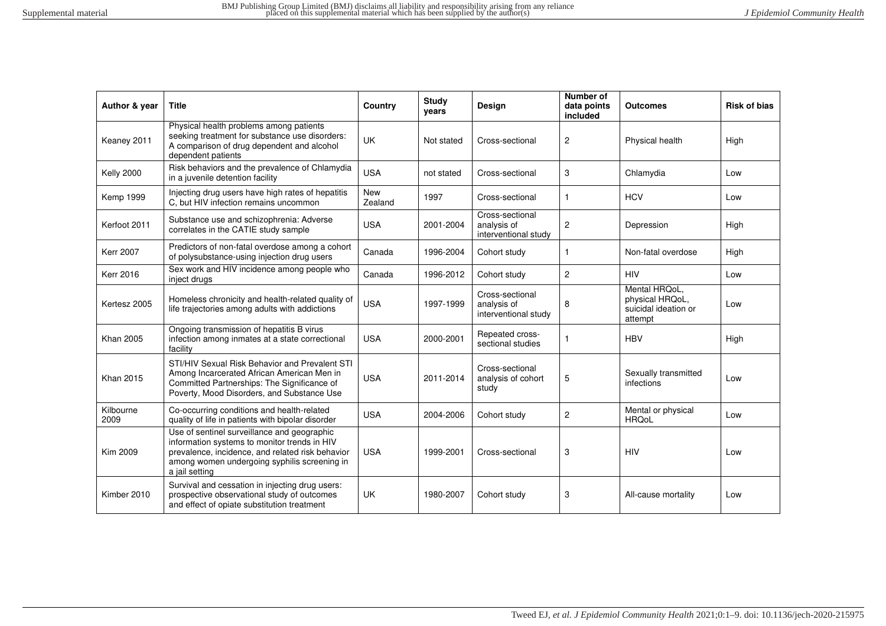| Author & year | Title | Country | Study years | Design | Number of data points included | Outcomes | Risk of bias |
|---|---|---|---|---|---|---|---|
| Keaney 2011 | Physical health problems among patients seeking treatment for substance use disorders: A comparison of drug dependent and alcohol dependent patients | UK | Not stated | Cross-sectional | 2 | Physical health | High |
| Kelly 2000 | Risk behaviors and the prevalence of Chlamydia in a juvenile detention facility | USA | not stated | Cross-sectional | 3 | Chlamydia | Low |
| Kemp 1999 | Injecting drug users have high rates of hepatitis C, but HIV infection remains uncommon | New Zealand | 1997 | Cross-sectional | 1 | HCV | Low |
| Kerfoot 2011 | Substance use and schizophrenia: Adverse correlates in the CATIE study sample | USA | 2001-2004 | Cross-sectional analysis of interventional study | 2 | Depression | High |
| Kerr 2007 | Predictors of non-fatal overdose among a cohort of polysubstance-using injection drug users | Canada | 1996-2004 | Cohort study | 1 | Non-fatal overdose | High |
| Kerr 2016 | Sex work and HIV incidence among people who inject drugs | Canada | 1996-2012 | Cohort study | 2 | HIV | Low |
| Kertesz 2005 | Homeless chronicity and health-related quality of life trajectories among adults with addictions | USA | 1997-1999 | Cross-sectional analysis of interventional study | 8 | Mental HRQoL, physical HRQoL, suicidal ideation or attempt | Low |
| Khan 2005 | Ongoing transmission of hepatitis B virus infection among inmates at a state correctional facility | USA | 2000-2001 | Repeated cross-sectional studies | 1 | HBV | High |
| Khan 2015 | STI/HIV Sexual Risk Behavior and Prevalent STI Among Incarcerated African American Men in Committed Partnerships: The Significance of Poverty, Mood Disorders, and Substance Use | USA | 2011-2014 | Cross-sectional analysis of cohort study | 5 | Sexually transmitted infections | Low |
| Kilbourne 2009 | Co-occurring conditions and health-related quality of life in patients with bipolar disorder | USA | 2004-2006 | Cohort study | 2 | Mental or physical HRQoL | Low |
| Kim 2009 | Use of sentinel surveillance and geographic information systems to monitor trends in HIV prevalence, incidence, and related risk behavior among women undergoing syphilis screening in a jail setting | USA | 1999-2001 | Cross-sectional | 3 | HIV | Low |
| Kimber 2010 | Survival and cessation in injecting drug users: prospective observational study of outcomes and effect of opiate substitution treatment | UK | 1980-2007 | Cohort study | 3 | All-cause mortality | Low |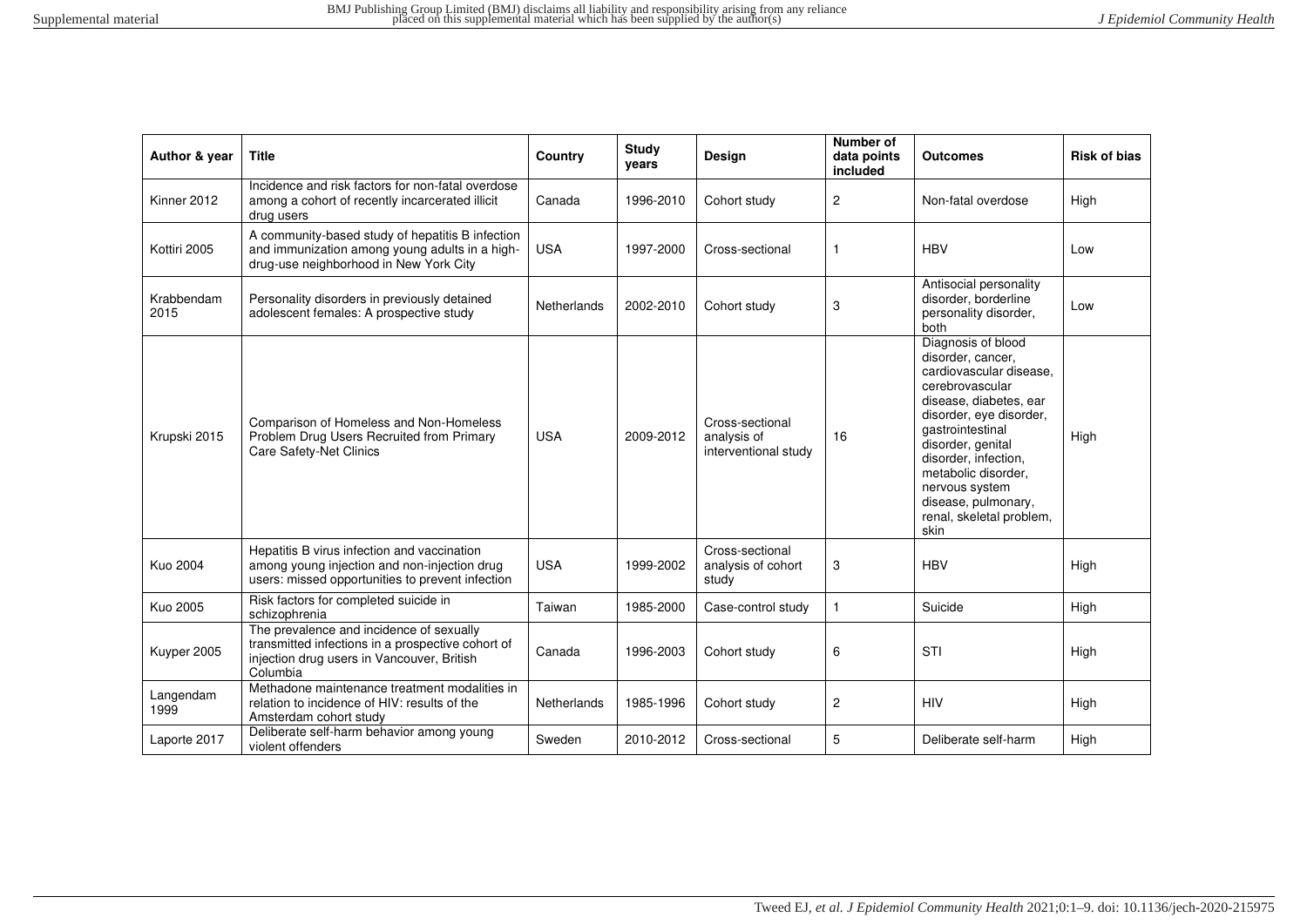| Author & year | Title | Country | Study years | Design | Number of data points included | Outcomes | Risk of bias |
|---|---|---|---|---|---|---|---|
| Kinner 2012 | Incidence and risk factors for non-fatal overdose among a cohort of recently incarcerated illicit drug users | Canada | 1996-2010 | Cohort study | 2 | Non-fatal overdose | High |
| Kottiri 2005 | A community-based study of hepatitis B infection and immunization among young adults in a high-drug-use neighborhood in New York City | USA | 1997-2000 | Cross-sectional | 1 | HBV | Low |
| Krabbendam 2015 | Personality disorders in previously detained adolescent females: A prospective study | Netherlands | 2002-2010 | Cohort study | 3 | Antisocial personality disorder, borderline personality disorder, both | Low |
| Krupski 2015 | Comparison of Homeless and Non-Homeless Problem Drug Users Recruited from Primary Care Safety-Net Clinics | USA | 2009-2012 | Cross-sectional analysis of interventional study | 16 | Diagnosis of blood disorder, cancer, cardiovascular disease, cerebrovascular disease, diabetes, ear disorder, eye disorder, gastrointestinal disorder, genital disorder, infection, metabolic disorder, nervous system disease, pulmonary, renal, skeletal problem, skin | High |
| Kuo 2004 | Hepatitis B virus infection and vaccination among young injection and non-injection drug users: missed opportunities to prevent infection | USA | 1999-2002 | Cross-sectional analysis of cohort study | 3 | HBV | High |
| Kuo 2005 | Risk factors for completed suicide in schizophrenia | Taiwan | 1985-2000 | Case-control study | 1 | Suicide | High |
| Kuyper 2005 | The prevalence and incidence of sexually transmitted infections in a prospective cohort of injection drug users in Vancouver, British Columbia | Canada | 1996-2003 | Cohort study | 6 | STI | High |
| Langendam 1999 | Methadone maintenance treatment modalities in relation to incidence of HIV: results of the Amsterdam cohort study | Netherlands | 1985-1996 | Cohort study | 2 | HIV | High |
| Laporte 2017 | Deliberate self-harm behavior among young violent offenders | Sweden | 2010-2012 | Cross-sectional | 5 | Deliberate self-harm | High |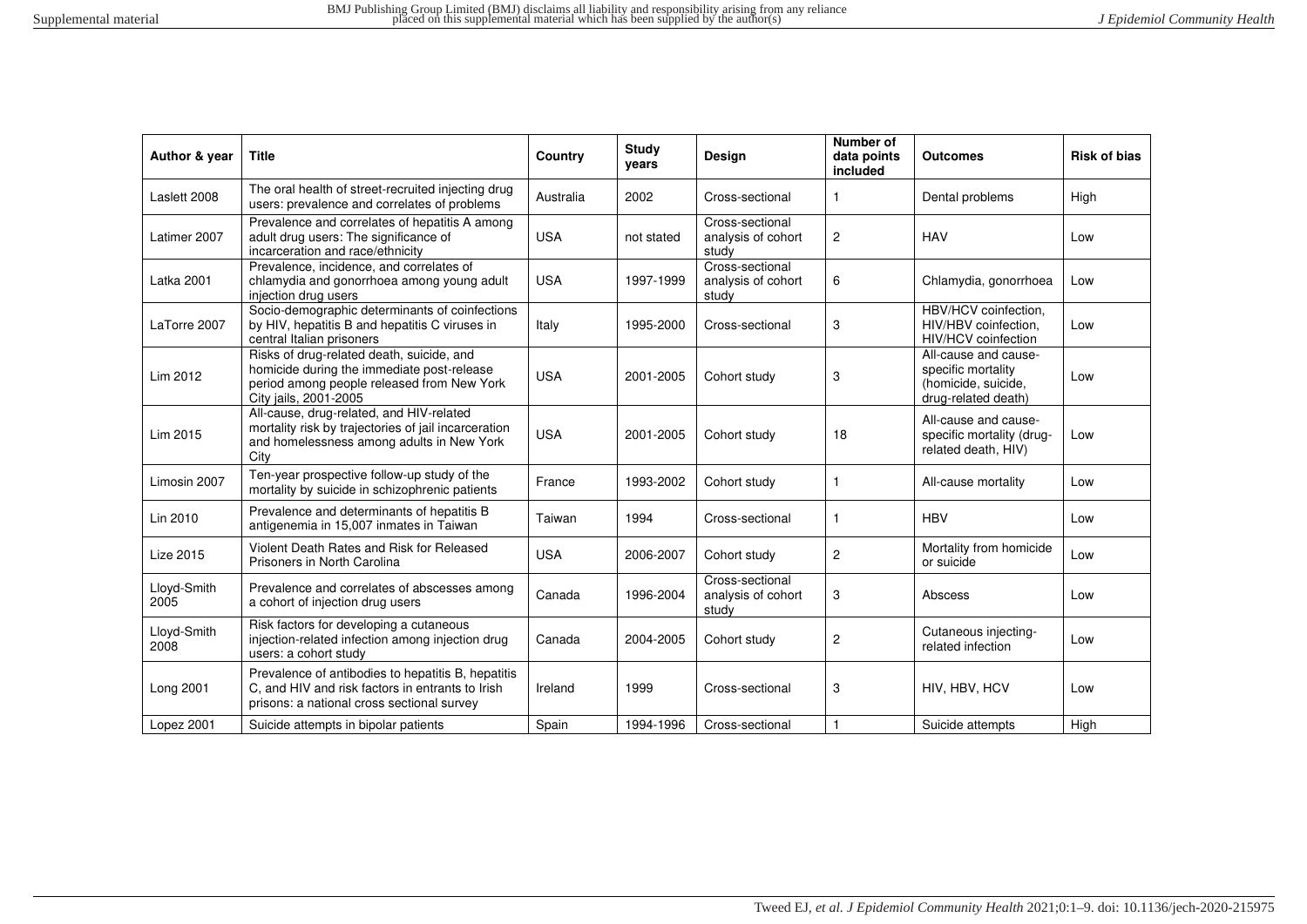| Author & year | Title | Country | Study years | Design | Number of data points included | Outcomes | Risk of bias |
|---|---|---|---|---|---|---|---|
| Laslett 2008 | The oral health of street-recruited injecting drug users: prevalence and correlates of problems | Australia | 2002 | Cross-sectional | 1 | Dental problems | High |
| Latimer 2007 | Prevalence and correlates of hepatitis A among adult drug users: The significance of incarceration and race/ethnicity | USA | not stated | Cross-sectional analysis of cohort study | 2 | HAV | Low |
| Latka 2001 | Prevalence, incidence, and correlates of chlamydia and gonorrhoea among young adult injection drug users | USA | 1997-1999 | Cross-sectional analysis of cohort study | 6 | Chlamydia, gonorrhoea | Low |
| LaTorre 2007 | Socio-demographic determinants of coinfections by HIV, hepatitis B and hepatitis C viruses in central Italian prisoners | Italy | 1995-2000 | Cross-sectional | 3 | HBV/HCV coinfection, HIV/HBV coinfection, HIV/HCV coinfection | Low |
| Lim 2012 | Risks of drug-related death, suicide, and homicide during the immediate post-release period among people released from New York City jails, 2001-2005 | USA | 2001-2005 | Cohort study | 3 | All-cause and cause-specific mortality (homicide, suicide, drug-related death) | Low |
| Lim 2015 | All-cause, drug-related, and HIV-related mortality risk by trajectories of jail incarceration and homelessness among adults in New York City | USA | 2001-2005 | Cohort study | 18 | All-cause and cause-specific mortality (drug-related death, HIV) | Low |
| Limosin 2007 | Ten-year prospective follow-up study of the mortality by suicide in schizophrenic patients | France | 1993-2002 | Cohort study | 1 | All-cause mortality | Low |
| Lin 2010 | Prevalence and determinants of hepatitis B antigenemia in 15,007 inmates in Taiwan | Taiwan | 1994 | Cross-sectional | 1 | HBV | Low |
| Lize 2015 | Violent Death Rates and Risk for Released Prisoners in North Carolina | USA | 2006-2007 | Cohort study | 2 | Mortality from homicide or suicide | Low |
| Lloyd-Smith 2005 | Prevalence and correlates of abscesses among a cohort of injection drug users | Canada | 1996-2004 | Cross-sectional analysis of cohort study | 3 | Abscess | Low |
| Lloyd-Smith 2008 | Risk factors for developing a cutaneous injection-related infection among injection drug users: a cohort study | Canada | 2004-2005 | Cohort study | 2 | Cutaneous injecting-related infection | Low |
| Long 2001 | Prevalence of antibodies to hepatitis B, hepatitis C, and HIV and risk factors in entrants to Irish prisons: a national cross sectional survey | Ireland | 1999 | Cross-sectional | 3 | HIV, HBV, HCV | Low |
| Lopez 2001 | Suicide attempts in bipolar patients | Spain | 1994-1996 | Cross-sectional | 1 | Suicide attempts | High |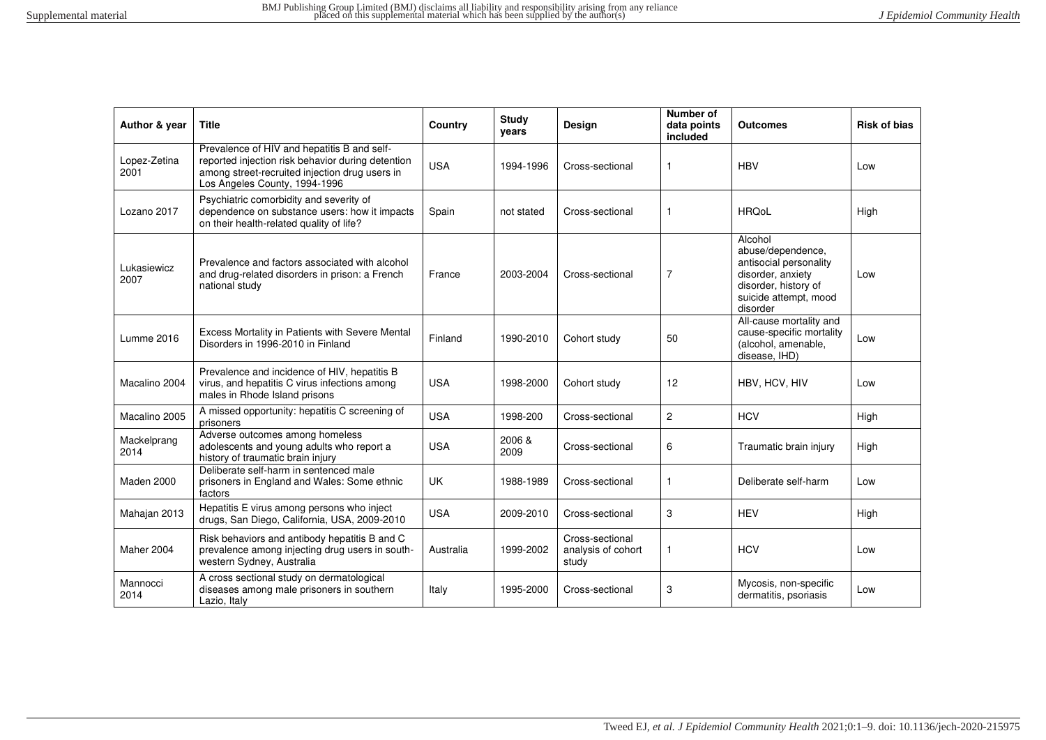| Author & year | Title | Country | Study years | Design | Number of data points included | Outcomes | Risk of bias |
|---|---|---|---|---|---|---|---|
| Lopez-Zetina 2001 | Prevalence of HIV and hepatitis B and self-reported injection risk behavior during detention among street-recruited injection drug users in Los Angeles County, 1994-1996 | USA | 1994-1996 | Cross-sectional | 1 | HBV | Low |
| Lozano 2017 | Psychiatric comorbidity and severity of dependence on substance users: how it impacts on their health-related quality of life? | Spain | not stated | Cross-sectional | 1 | HRQoL | High |
| Lukasiewicz 2007 | Prevalence and factors associated with alcohol and drug-related disorders in prison: a French national study | France | 2003-2004 | Cross-sectional | 7 | Alcohol abuse/dependence, antisocial personality disorder, anxiety disorder, history of suicide attempt, mood disorder | Low |
| Lumme 2016 | Excess Mortality in Patients with Severe Mental Disorders in 1996-2010 in Finland | Finland | 1990-2010 | Cohort study | 50 | All-cause mortality and cause-specific mortality (alcohol, amenable, disease, IHD) | Low |
| Macalino 2004 | Prevalence and incidence of HIV, hepatitis B virus, and hepatitis C virus infections among males in Rhode Island prisons | USA | 1998-2000 | Cohort study | 12 | HBV, HCV, HIV | Low |
| Macalino 2005 | A missed opportunity: hepatitis C screening of prisoners | USA | 1998-200 | Cross-sectional | 2 | HCV | High |
| Mackelprang 2014 | Adverse outcomes among homeless adolescents and young adults who report a history of traumatic brain injury | USA | 2006 & 2009 | Cross-sectional | 6 | Traumatic brain injury | High |
| Maden 2000 | Deliberate self-harm in sentenced male prisoners in England and Wales: Some ethnic factors | UK | 1988-1989 | Cross-sectional | 1 | Deliberate self-harm | Low |
| Mahajan 2013 | Hepatitis E virus among persons who inject drugs, San Diego, California, USA, 2009-2010 | USA | 2009-2010 | Cross-sectional | 3 | HEV | High |
| Maher 2004 | Risk behaviors and antibody hepatitis B and C prevalence among injecting drug users in south-western Sydney, Australia | Australia | 1999-2002 | Cross-sectional analysis of cohort study | 1 | HCV | Low |
| Mannocci 2014 | A cross sectional study on dermatological diseases among male prisoners in southern Lazio, Italy | Italy | 1995-2000 | Cross-sectional | 3 | Mycosis, non-specific dermatitis, psoriasis | Low |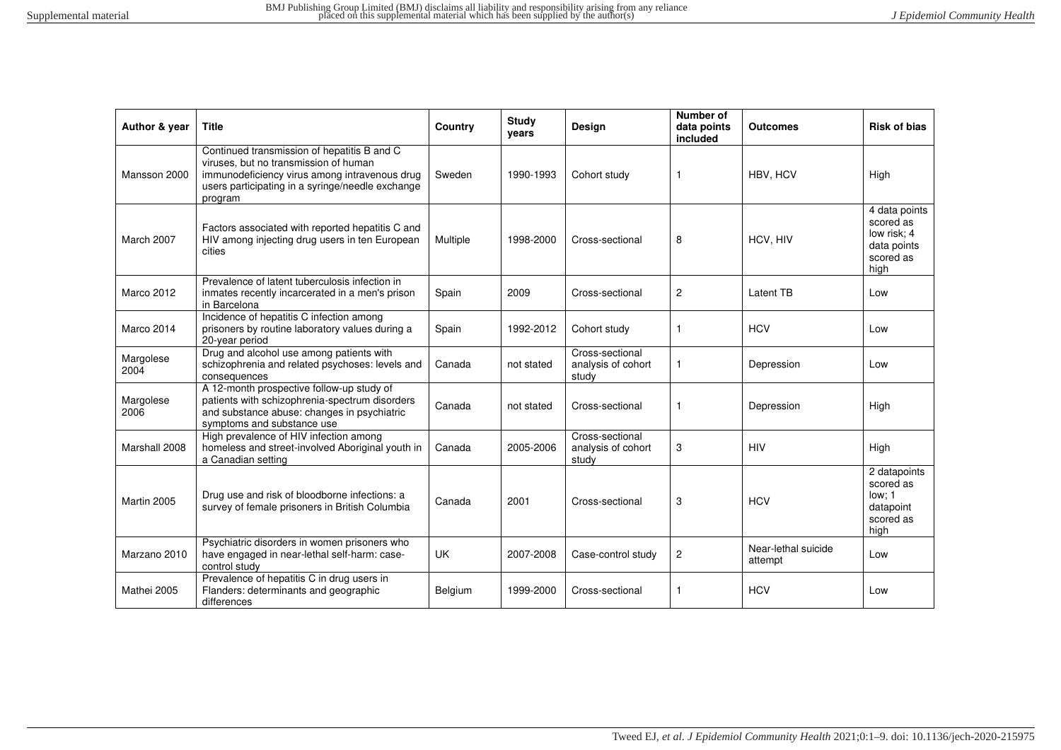| Author & year | Title | Country | Study years | Design | Number of data points included | Outcomes | Risk of bias |
|---|---|---|---|---|---|---|---|
| Mansson 2000 | Continued transmission of hepatitis B and C viruses, but no transmission of human immunodeficiency virus among intravenous drug users participating in a syringe/needle exchange program | Sweden | 1990-1993 | Cohort study | 1 | HBV, HCV | High |
| March 2007 | Factors associated with reported hepatitis C and HIV among injecting drug users in ten European cities | Multiple | 1998-2000 | Cross-sectional | 8 | HCV, HIV | 4 data points scored as low risk; 4 data points scored as high |
| Marco 2012 | Prevalence of latent tuberculosis infection in inmates recently incarcerated in a men's prison in Barcelona | Spain | 2009 | Cross-sectional | 2 | Latent TB | Low |
| Marco 2014 | Incidence of hepatitis C infection among prisoners by routine laboratory values during a 20-year period | Spain | 1992-2012 | Cohort study | 1 | HCV | Low |
| Margolese 2004 | Drug and alcohol use among patients with schizophrenia and related psychoses: levels and consequences | Canada | not stated | Cross-sectional analysis of cohort study | 1 | Depression | Low |
| Margolese 2006 | A 12-month prospective follow-up study of patients with schizophrenia-spectrum disorders and substance abuse: changes in psychiatric symptoms and substance use | Canada | not stated | Cross-sectional | 1 | Depression | High |
| Marshall 2008 | High prevalence of HIV infection among homeless and street-involved Aboriginal youth in a Canadian setting | Canada | 2005-2006 | Cross-sectional analysis of cohort study | 3 | HIV | High |
| Martin 2005 | Drug use and risk of bloodborne infections: a survey of female prisoners in British Columbia | Canada | 2001 | Cross-sectional | 3 | HCV | 2 datapoints scored as low; 1 datapoint scored as high |
| Marzano 2010 | Psychiatric disorders in women prisoners who have engaged in near-lethal self-harm: case-control study | UK | 2007-2008 | Case-control study | 2 | Near-lethal suicide attempt | Low |
| Mathei 2005 | Prevalence of hepatitis C in drug users in Flanders: determinants and geographic differences | Belgium | 1999-2000 | Cross-sectional | 1 | HCV | Low |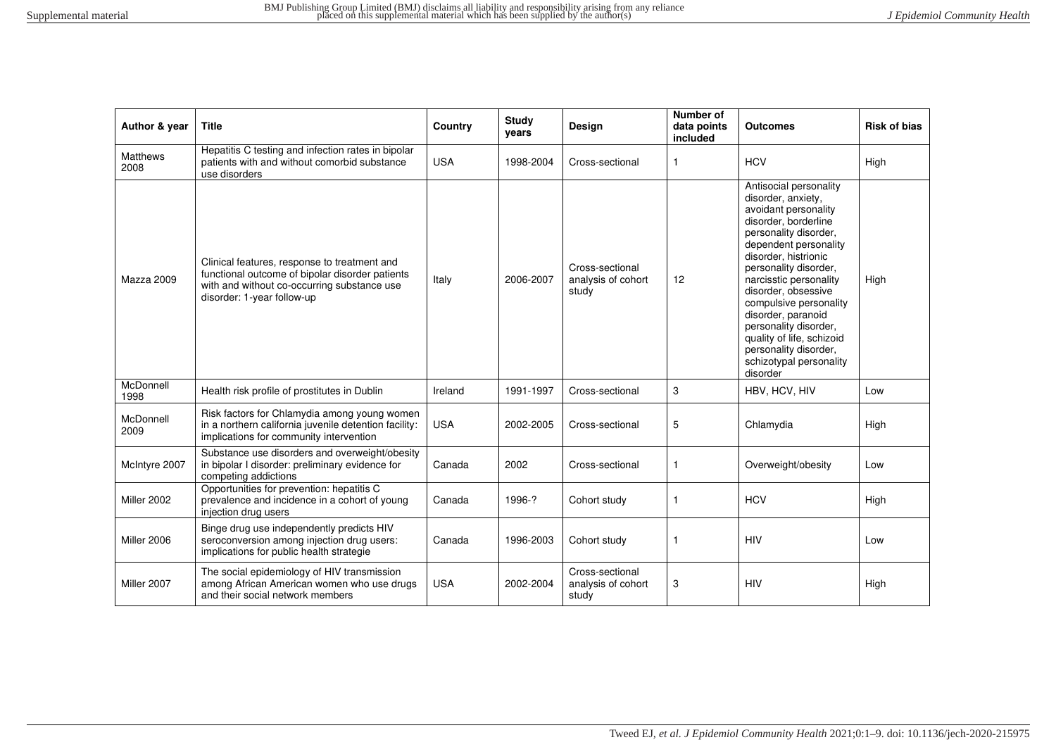| Author & year | Title | Country | Study years | Design | Number of data points included | Outcomes | Risk of bias |
|---|---|---|---|---|---|---|---|
| Matthews 2008 | Hepatitis C testing and infection rates in bipolar patients with and without comorbid substance use disorders | USA | 1998-2004 | Cross-sectional | 1 | HCV | High |
| Mazza 2009 | Clinical features, response to treatment and functional outcome of bipolar disorder patients with and without co-occurring substance use disorder: 1-year follow-up | Italy | 2006-2007 | Cross-sectional analysis of cohort study | 12 | Antisocial personality disorder, anxiety, avoidant personality disorder, borderline personality disorder, dependent personality disorder, histrionic personality disorder, narcisstic personality disorder, obsessive compulsive personality disorder, paranoid personality disorder, quality of life, schizoid personality disorder, schizotypal personality disorder | High |
| McDonnell 1998 | Health risk profile of prostitutes in Dublin | Ireland | 1991-1997 | Cross-sectional | 3 | HBV, HCV, HIV | Low |
| McDonnell 2009 | Risk factors for Chlamydia among young women in a northern california juvenile detention facility: implications for community intervention | USA | 2002-2005 | Cross-sectional | 5 | Chlamydia | High |
| McIntyre 2007 | Substance use disorders and overweight/obesity in bipolar I disorder: preliminary evidence for competing addictions | Canada | 2002 | Cross-sectional | 1 | Overweight/obesity | Low |
| Miller 2002 | Opportunities for prevention: hepatitis C prevalence and incidence in a cohort of young injection drug users | Canada | 1996-? | Cohort study | 1 | HCV | High |
| Miller 2006 | Binge drug use independently predicts HIV seroconversion among injection drug users: implications for public health strategie | Canada | 1996-2003 | Cohort study | 1 | HIV | Low |
| Miller 2007 | The social epidemiology of HIV transmission among African American women who use drugs and their social network members | USA | 2002-2004 | Cross-sectional analysis of cohort study | 3 | HIV | High |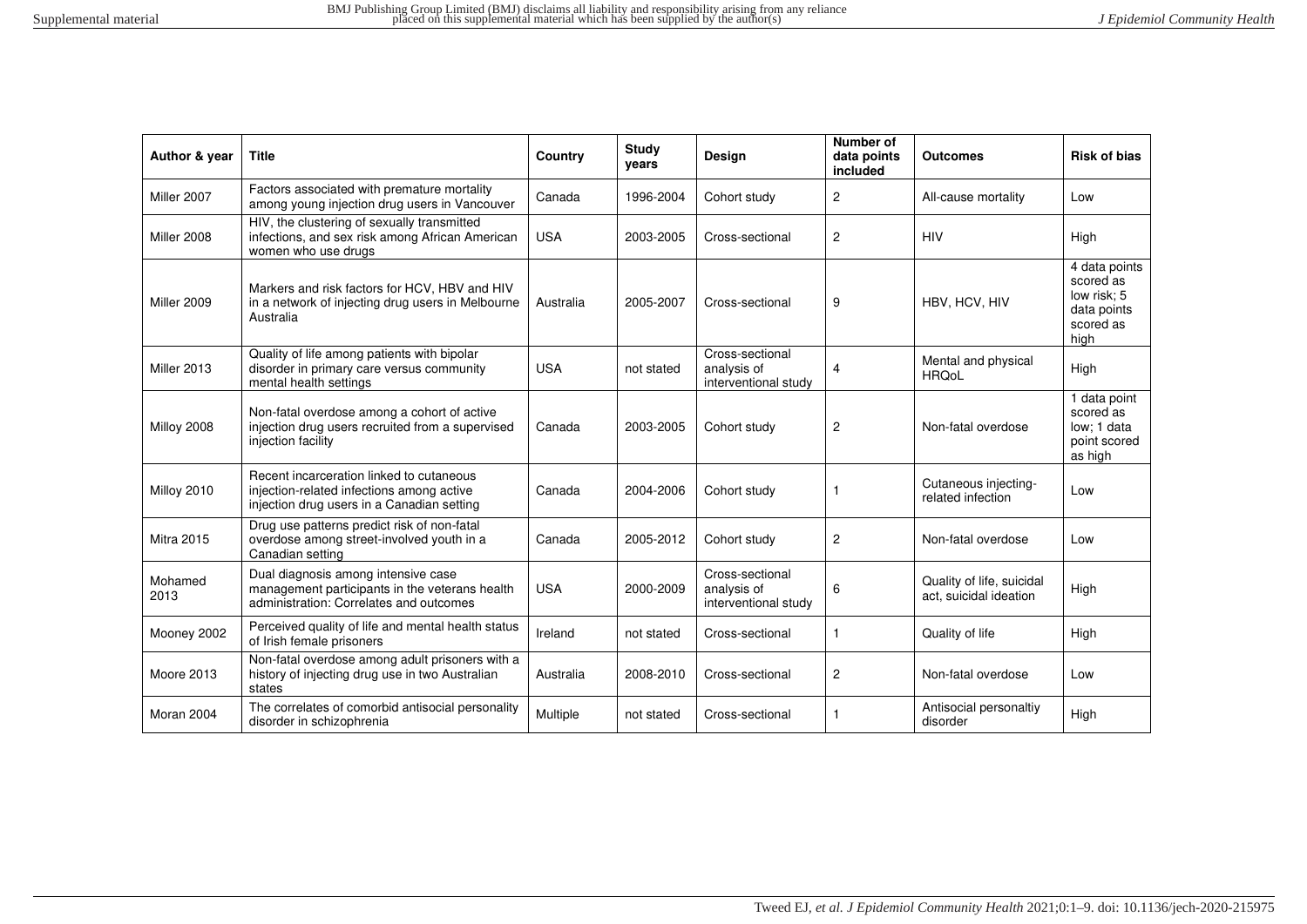| Author & year | Title | Country | Study years | Design | Number of data points included | Outcomes | Risk of bias |
|---|---|---|---|---|---|---|---|
| Miller 2007 | Factors associated with premature mortality among young injection drug users in Vancouver | Canada | 1996-2004 | Cohort study | 2 | All-cause mortality | Low |
| Miller 2008 | HIV, the clustering of sexually transmitted infections, and sex risk among African American women who use drugs | USA | 2003-2005 | Cross-sectional | 2 | HIV | High |
| Miller 2009 | Markers and risk factors for HCV, HBV and HIV in a network of injecting drug users in Melbourne Australia | Australia | 2005-2007 | Cross-sectional | 9 | HBV, HCV, HIV | 4 data points scored as low risk; 5 data points scored as high |
| Miller 2013 | Quality of life among patients with bipolar disorder in primary care versus community mental health settings | USA | not stated | Cross-sectional analysis of interventional study | 4 | Mental and physical HRQoL | High |
| Milloy 2008 | Non-fatal overdose among a cohort of active injection drug users recruited from a supervised injection facility | Canada | 2003-2005 | Cohort study | 2 | Non-fatal overdose | 1 data point scored as low; 1 data point scored as high |
| Milloy 2010 | Recent incarceration linked to cutaneous injection-related infections among active injection drug users in a Canadian setting | Canada | 2004-2006 | Cohort study | 1 | Cutaneous injecting-related infection | Low |
| Mitra 2015 | Drug use patterns predict risk of non-fatal overdose among street-involved youth in a Canadian setting | Canada | 2005-2012 | Cohort study | 2 | Non-fatal overdose | Low |
| Mohamed 2013 | Dual diagnosis among intensive case management participants in the veterans health administration: Correlates and outcomes | USA | 2000-2009 | Cross-sectional analysis of interventional study | 6 | Quality of life, suicidal act, suicidal ideation | High |
| Mooney 2002 | Perceived quality of life and mental health status of Irish female prisoners | Ireland | not stated | Cross-sectional | 1 | Quality of life | High |
| Moore 2013 | Non-fatal overdose among adult prisoners with a history of injecting drug use in two Australian states | Australia | 2008-2010 | Cross-sectional | 2 | Non-fatal overdose | Low |
| Moran 2004 | The correlates of comorbid antisocial personality disorder in schizophrenia | Multiple | not stated | Cross-sectional | 1 | Antisocial personaltiy disorder | High |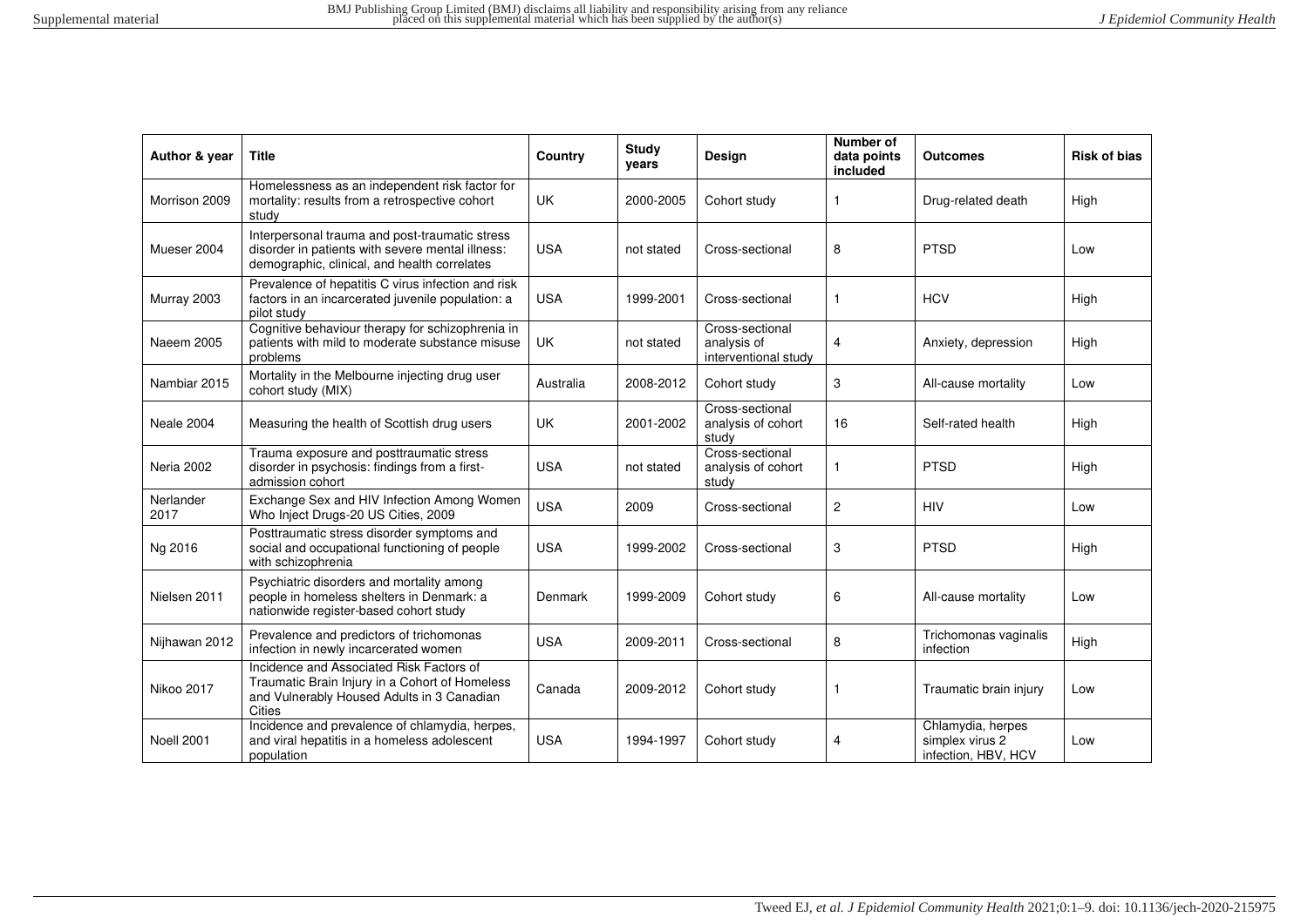| Author & year | Title | Country | Study years | Design | Number of data points included | Outcomes | Risk of bias |
|---|---|---|---|---|---|---|---|
| Morrison 2009 | Homelessness as an independent risk factor for mortality: results from a retrospective cohort study | UK | 2000-2005 | Cohort study | 1 | Drug-related death | High |
| Mueser 2004 | Interpersonal trauma and post-traumatic stress disorder in patients with severe mental illness: demographic, clinical, and health correlates | USA | not stated | Cross-sectional | 8 | PTSD | Low |
| Murray 2003 | Prevalence of hepatitis C virus infection and risk factors in an incarcerated juvenile population: a pilot study | USA | 1999-2001 | Cross-sectional | 1 | HCV | High |
| Naeem 2005 | Cognitive behaviour therapy for schizophrenia in patients with mild to moderate substance misuse problems | UK | not stated | Cross-sectional analysis of interventional study | 4 | Anxiety, depression | High |
| Nambiar 2015 | Mortality in the Melbourne injecting drug user cohort study (MIX) | Australia | 2008-2012 | Cohort study | 3 | All-cause mortality | Low |
| Neale 2004 | Measuring the health of Scottish drug users | UK | 2001-2002 | Cross-sectional analysis of cohort study | 16 | Self-rated health | High |
| Neria 2002 | Trauma exposure and posttraumatic stress disorder in psychosis: findings from a first-admission cohort | USA | not stated | Cross-sectional analysis of cohort study | 1 | PTSD | High |
| Nerlander 2017 | Exchange Sex and HIV Infection Among Women Who Inject Drugs-20 US Cities, 2009 | USA | 2009 | Cross-sectional | 2 | HIV | Low |
| Ng 2016 | Posttraumatic stress disorder symptoms and social and occupational functioning of people with schizophrenia | USA | 1999-2002 | Cross-sectional | 3 | PTSD | High |
| Nielsen 2011 | Psychiatric disorders and mortality among people in homeless shelters in Denmark: a nationwide register-based cohort study | Denmark | 1999-2009 | Cohort study | 6 | All-cause mortality | Low |
| Nijhawan 2012 | Prevalence and predictors of trichomonas infection in newly incarcerated women | USA | 2009-2011 | Cross-sectional | 8 | Trichomonas vaginalis infection | High |
| Nikoo 2017 | Incidence and Associated Risk Factors of Traumatic Brain Injury in a Cohort of Homeless and Vulnerably Housed Adults in 3 Canadian Cities | Canada | 2009-2012 | Cohort study | 1 | Traumatic brain injury | Low |
| Noell 2001 | Incidence and prevalence of chlamydia, herpes, and viral hepatitis in a homeless adolescent population | USA | 1994-1997 | Cohort study | 4 | Chlamydia, herpes simplex virus 2 infection, HBV, HCV | Low |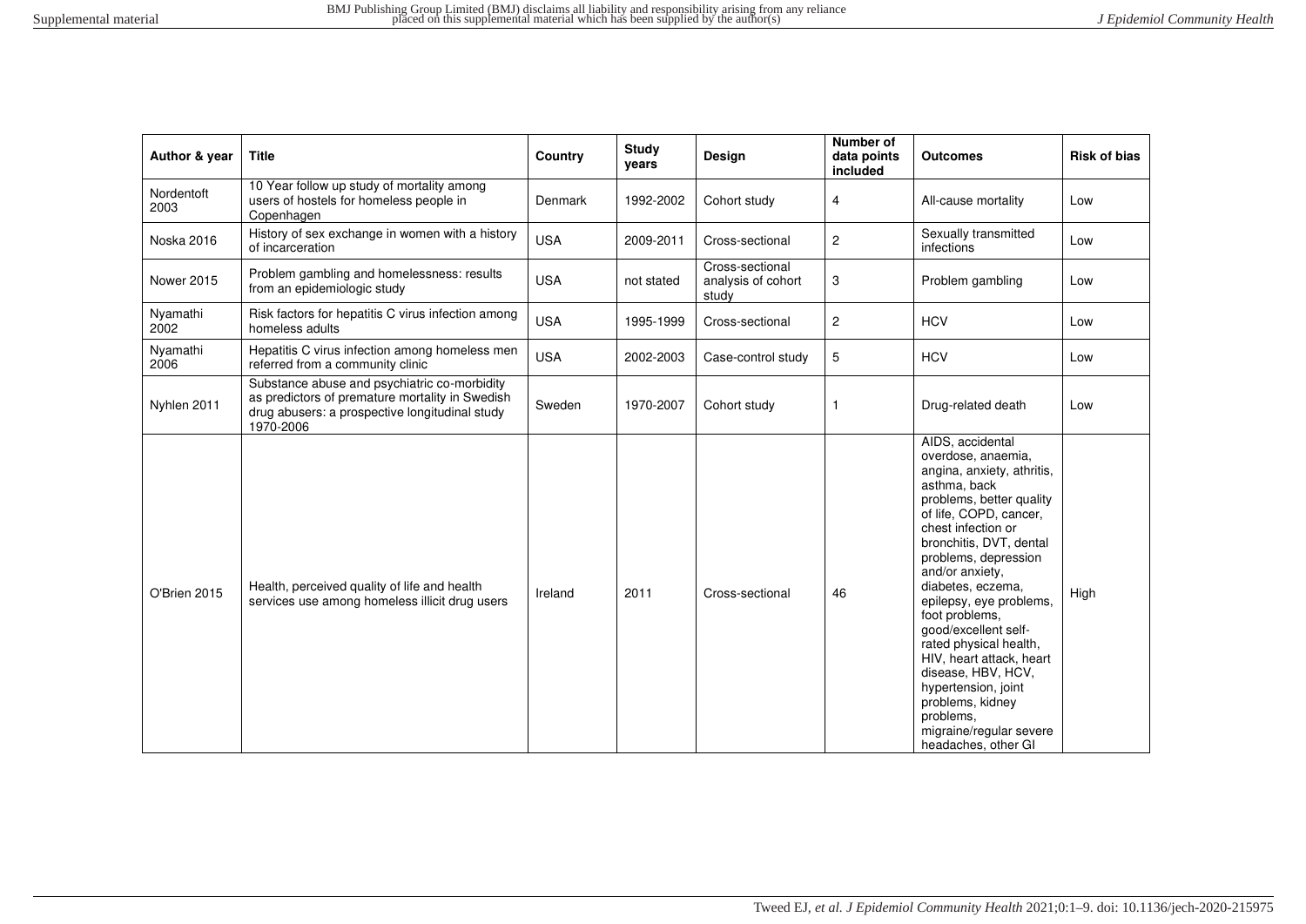| Author & year | Title | Country | Study years | Design | Number of data points included | Outcomes | Risk of bias |
|---|---|---|---|---|---|---|---|
| Nordentoft 2003 | 10 Year follow up study of mortality among users of hostels for homeless people in Copenhagen | Denmark | 1992-2002 | Cohort study | 4 | All-cause mortality | Low |
| Noska 2016 | History of sex exchange in women with a history of incarceration | USA | 2009-2011 | Cross-sectional | 2 | Sexually transmitted infections | Low |
| Nower 2015 | Problem gambling and homelessness: results from an epidemiologic study | USA | not stated | Cross-sectional analysis of cohort study | 3 | Problem gambling | Low |
| Nyamathi 2002 | Risk factors for hepatitis C virus infection among homeless adults | USA | 1995-1999 | Cross-sectional | 2 | HCV | Low |
| Nyamathi 2006 | Hepatitis C virus infection among homeless men referred from a community clinic | USA | 2002-2003 | Case-control study | 5 | HCV | Low |
| Nyhlen 2011 | Substance abuse and psychiatric co-morbidity as predictors of premature mortality in Swedish drug abusers: a prospective longitudinal study 1970-2006 | Sweden | 1970-2007 | Cohort study | 1 | Drug-related death | Low |
| O'Brien 2015 | Health, perceived quality of life and health services use among homeless illicit drug users | Ireland | 2011 | Cross-sectional | 46 | AIDS, accidental overdose, anaemia, angina, anxiety, athritis, asthma, back problems, better quality of life, COPD, cancer, chest infection or bronchitis, DVT, dental problems, depression and/or anxiety, diabetes, eczema, epilepsy, eye problems, foot problems, good/excellent self-rated physical health, HIV, heart attack, heart disease, HBV, HCV, hypertension, joint problems, kidney problems, migraine/regular severe headaches, other GI | High |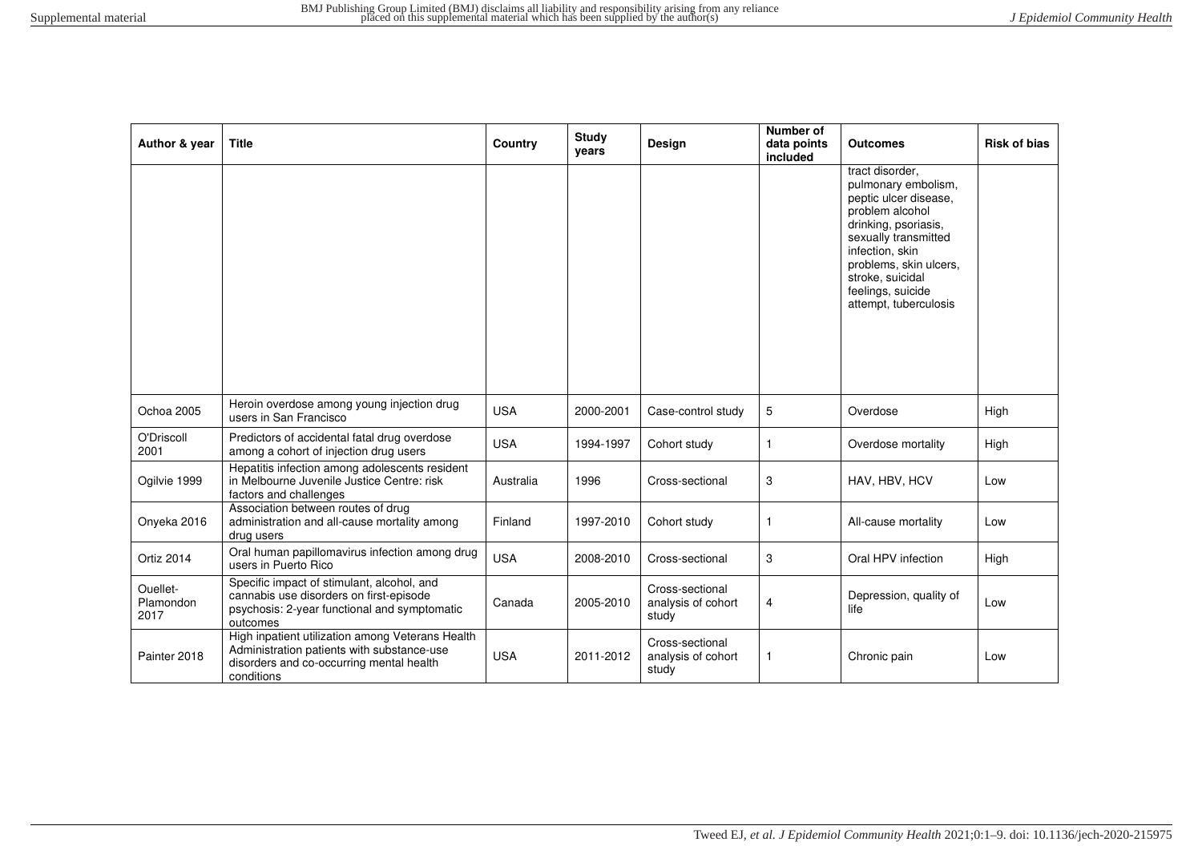| Author & year | Title | Country | Study years | Design | Number of data points included | Outcomes | Risk of bias |
|---|---|---|---|---|---|---|---|
| | | | | | | tract disorder, pulmonary embolism, peptic ulcer disease, problem alcohol drinking, psoriasis, sexually transmitted infection, skin problems, skin ulcers, stroke, suicidal feelings, suicide attempt, tuberculosis | |
| Ochoa 2005 | Heroin overdose among young injection drug users in San Francisco | USA | 2000-2001 | Case-control study | 5 | Overdose | High |
| O'Driscoll 2001 | Predictors of accidental fatal drug overdose among a cohort of injection drug users | USA | 1994-1997 | Cohort study | 1 | Overdose mortality | High |
| Ogilvie 1999 | Hepatitis infection among adolescents resident in Melbourne Juvenile Justice Centre: risk factors and challenges | Australia | 1996 | Cross-sectional | 3 | HAV, HBV, HCV | Low |
| Onyeka 2016 | Association between routes of drug administration and all-cause mortality among drug users | Finland | 1997-2010 | Cohort study | 1 | All-cause mortality | Low |
| Ortiz 2014 | Oral human papillomavirus infection among drug users in Puerto Rico | USA | 2008-2010 | Cross-sectional | 3 | Oral HPV infection | High |
| Ouellet-Plamondon 2017 | Specific impact of stimulant, alcohol, and cannabis use disorders on first-episode psychosis: 2-year functional and symptomatic outcomes | Canada | 2005-2010 | Cross-sectional analysis of cohort study | 4 | Depression, quality of life | Low |
| Painter 2018 | High inpatient utilization among Veterans Health Administration patients with substance-use disorders and co-occurring mental health conditions | USA | 2011-2012 | Cross-sectional analysis of cohort study | 1 | Chronic pain | Low |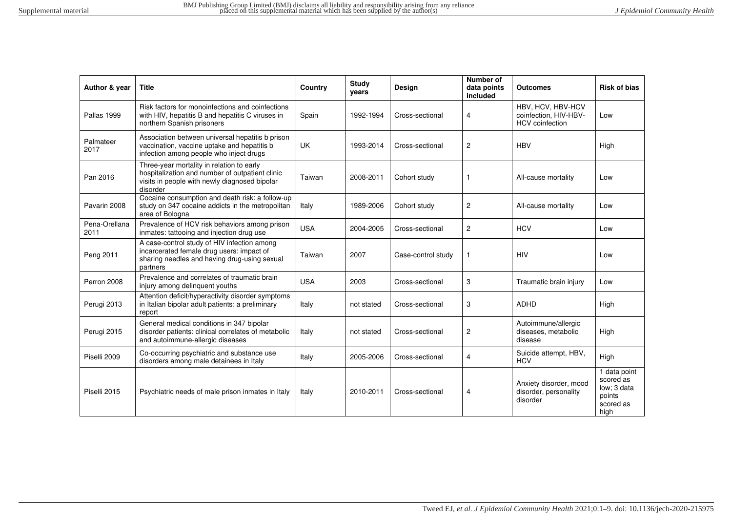| Author & year | Title | Country | Study years | Design | Number of data points included | Outcomes | Risk of bias |
|---|---|---|---|---|---|---|---|
| Pallas 1999 | Risk factors for monoinfections and coinfections with HIV, hepatitis B and hepatitis C viruses in northern Spanish prisoners | Spain | 1992-1994 | Cross-sectional | 4 | HBV, HCV, HBV-HCV coinfection, HIV-HBV-HCV coinfection | Low |
| Palmateer 2017 | Association between universal hepatitis b prison vaccination, vaccine uptake and hepatitis b infection among people who inject drugs | UK | 1993-2014 | Cross-sectional | 2 | HBV | High |
| Pan 2016 | Three-year mortality in relation to early hospitalization and number of outpatient clinic visits in people with newly diagnosed bipolar disorder | Taiwan | 2008-2011 | Cohort study | 1 | All-cause mortality | Low |
| Pavarin 2008 | Cocaine consumption and death risk: a follow-up study on 347 cocaine addicts in the metropolitan area of Bologna | Italy | 1989-2006 | Cohort study | 2 | All-cause mortality | Low |
| Pena-Orellana 2011 | Prevalence of HCV risk behaviors among prison inmates: tattooing and injection drug use | USA | 2004-2005 | Cross-sectional | 2 | HCV | Low |
| Peng 2011 | A case-control study of HIV infection among incarcerated female drug users: impact of sharing needles and having drug-using sexual partners | Taiwan | 2007 | Case-control study | 1 | HIV | Low |
| Perron 2008 | Prevalence and correlates of traumatic brain injury among delinquent youths | USA | 2003 | Cross-sectional | 3 | Traumatic brain injury | Low |
| Perugi 2013 | Attention deficit/hyperactivity disorder symptoms in Italian bipolar adult patients: a preliminary report | Italy | not stated | Cross-sectional | 3 | ADHD | High |
| Perugi 2015 | General medical conditions in 347 bipolar disorder patients: clinical correlates of metabolic and autoimmune-allergic diseases | Italy | not stated | Cross-sectional | 2 | Autoimmune/allergic diseases, metabolic disease | High |
| Piselli 2009 | Co-occurring psychiatric and substance use disorders among male detainees in Italy | Italy | 2005-2006 | Cross-sectional | 4 | Suicide attempt, HBV, HCV | High |
| Piselli 2015 | Psychiatric needs of male prison inmates in Italy | Italy | 2010-2011 | Cross-sectional | 4 | Anxiety disorder, mood disorder, personality disorder | 1 data point scored as low; 3 data points scored as high |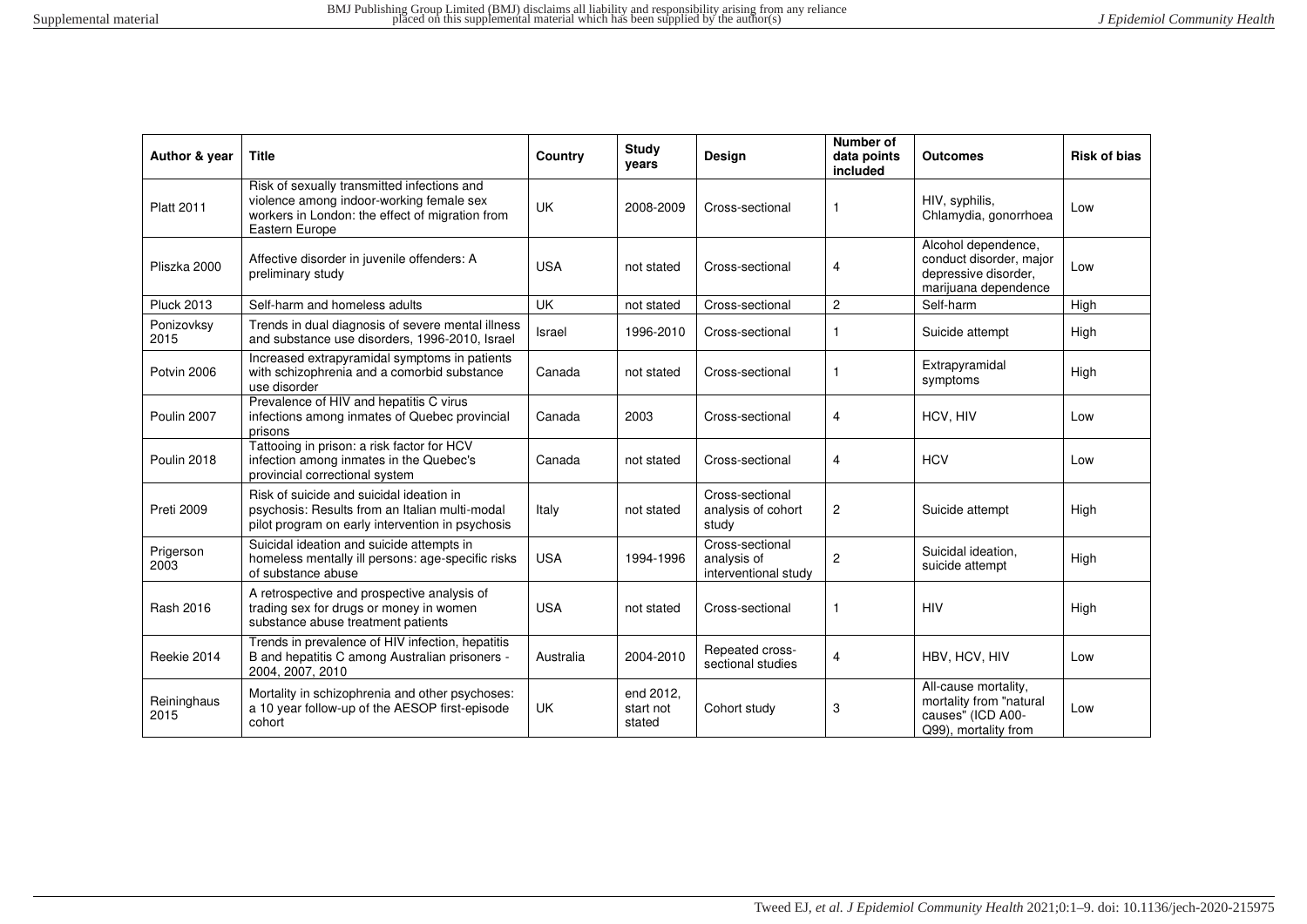| Author & year | Title | Country | Study years | Design | Number of data points included | Outcomes | Risk of bias |
|---|---|---|---|---|---|---|---|
| Platt 2011 | Risk of sexually transmitted infections and violence among indoor-working female sex workers in London: the effect of migration from Eastern Europe | UK | 2008-2009 | Cross-sectional | 1 | HIV, syphilis, Chlamydia, gonorrhoea | Low |
| Pliszka 2000 | Affective disorder in juvenile offenders: A preliminary study | USA | not stated | Cross-sectional | 4 | Alcohol dependence, conduct disorder, major depressive disorder, marijuana dependence | Low |
| Pluck 2013 | Self-harm and homeless adults | UK | not stated | Cross-sectional | 2 | Self-harm | High |
| Ponizovksy 2015 | Trends in dual diagnosis of severe mental illness and substance use disorders, 1996-2010, Israel | Israel | 1996-2010 | Cross-sectional | 1 | Suicide attempt | High |
| Potvin 2006 | Increased extrapyramidal symptoms in patients with schizophrenia and a comorbid substance use disorder | Canada | not stated | Cross-sectional | 1 | Extrapyramidal symptoms | High |
| Poulin 2007 | Prevalence of HIV and hepatitis C virus infections among inmates of Quebec provincial prisons | Canada | 2003 | Cross-sectional | 4 | HCV, HIV | Low |
| Poulin 2018 | Tattooing in prison: a risk factor for HCV infection among inmates in the Quebec's provincial correctional system | Canada | not stated | Cross-sectional | 4 | HCV | Low |
| Preti 2009 | Risk of suicide and suicidal ideation in psychosis: Results from an Italian multi-modal pilot program on early intervention in psychosis | Italy | not stated | Cross-sectional analysis of cohort study | 2 | Suicide attempt | High |
| Prigerson 2003 | Suicidal ideation and suicide attempts in homeless mentally ill persons: age-specific risks of substance abuse | USA | 1994-1996 | Cross-sectional analysis of interventional study | 2 | Suicidal ideation, suicide attempt | High |
| Rash 2016 | A retrospective and prospective analysis of trading sex for drugs or money in women substance abuse treatment patients | USA | not stated | Cross-sectional | 1 | HIV | High |
| Reekie 2014 | Trends in prevalence of HIV infection, hepatitis B and hepatitis C among Australian prisoners - 2004, 2007, 2010 | Australia | 2004-2010 | Repeated cross-sectional studies | 4 | HBV, HCV, HIV | Low |
| Reininghaus 2015 | Mortality in schizophrenia and other psychoses: a 10 year follow-up of the AESOP first-episode cohort | UK | end 2012, start not stated | Cohort study | 3 | All-cause mortality, mortality from "natural causes" (ICD A00-Q99), mortality from | Low |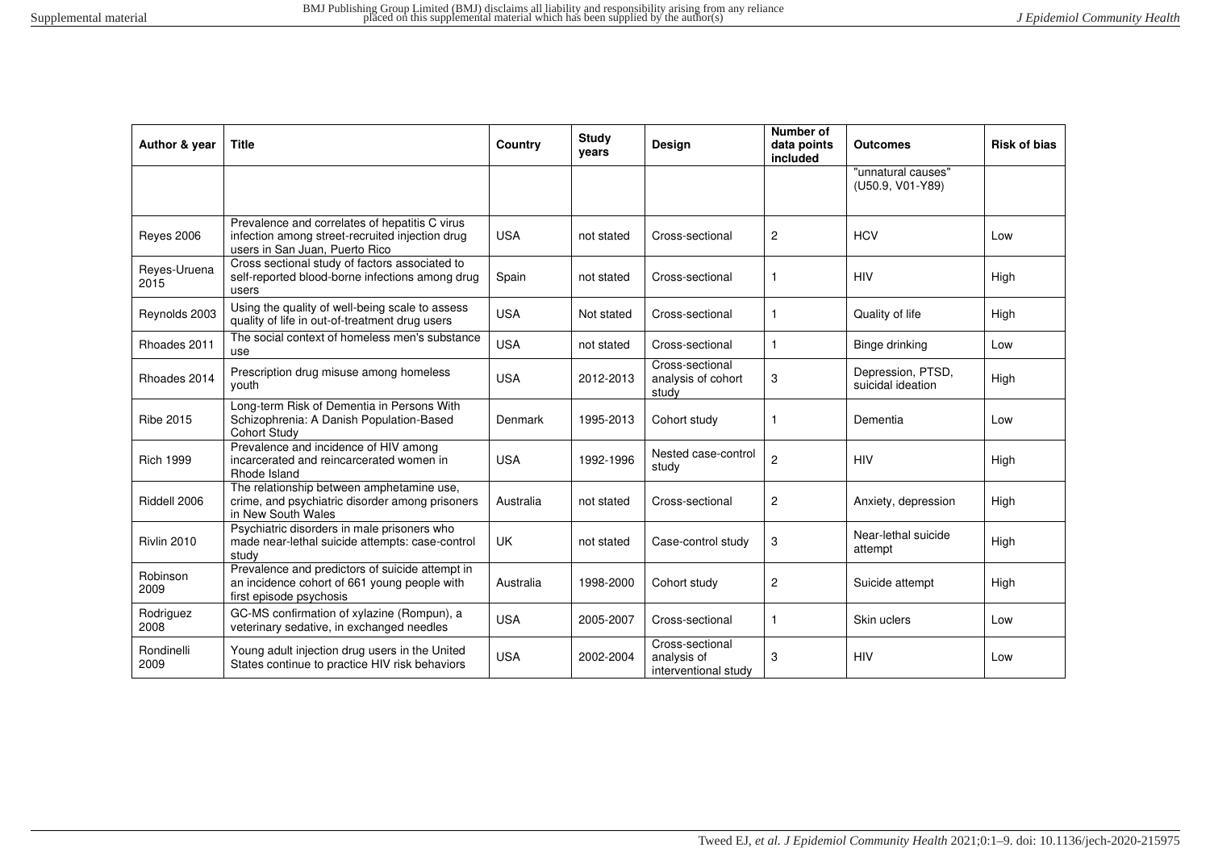| Author & year | Title | Country | Study years | Design | Number of data points included | Outcomes | Risk of bias |
|---|---|---|---|---|---|---|---|
| | | | | | | "unnatural causes" (U50.9, V01-Y89) | |
| Reyes 2006 | Prevalence and correlates of hepatitis C virus infection among street-recruited injection drug users in San Juan, Puerto Rico | USA | not stated | Cross-sectional | 2 | HCV | Low |
| Reyes-Uruena 2015 | Cross sectional study of factors associated to self-reported blood-borne infections among drug users | Spain | not stated | Cross-sectional | 1 | HIV | High |
| Reynolds 2003 | Using the quality of well-being scale to assess quality of life in out-of-treatment drug users | USA | Not stated | Cross-sectional | 1 | Quality of life | High |
| Rhoades 2011 | The social context of homeless men's substance use | USA | not stated | Cross-sectional | 1 | Binge drinking | Low |
| Rhoades 2014 | Prescription drug misuse among homeless youth | USA | 2012-2013 | Cross-sectional analysis of cohort study | 3 | Depression, PTSD, suicidal ideation | High |
| Ribe 2015 | Long-term Risk of Dementia in Persons With Schizophrenia: A Danish Population-Based Cohort Study | Denmark | 1995-2013 | Cohort study | 1 | Dementia | Low |
| Rich 1999 | Prevalence and incidence of HIV among incarcerated and reincarcerated women in Rhode Island | USA | 1992-1996 | Nested case-control study | 2 | HIV | High |
| Riddell 2006 | The relationship between amphetamine use, crime, and psychiatric disorder among prisoners in New South Wales | Australia | not stated | Cross-sectional | 2 | Anxiety, depression | High |
| Rivlin 2010 | Psychiatric disorders in male prisoners who made near-lethal suicide attempts: case-control study | UK | not stated | Case-control study | 3 | Near-lethal suicide attempt | High |
| Robinson 2009 | Prevalence and predictors of suicide attempt in an incidence cohort of 661 young people with first episode psychosis | Australia | 1998-2000 | Cohort study | 2 | Suicide attempt | High |
| Rodriguez 2008 | GC-MS confirmation of xylazine (Rompun), a veterinary sedative, in exchanged needles | USA | 2005-2007 | Cross-sectional | 1 | Skin uclers | Low |
| Rondinelli 2009 | Young adult injection drug users in the United States continue to practice HIV risk behaviors | USA | 2002-2004 | Cross-sectional analysis of interventional study | 3 | HIV | Low |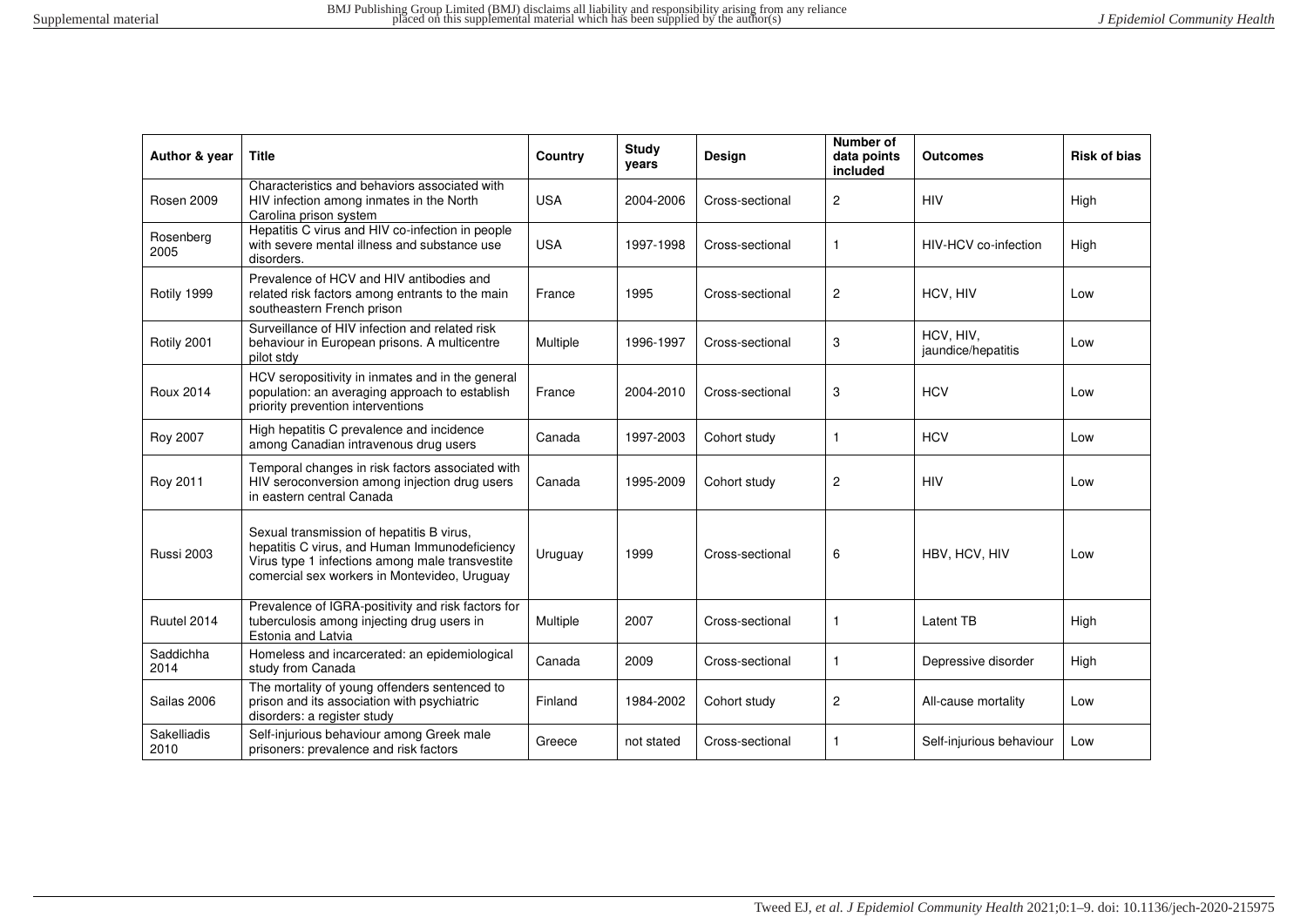| Author & year | Title | Country | Study years | Design | Number of data points included | Outcomes | Risk of bias |
|---|---|---|---|---|---|---|---|
| Rosen 2009 | Characteristics and behaviors associated with HIV infection among inmates in the North Carolina prison system | USA | 2004-2006 | Cross-sectional | 2 | HIV | High |
| Rosenberg 2005 | Hepatitis C virus and HIV co-infection in people with severe mental illness and substance use disorders. | USA | 1997-1998 | Cross-sectional | 1 | HIV-HCV co-infection | High |
| Rotily 1999 | Prevalence of HCV and HIV antibodies and related risk factors among entrants to the main southeastern French prison | France | 1995 | Cross-sectional | 2 | HCV, HIV | Low |
| Rotily 2001 | Surveillance of HIV infection and related risk behaviour in European prisons. A multicentre pilot stdy | Multiple | 1996-1997 | Cross-sectional | 3 | HCV, HIV, jaundice/hepatitis | Low |
| Roux 2014 | HCV seropositivity in inmates and in the general population: an averaging approach to establish priority prevention interventions | France | 2004-2010 | Cross-sectional | 3 | HCV | Low |
| Roy 2007 | High hepatitis C prevalence and incidence among Canadian intravenous drug users | Canada | 1997-2003 | Cohort study | 1 | HCV | Low |
| Roy 2011 | Temporal changes in risk factors associated with HIV seroconversion among injection drug users in eastern central Canada | Canada | 1995-2009 | Cohort study | 2 | HIV | Low |
| Russi 2003 | Sexual transmission of hepatitis B virus, hepatitis C virus, and Human Immunodeficiency Virus type 1 infections among male transvestite comercial sex workers in Montevideo, Uruguay | Uruguay | 1999 | Cross-sectional | 6 | HBV, HCV, HIV | Low |
| Ruutel 2014 | Prevalence of IGRA-positivity and risk factors for tuberculosis among injecting drug users in Estonia and Latvia | Multiple | 2007 | Cross-sectional | 1 | Latent TB | High |
| Saddichha 2014 | Homeless and incarcerated: an epidemiological study from Canada | Canada | 2009 | Cross-sectional | 1 | Depressive disorder | High |
| Sailas 2006 | The mortality of young offenders sentenced to prison and its association with psychiatric disorders: a register study | Finland | 1984-2002 | Cohort study | 2 | All-cause mortality | Low |
| Sakelliadis 2010 | Self-injurious behaviour among Greek male prisoners: prevalence and risk factors | Greece | not stated | Cross-sectional | 1 | Self-injurious behaviour | Low |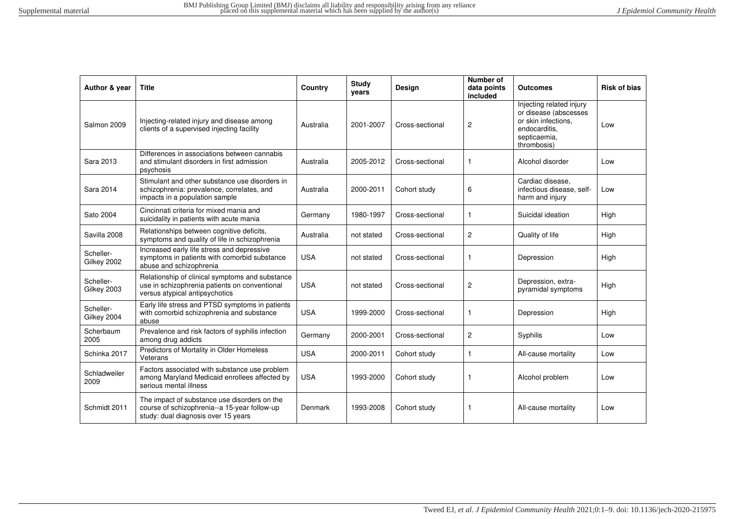| Author & year | Title | Country | Study years | Design | Number of data points included | Outcomes | Risk of bias |
|---|---|---|---|---|---|---|---|
| Salmon 2009 | Injecting-related injury and disease among clients of a supervised injecting facility | Australia | 2001-2007 | Cross-sectional | 2 | Injecting related injury or disease (abscesses or skin infections, endocarditis, septicaemia, thrombosis) | Low |
| Sara 2013 | Differences in associations between cannabis and stimulant disorders in first admission psychosis | Australia | 2005-2012 | Cross-sectional | 1 | Alcohol disorder | Low |
| Sara 2014 | Stimulant and other substance use disorders in schizophrenia: prevalence, correlates, and impacts in a population sample | Australia | 2000-2011 | Cohort study | 6 | Cardiac disease, infectious disease, self-harm and injury | Low |
| Sato 2004 | Cincinnati criteria for mixed mania and suicidality in patients with acute mania | Germany | 1980-1997 | Cross-sectional | 1 | Suicidal ideation | High |
| Savilla 2008 | Relationships between cognitive deficits, symptoms and quality of life in schizophrenia | Australia | not stated | Cross-sectional | 2 | Quality of life | High |
| Scheller-Gilkey 2002 | Increased early life stress and depressive symptoms in patients with comorbid substance abuse and schizophrenia | USA | not stated | Cross-sectional | 1 | Depression | High |
| Scheller-Gilkey 2003 | Relationship of clinical symptoms and substance use in schizophrenia patients on conventional versus atypical antipsychotics | USA | not stated | Cross-sectional | 2 | Depression, extra-pyramidal symptoms | High |
| Scheller-Gilkey 2004 | Early life stress and PTSD symptoms in patients with comorbid schizophrenia and substance abuse | USA | 1999-2000 | Cross-sectional | 1 | Depression | High |
| Scherbaum 2005 | Prevalence and risk factors of syphilis infection among drug addicts | Germany | 2000-2001 | Cross-sectional | 2 | Syphilis | Low |
| Schinka 2017 | Predictors of Mortality in Older Homeless Veterans | USA | 2000-2011 | Cohort study | 1 | All-cause mortality | Low |
| Schladweiler 2009 | Factors associated with substance use problem among Maryland Medicaid enrollees affected by serious mental illness | USA | 1993-2000 | Cohort study | 1 | Alcohol problem | Low |
| Schmidt 2011 | The impact of substance use disorders on the course of schizophrenia--a 15-year follow-up study: dual diagnosis over 15 years | Denmark | 1993-2008 | Cohort study | 1 | All-cause mortality | Low |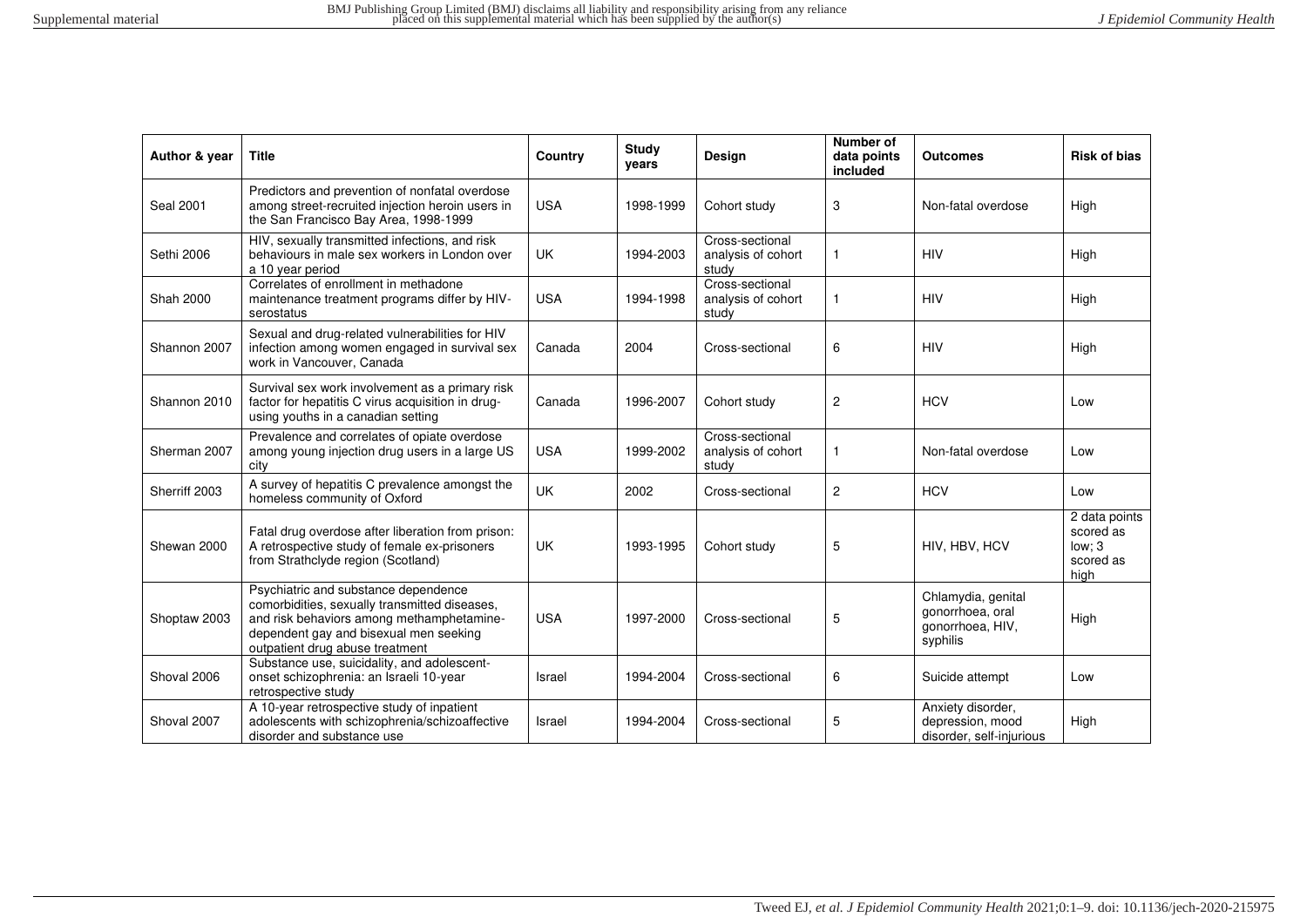| Author & year | Title | Country | Study years | Design | Number of data points included | Outcomes | Risk of bias |
|---|---|---|---|---|---|---|---|
| Seal 2001 | Predictors and prevention of nonfatal overdose among street-recruited injection heroin users in the San Francisco Bay Area, 1998-1999 | USA | 1998-1999 | Cohort study | 3 | Non-fatal overdose | High |
| Sethi 2006 | HIV, sexually transmitted infections, and risk behaviours in male sex workers in London over a 10 year period | UK | 1994-2003 | Cross-sectional analysis of cohort study | 1 | HIV | High |
| Shah 2000 | Correlates of enrollment in methadone maintenance treatment programs differ by HIV-serostatus | USA | 1994-1998 | Cross-sectional analysis of cohort study | 1 | HIV | High |
| Shannon 2007 | Sexual and drug-related vulnerabilities for HIV infection among women engaged in survival sex work in Vancouver, Canada | Canada | 2004 | Cross-sectional | 6 | HIV | High |
| Shannon 2010 | Survival sex work involvement as a primary risk factor for hepatitis C virus acquisition in drug-using youths in a canadian setting | Canada | 1996-2007 | Cohort study | 2 | HCV | Low |
| Sherman 2007 | Prevalence and correlates of opiate overdose among young injection drug users in a large US city | USA | 1999-2002 | Cross-sectional analysis of cohort study | 1 | Non-fatal overdose | Low |
| Sherriff 2003 | A survey of hepatitis C prevalence amongst the homeless community of Oxford | UK | 2002 | Cross-sectional | 2 | HCV | Low |
| Shewan 2000 | Fatal drug overdose after liberation from prison: A retrospective study of female ex-prisoners from Strathclyde region (Scotland) | UK | 1993-1995 | Cohort study | 5 | HIV, HBV, HCV | 2 data points scored as low; 3 scored as high |
| Shoptaw 2003 | Psychiatric and substance dependence comorbidities, sexually transmitted diseases, and risk behaviors among methamphetamine-dependent gay and bisexual men seeking outpatient drug abuse treatment | USA | 1997-2000 | Cross-sectional | 5 | Chlamydia, genital gonorrhoea, oral gonorrhoea, HIV, syphilis | High |
| Shoval 2006 | Substance use, suicidality, and adolescent-onset schizophrenia: an Israeli 10-year retrospective study | Israel | 1994-2004 | Cross-sectional | 6 | Suicide attempt | Low |
| Shoval 2007 | A 10-year retrospective study of inpatient adolescents with schizophrenia/schizoaffective disorder and substance use | Israel | 1994-2004 | Cross-sectional | 5 | Anxiety disorder, depression, mood disorder, self-injurious | High |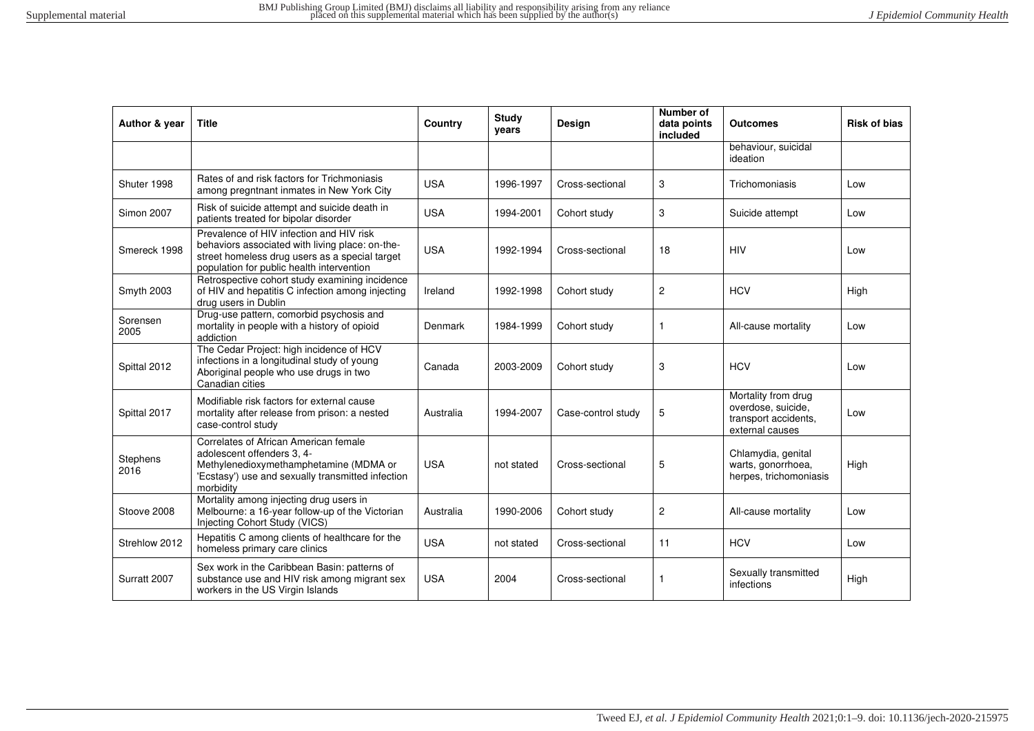| Author & year | Title | Country | Study years | Design | Number of data points included | Outcomes | Risk of bias |
|---|---|---|---|---|---|---|---|
| | | | | | | behaviour, suicidal ideation | |
| Shuter 1998 | Rates of and risk factors for Trichmoniasis among pregntnant inmates in New York City | USA | 1996-1997 | Cross-sectional | 3 | Trichomoniasis | Low |
| Simon 2007 | Risk of suicide attempt and suicide death in patients treated for bipolar disorder | USA | 1994-2001 | Cohort study | 3 | Suicide attempt | Low |
| Smereck 1998 | Prevalence of HIV infection and HIV risk behaviors associated with living place: on-the-street homeless drug users as a special target population for public health intervention | USA | 1992-1994 | Cross-sectional | 18 | HIV | Low |
| Smyth 2003 | Retrospective cohort study examining incidence of HIV and hepatitis C infection among injecting drug users in Dublin | Ireland | 1992-1998 | Cohort study | 2 | HCV | High |
| Sorensen 2005 | Drug-use pattern, comorbid psychosis and mortality in people with a history of opioid addiction | Denmark | 1984-1999 | Cohort study | 1 | All-cause mortality | Low |
| Spittal 2012 | The Cedar Project: high incidence of HCV infections in a longitudinal study of young Aboriginal people who use drugs in two Canadian cities | Canada | 2003-2009 | Cohort study | 3 | HCV | Low |
| Spittal 2017 | Modifiable risk factors for external cause mortality after release from prison: a nested case-control study | Australia | 1994-2007 | Case-control study | 5 | Mortality from drug overdose, suicide, transport accidents, external causes | Low |
| Stephens 2016 | Correlates of African American female adolescent offenders 3, 4-Methylenedioxymethamphetamine (MDMA or 'Ecstasy') use and sexually transmitted infection morbidity | USA | not stated | Cross-sectional | 5 | Chlamydia, genital warts, gonorrhoea, herpes, trichomoniasis | High |
| Stoove 2008 | Mortality among injecting drug users in Melbourne: a 16-year follow-up of the Victorian Injecting Cohort Study (VICS) | Australia | 1990-2006 | Cohort study | 2 | All-cause mortality | Low |
| Strehlow 2012 | Hepatitis C among clients of healthcare for the homeless primary care clinics | USA | not stated | Cross-sectional | 11 | HCV | Low |
| Surratt 2007 | Sex work in the Caribbean Basin: patterns of substance use and HIV risk among migrant sex workers in the US Virgin Islands | USA | 2004 | Cross-sectional | 1 | Sexually transmitted infections | High |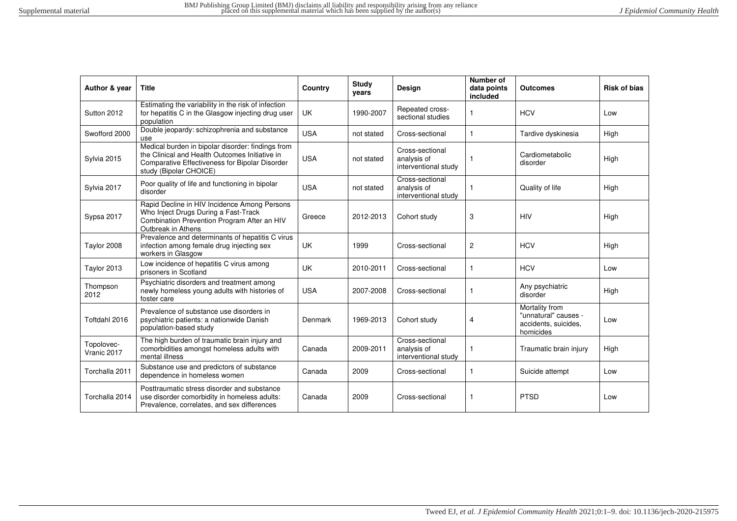| Author & year | Title | Country | Study years | Design | Number of data points included | Outcomes | Risk of bias |
|---|---|---|---|---|---|---|---|
| Sutton 2012 | Estimating the variability in the risk of infection for hepatitis C in the Glasgow injecting drug user population | UK | 1990-2007 | Repeated cross-sectional studies | 1 | HCV | Low |
| Swofford 2000 | Double jeopardy: schizophrenia and substance use | USA | not stated | Cross-sectional | 1 | Tardive dyskinesia | High |
| Sylvia 2015 | Medical burden in bipolar disorder: findings from the Clinical and Health Outcomes Initiative in Comparative Effectiveness for Bipolar Disorder study (Bipolar CHOICE) | USA | not stated | Cross-sectional analysis of interventional study | 1 | Cardiometabolic disorder | High |
| Sylvia 2017 | Poor quality of life and functioning in bipolar disorder | USA | not stated | Cross-sectional analysis of interventional study | 1 | Quality of life | High |
| Sypsa 2017 | Rapid Decline in HIV Incidence Among Persons Who Inject Drugs During a Fast-Track Combination Prevention Program After an HIV Outbreak in Athens | Greece | 2012-2013 | Cohort study | 3 | HIV | High |
| Taylor 2008 | Prevalence and determinants of hepatitis C virus infection among female drug injecting sex workers in Glasgow | UK | 1999 | Cross-sectional | 2 | HCV | High |
| Taylor 2013 | Low incidence of hepatitis C virus among prisoners in Scotland | UK | 2010-2011 | Cross-sectional | 1 | HCV | Low |
| Thompson 2012 | Psychiatric disorders and treatment among newly homeless young adults with histories of foster care | USA | 2007-2008 | Cross-sectional | 1 | Any psychiatric disorder | High |
| Toftdahl 2016 | Prevalence of substance use disorders in psychiatric patients: a nationwide Danish population-based study | Denmark | 1969-2013 | Cohort study | 4 | Mortality from "unnatural" causes - accidents, suicides, homicides | Low |
| Topolovec-Vranic 2017 | The high burden of traumatic brain injury and comorbidities amongst homeless adults with mental illness | Canada | 2009-2011 | Cross-sectional analysis of interventional study | 1 | Traumatic brain injury | High |
| Torchalla 2011 | Substance use and predictors of substance dependence in homeless women | Canada | 2009 | Cross-sectional | 1 | Suicide attempt | Low |
| Torchalla 2014 | Posttraumatic stress disorder and substance use disorder comorbidity in homeless adults: Prevalence, correlates, and sex differences | Canada | 2009 | Cross-sectional | 1 | PTSD | Low |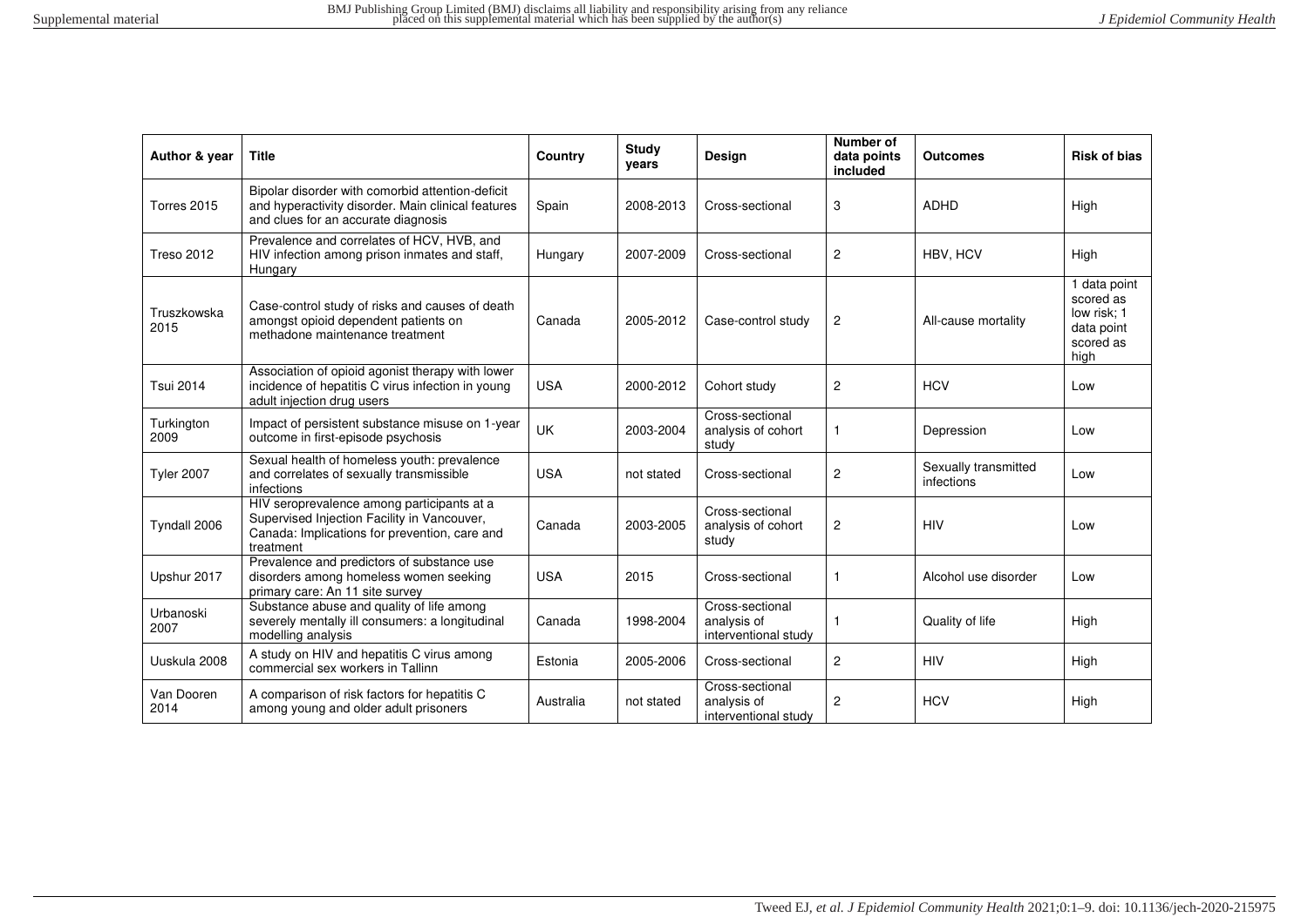| Author & year | Title | Country | Study years | Design | Number of data points included | Outcomes | Risk of bias |
|---|---|---|---|---|---|---|---|
| Torres 2015 | Bipolar disorder with comorbid attention-deficit and hyperactivity disorder. Main clinical features and clues for an accurate diagnosis | Spain | 2008-2013 | Cross-sectional | 3 | ADHD | High |
| Treso 2012 | Prevalence and correlates of HCV, HVB, and HIV infection among prison inmates and staff, Hungary | Hungary | 2007-2009 | Cross-sectional | 2 | HBV, HCV | High |
| Truszkowska 2015 | Case-control study of risks and causes of death amongst opioid dependent patients on methadone maintenance treatment | Canada | 2005-2012 | Case-control study | 2 | All-cause mortality | 1 data point scored as low risk; 1 data point scored as high |
| Tsui 2014 | Association of opioid agonist therapy with lower incidence of hepatitis C virus infection in young adult injection drug users | USA | 2000-2012 | Cohort study | 2 | HCV | Low |
| Turkington 2009 | Impact of persistent substance misuse on 1-year outcome in first-episode psychosis | UK | 2003-2004 | Cross-sectional analysis of cohort study | 1 | Depression | Low |
| Tyler 2007 | Sexual health of homeless youth: prevalence and correlates of sexually transmissible infections | USA | not stated | Cross-sectional | 2 | Sexually transmitted infections | Low |
| Tyndall 2006 | HIV seroprevalence among participants at a Supervised Injection Facility in Vancouver, Canada: Implications for prevention, care and treatment | Canada | 2003-2005 | Cross-sectional analysis of cohort study | 2 | HIV | Low |
| Upshur 2017 | Prevalence and predictors of substance use disorders among homeless women seeking primary care: An 11 site survey | USA | 2015 | Cross-sectional | 1 | Alcohol use disorder | Low |
| Urbanoski 2007 | Substance abuse and quality of life among severely mentally ill consumers: a longitudinal modelling analysis | Canada | 1998-2004 | Cross-sectional analysis of interventional study | 1 | Quality of life | High |
| Uuskula 2008 | A study on HIV and hepatitis C virus among commercial sex workers in Tallinn | Estonia | 2005-2006 | Cross-sectional | 2 | HIV | High |
| Van Dooren 2014 | A comparison of risk factors for hepatitis C among young and older adult prisoners | Australia | not stated | Cross-sectional analysis of interventional study | 2 | HCV | High |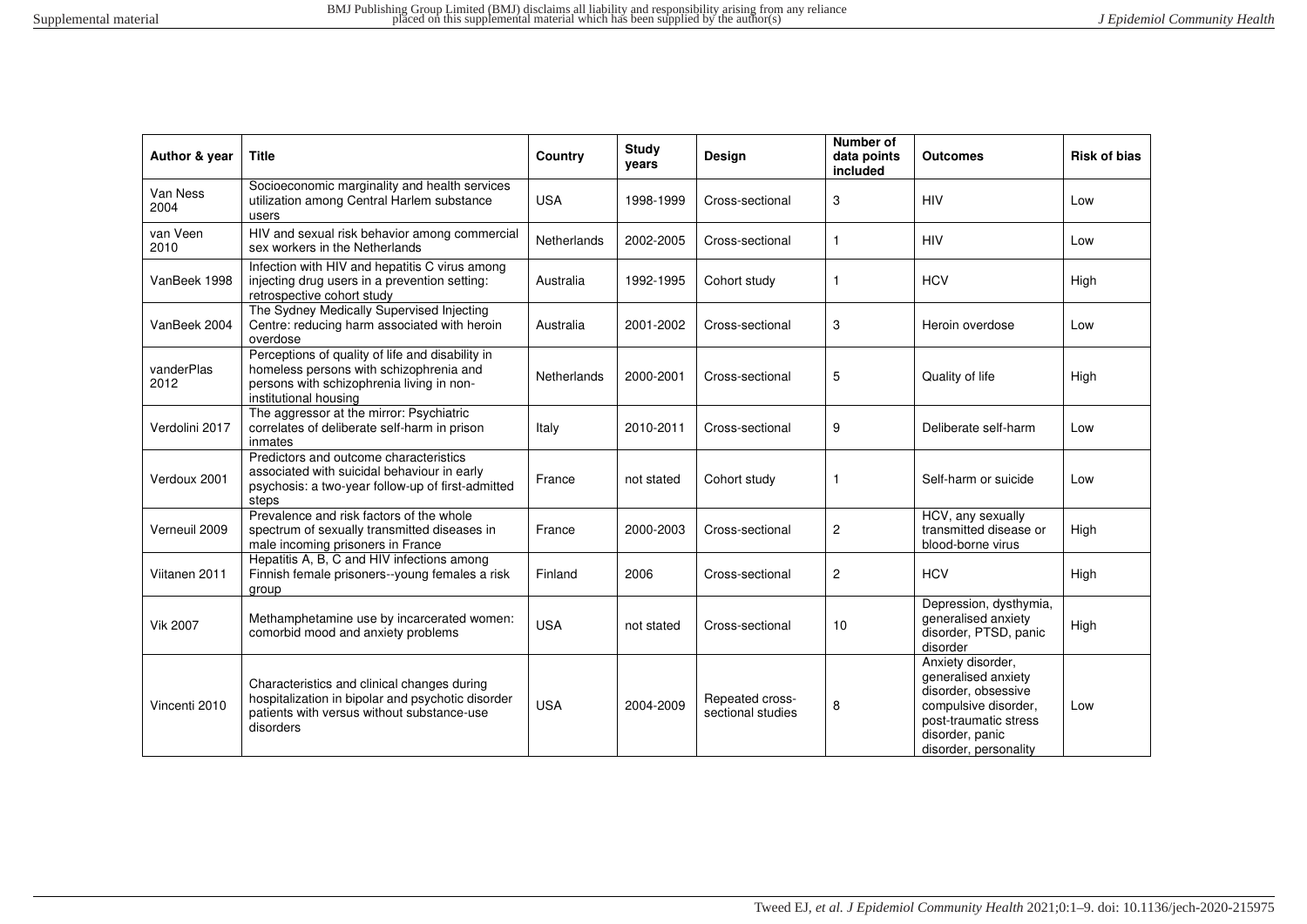| Author & year | Title | Country | Study years | Design | Number of data points included | Outcomes | Risk of bias |
|---|---|---|---|---|---|---|---|
| Van Ness 2004 | Socioeconomic marginality and health services utilization among Central Harlem substance users | USA | 1998-1999 | Cross-sectional | 3 | HIV | Low |
| van Veen 2010 | HIV and sexual risk behavior among commercial sex workers in the Netherlands | Netherlands | 2002-2005 | Cross-sectional | 1 | HIV | Low |
| VanBeek 1998 | Infection with HIV and hepatitis C virus among injecting drug users in a prevention setting: retrospective cohort study | Australia | 1992-1995 | Cohort study | 1 | HCV | High |
| VanBeek 2004 | The Sydney Medically Supervised Injecting Centre: reducing harm associated with heroin overdose | Australia | 2001-2002 | Cross-sectional | 3 | Heroin overdose | Low |
| vanderPlas 2012 | Perceptions of quality of life and disability in homeless persons with schizophrenia and persons with schizophrenia living in non-institutional housing | Netherlands | 2000-2001 | Cross-sectional | 5 | Quality of life | High |
| Verdolini 2017 | The aggressor at the mirror: Psychiatric correlates of deliberate self-harm in prison inmates | Italy | 2010-2011 | Cross-sectional | 9 | Deliberate self-harm | Low |
| Verdoux 2001 | Predictors and outcome characteristics associated with suicidal behaviour in early psychosis: a two-year follow-up of first-admitted steps | France | not stated | Cohort study | 1 | Self-harm or suicide | Low |
| Verneuil 2009 | Prevalence and risk factors of the whole spectrum of sexually transmitted diseases in male incoming prisoners in France | France | 2000-2003 | Cross-sectional | 2 | HCV, any sexually transmitted disease or blood-borne virus | High |
| Viitanen 2011 | Hepatitis A, B, C and HIV infections among Finnish female prisoners--young females a risk group | Finland | 2006 | Cross-sectional | 2 | HCV | High |
| Vik 2007 | Methamphetamine use by incarcerated women: comorbid mood and anxiety problems | USA | not stated | Cross-sectional | 10 | Depression, dysthymia, generalised anxiety disorder, PTSD, panic disorder | High |
| Vincenti 2010 | Characteristics and clinical changes during hospitalization in bipolar and psychotic disorder patients with versus without substance-use disorders | USA | 2004-2009 | Repeated cross-sectional studies | 8 | Anxiety disorder, generalised anxiety disorder, obsessive compulsive disorder, post-traumatic stress disorder, panic disorder, personality | Low |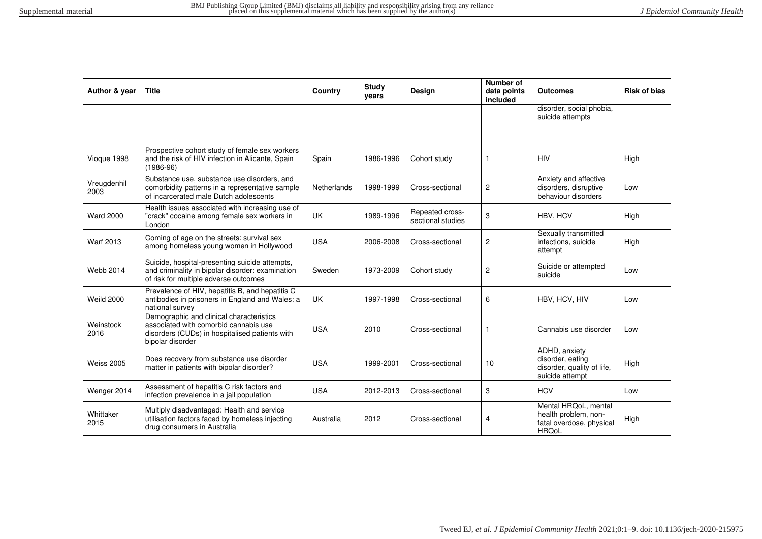| Author & year | Title | Country | Study years | Design | Number of data points included | Outcomes | Risk of bias |
|---|---|---|---|---|---|---|---|
| | | | | | | disorder, social phobia, suicide attempts | |
| Vioque 1998 | Prospective cohort study of female sex workers and the risk of HIV infection in Alicante, Spain (1986-96) | Spain | 1986-1996 | Cohort study | 1 | HIV | High |
| Vreugdenhil 2003 | Substance use, substance use disorders, and comorbidity patterns in a representative sample of incarcerated male Dutch adolescents | Netherlands | 1998-1999 | Cross-sectional | 2 | Anxiety and affective disorders, disruptive behaviour disorders | Low |
| Ward 2000 | Health issues associated with increasing use of "crack" cocaine among female sex workers in London | UK | 1989-1996 | Repeated cross-sectional studies | 3 | HBV, HCV | High |
| Warf 2013 | Coming of age on the streets: survival sex among homeless young women in Hollywood | USA | 2006-2008 | Cross-sectional | 2 | Sexually transmitted infections, suicide attempt | High |
| Webb 2014 | Suicide, hospital-presenting suicide attempts, and criminality in bipolar disorder: examination of risk for multiple adverse outcomes | Sweden | 1973-2009 | Cohort study | 2 | Suicide or attempted suicide | Low |
| Weild 2000 | Prevalence of HIV, hepatitis B, and hepatitis C antibodies in prisoners in England and Wales: a national survey | UK | 1997-1998 | Cross-sectional | 6 | HBV, HCV, HIV | Low |
| Weinstock 2016 | Demographic and clinical characteristics associated with comorbid cannabis use disorders (CUDs) in hospitalised patients with bipolar disorder | USA | 2010 | Cross-sectional | 1 | Cannabis use disorder | Low |
| Weiss 2005 | Does recovery from substance use disorder matter in patients with bipolar disorder? | USA | 1999-2001 | Cross-sectional | 10 | ADHD, anxiety disorder, eating disorder, quality of life, suicide attempt | High |
| Wenger 2014 | Assessment of hepatitis C risk factors and infection prevalence in a jail population | USA | 2012-2013 | Cross-sectional | 3 | HCV | Low |
| Whittaker 2015 | Multiply disadvantaged: Health and service utilisation factors faced by homeless injecting drug consumers in Australia | Australia | 2012 | Cross-sectional | 4 | Mental HRQoL, mental health problem, non-fatal overdose, physical HRQoL | High |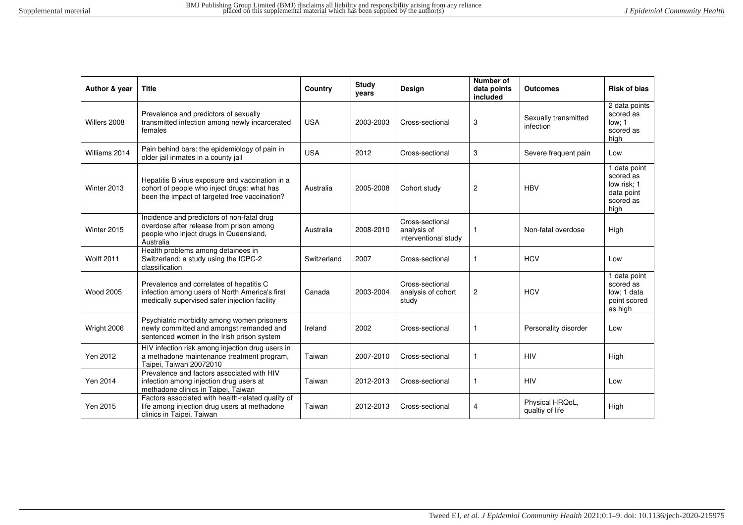| Author & year | Title | Country | Study years | Design | Number of data points included | Outcomes | Risk of bias |
|---|---|---|---|---|---|---|---|
| Willers 2008 | Prevalence and predictors of sexually transmitted infection among newly incarcerated females | USA | 2003-2003 | Cross-sectional | 3 | Sexually transmitted infection | 2 data points scored as low; 1 scored as high |
| Williams 2014 | Pain behind bars: the epidemiology of pain in older jail inmates in a county jail | USA | 2012 | Cross-sectional | 3 | Severe frequent pain | Low |
| Winter 2013 | Hepatitis B virus exposure and vaccination in a cohort of people who inject drugs: what has been the impact of targeted free vaccination? | Australia | 2005-2008 | Cohort study | 2 | HBV | 1 data point scored as low risk; 1 data point scored as high |
| Winter 2015 | Incidence and predictors of non-fatal drug overdose after release from prison among people who inject drugs in Queensland, Australia | Australia | 2008-2010 | Cross-sectional analysis of interventional study | 1 | Non-fatal overdose | High |
| Wolff 2011 | Health problems among detainees in Switzerland: a study using the ICPC-2 classification | Switzerland | 2007 | Cross-sectional | 1 | HCV | Low |
| Wood 2005 | Prevalence and correlates of hepatitis C infection among users of North America's first medically supervised safer injection facility | Canada | 2003-2004 | Cross-sectional analysis of cohort study | 2 | HCV | 1 data point scored as low; 1 data point scored as high |
| Wright 2006 | Psychiatric morbidity among women prisoners newly committed and amongst remanded and sentenced women in the Irish prison system | Ireland | 2002 | Cross-sectional | 1 | Personality disorder | Low |
| Yen 2012 | HIV infection risk among injection drug users in a methadone maintenance treatment program, Taipei, Taiwan 20072010 | Taiwan | 2007-2010 | Cross-sectional | 1 | HIV | High |
| Yen 2014 | Prevalence and factors associated with HIV infection among injection drug users at methadone clinics in Taipei, Taiwan | Taiwan | 2012-2013 | Cross-sectional | 1 | HIV | Low |
| Yen 2015 | Factors associated with health-related quality of life among injection drug users at methadone clinics in Taipei, Taiwan | Taiwan | 2012-2013 | Cross-sectional | 4 | Physical HRQoL, qualtiy of life | High |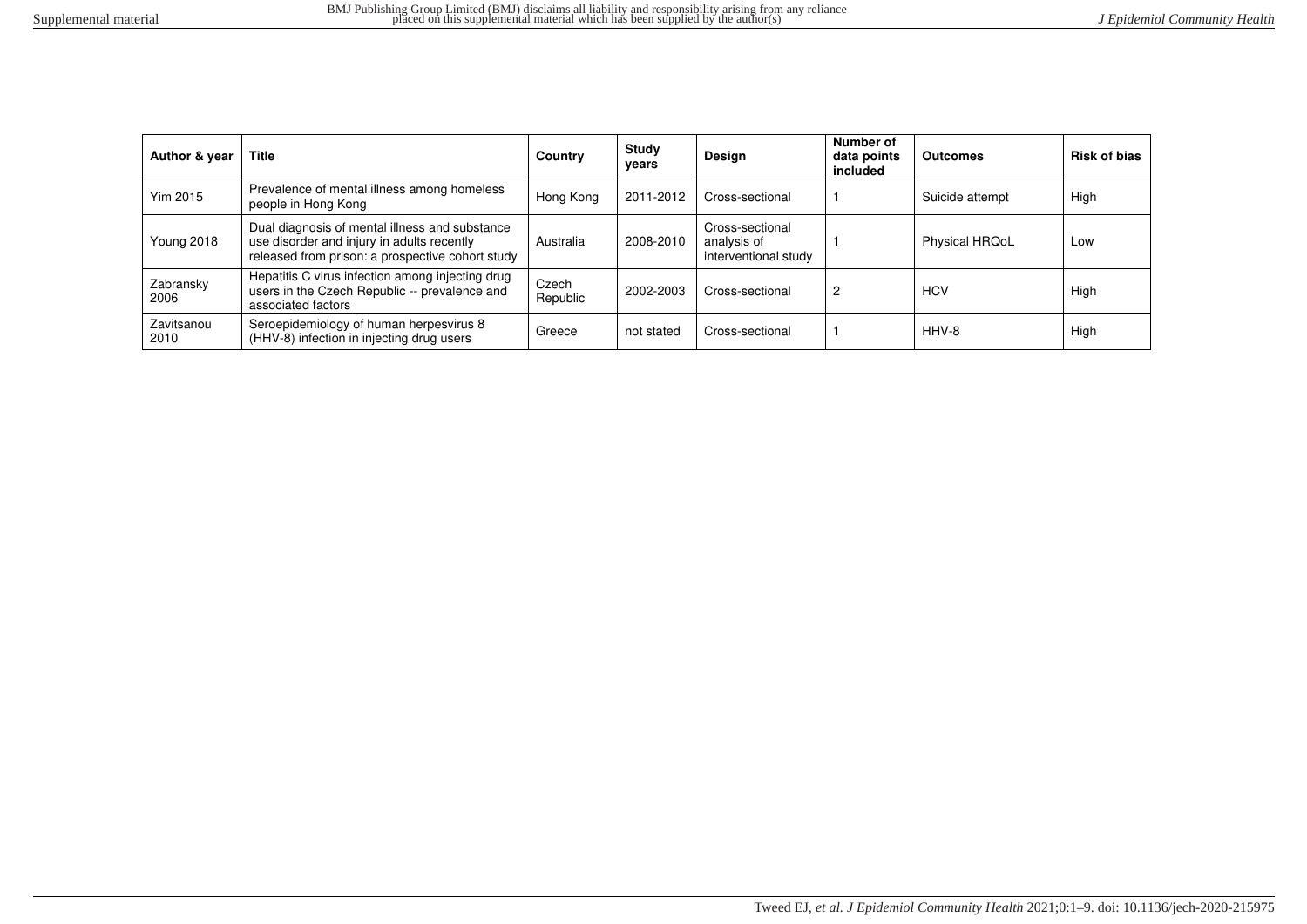| Author & year | Title | Country | Study years | Design | Number of data points included | Outcomes | Risk of bias |
|---|---|---|---|---|---|---|---|
| Yim 2015 | Prevalence of mental illness among homeless people in Hong Kong | Hong Kong | 2011-2012 | Cross-sectional | 1 | Suicide attempt | High |
| Young 2018 | Dual diagnosis of mental illness and substance use disorder and injury in adults recently released from prison: a prospective cohort study | Australia | 2008-2010 | Cross-sectional analysis of interventional study | 1 | Physical HRQoL | Low |
| Zabransky 2006 | Hepatitis C virus infection among injecting drug users in the Czech Republic -- prevalence and associated factors | Czech Republic | 2002-2003 | Cross-sectional | 2 | HCV | High |
| Zavitsanou 2010 | Seroepidemiology of human herpesvirus 8 (HHV-8) infection in injecting drug users | Greece | not stated | Cross-sectional | 1 | HHV-8 | High |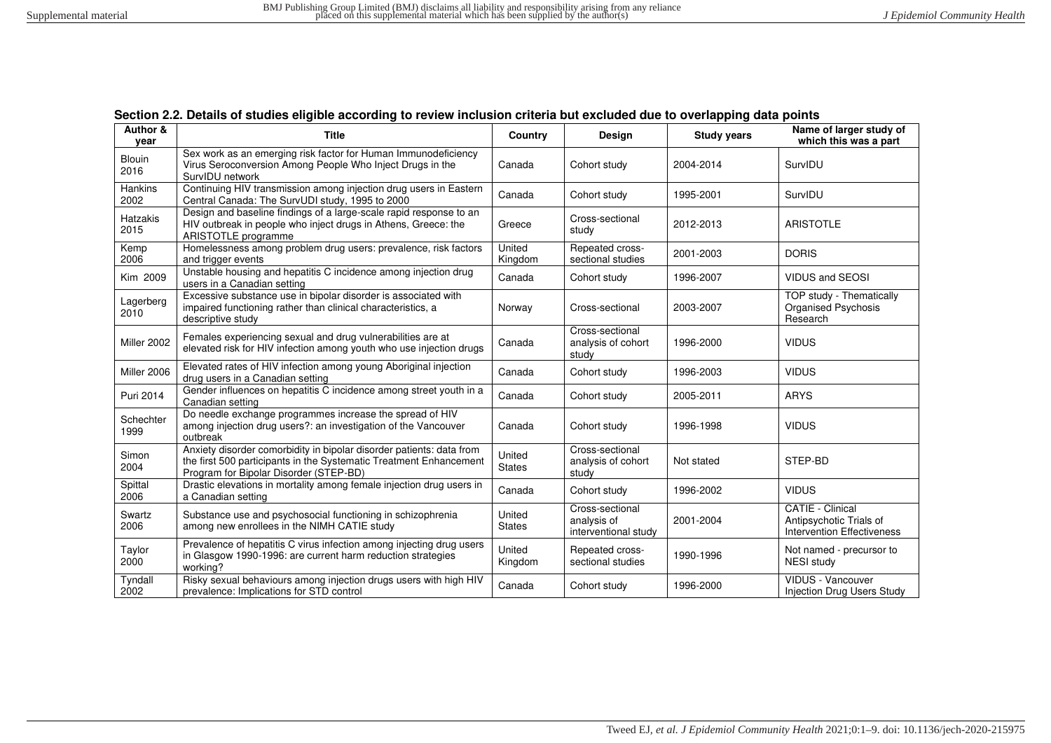## Section 2.2. Details of studies eligible according to review inclusion criteria but excluded due to overlapping data points

| Author & year | Title | Country | Design | Study years | Name of larger study of which this was a part |
|---|---|---|---|---|---|
| Blouin 2016 | Sex work as an emerging risk factor for Human Immunodeficiency Virus Seroconversion Among People Who Inject Drugs in the SurvIDU network | Canada | Cohort study | 2004-2014 | SurvIDU |
| Hankins 2002 | Continuing HIV transmission among injection drug users in Eastern Central Canada: The SurvUDI study, 1995 to 2000 | Canada | Cohort study | 1995-2001 | SurvIDU |
| Hatzakis 2015 | Design and baseline findings of a large-scale rapid response to an HIV outbreak in people who inject drugs in Athens, Greece: the ARISTOTLE programme | Greece | Cross-sectional study | 2012-2013 | ARISTOTLE |
| Kemp 2006 | Homelessness among problem drug users: prevalence, risk factors and trigger events | United Kingdom | Repeated cross-sectional studies | 2001-2003 | DORIS |
| Kim 2009 | Unstable housing and hepatitis C incidence among injection drug users in a Canadian setting | Canada | Cohort study | 1996-2007 | VIDUS and SEOSI |
| Lagerberg 2010 | Excessive substance use in bipolar disorder is associated with impaired functioning rather than clinical characteristics, a descriptive study | Norway | Cross-sectional | 2003-2007 | TOP study - Thematically Organised Psychosis Research |
| Miller 2002 | Females experiencing sexual and drug vulnerabilities are at elevated risk for HIV infection among youth who use injection drugs | Canada | Cross-sectional analysis of cohort study | 1996-2000 | VIDUS |
| Miller 2006 | Elevated rates of HIV infection among young Aboriginal injection drug users in a Canadian setting | Canada | Cohort study | 1996-2003 | VIDUS |
| Puri 2014 | Gender influences on hepatitis C incidence among street youth in a Canadian setting | Canada | Cohort study | 2005-2011 | ARYS |
| Schechter 1999 | Do needle exchange programmes increase the spread of HIV among injection drug users?: an investigation of the Vancouver outbreak | Canada | Cohort study | 1996-1998 | VIDUS |
| Simon 2004 | Anxiety disorder comorbidity in bipolar disorder patients: data from the first 500 participants in the Systematic Treatment Enhancement Program for Bipolar Disorder (STEP-BD) | United States | Cross-sectional analysis of cohort study | Not stated | STEP-BD |
| Spittal 2006 | Drastic elevations in mortality among female injection drug users in a Canadian setting | Canada | Cohort study | 1996-2002 | VIDUS |
| Swartz 2006 | Substance use and psychosocial functioning in schizophrenia among new enrollees in the NIMH CATIE study | United States | Cross-sectional analysis of interventional study | 2001-2004 | CATIE - Clinical Antipsychotic Trials of Intervention Effectiveness |
| Taylor 2000 | Prevalence of hepatitis C virus infection among injecting drug users in Glasgow 1990-1996: are current harm reduction strategies working? | United Kingdom | Repeated cross-sectional studies | 1990-1996 | Not named - precursor to NESI study |
| Tyndall 2002 | Risky sexual behaviours among injection drugs users with high HIV prevalence: Implications for STD control | Canada | Cohort study | 1996-2000 | VIDUS - Vancouver Injection Drug Users Study |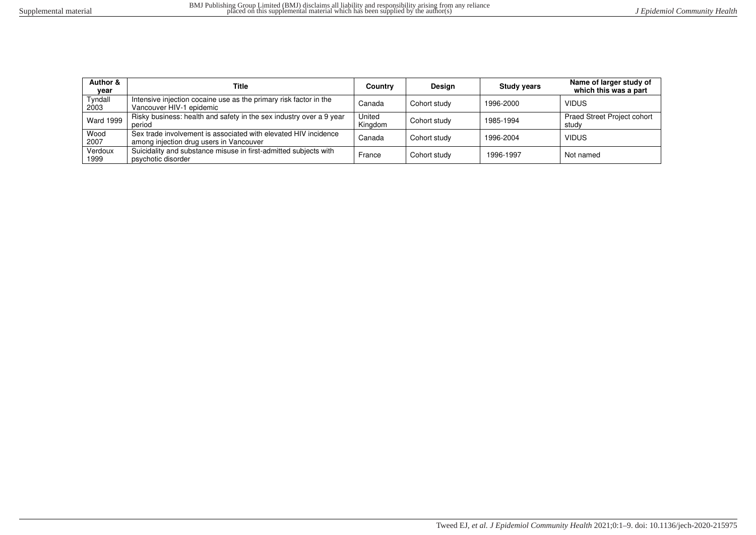| Author & year | Title | Country | Design | Study years | Name of larger study of which this was a part |
|---|---|---|---|---|---|
| Tyndall 2003 | Intensive injection cocaine use as the primary risk factor in the Vancouver HIV-1 epidemic | Canada | Cohort study | 1996-2000 | VIDUS |
| Ward 1999 | Risky business: health and safety in the sex industry over a 9 year period | United Kingdom | Cohort study | 1985-1994 | Praed Street Project cohort study |
| Wood 2007 | Sex trade involvement is associated with elevated HIV incidence among injection drug users in Vancouver | Canada | Cohort study | 1996-2004 | VIDUS |
| Verdoux 1999 | Suicidality and substance misuse in first-admitted subjects with psychotic disorder | France | Cohort study | 1996-1997 | Not named |